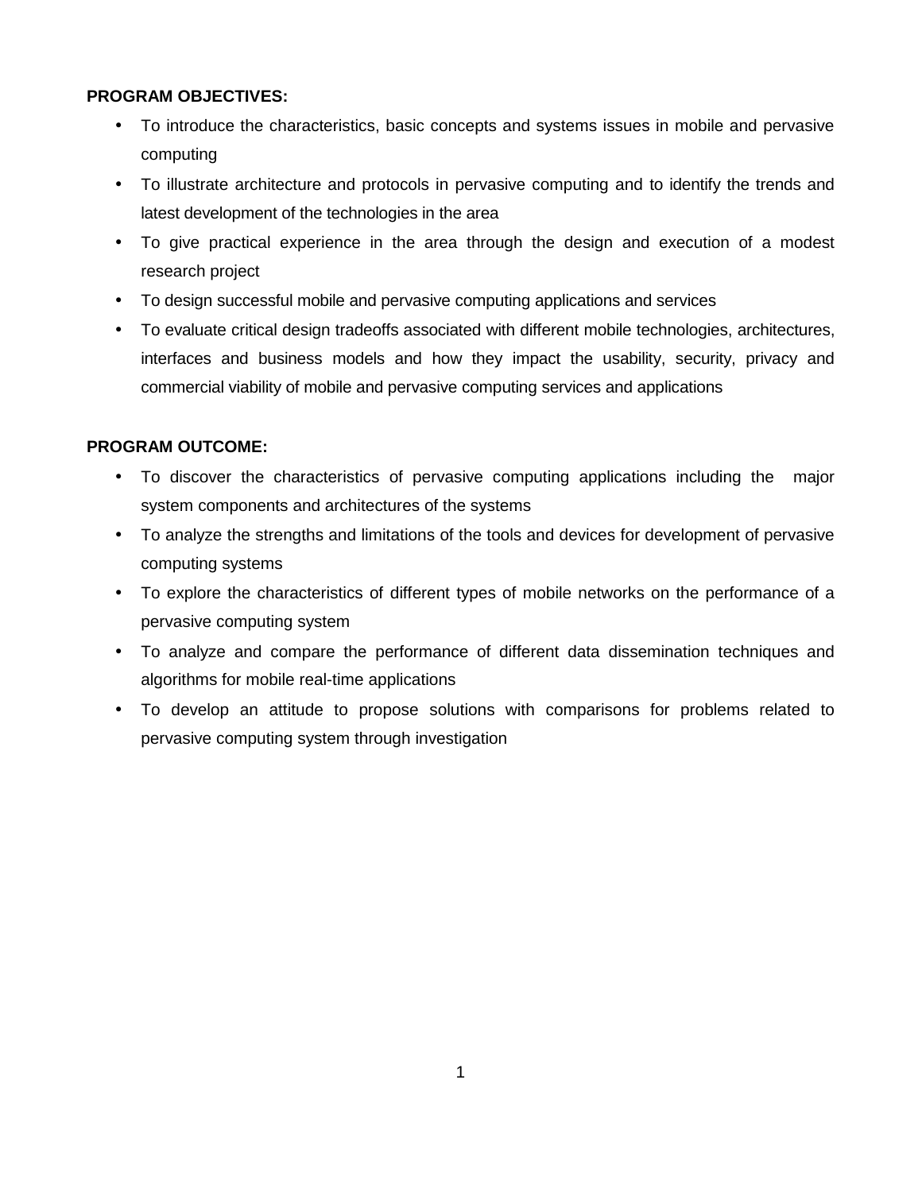**PROGRAM OBJECTIVES:**

- To introduce the characteristics, basic concepts and systems issues in mobile and pervasive computing
- To illustrate architecture and protocols in pervasive computing and to identify the trends and latest development of the technologies in the area
- To give practical experience in the area through the design and execution of a modest research project
- To design successful mobile and pervasive computing applications and services
- To evaluate critical design tradeoffs associated with different mobile technologies, architectures, interfaces and business models and how they impact the usability, security, privacy and commercial viability of mobile and pervasive computing services and applications

**PROGRAM OUTCOME:**

- To discover the characteristics of pervasive computing applications including the major system components and architectures of the systems
- To analyze the strengths and limitations of the tools and devices for development of pervasive computing systems
- To explore the characteristics of different types of mobile networks on the performance of a pervasive computing system
- To analyze and compare the performance of different data dissemination techniques and algorithms for mobile real-time applications
- To develop an attitude to propose solutions with comparisons for problems related to pervasive computing system through investigation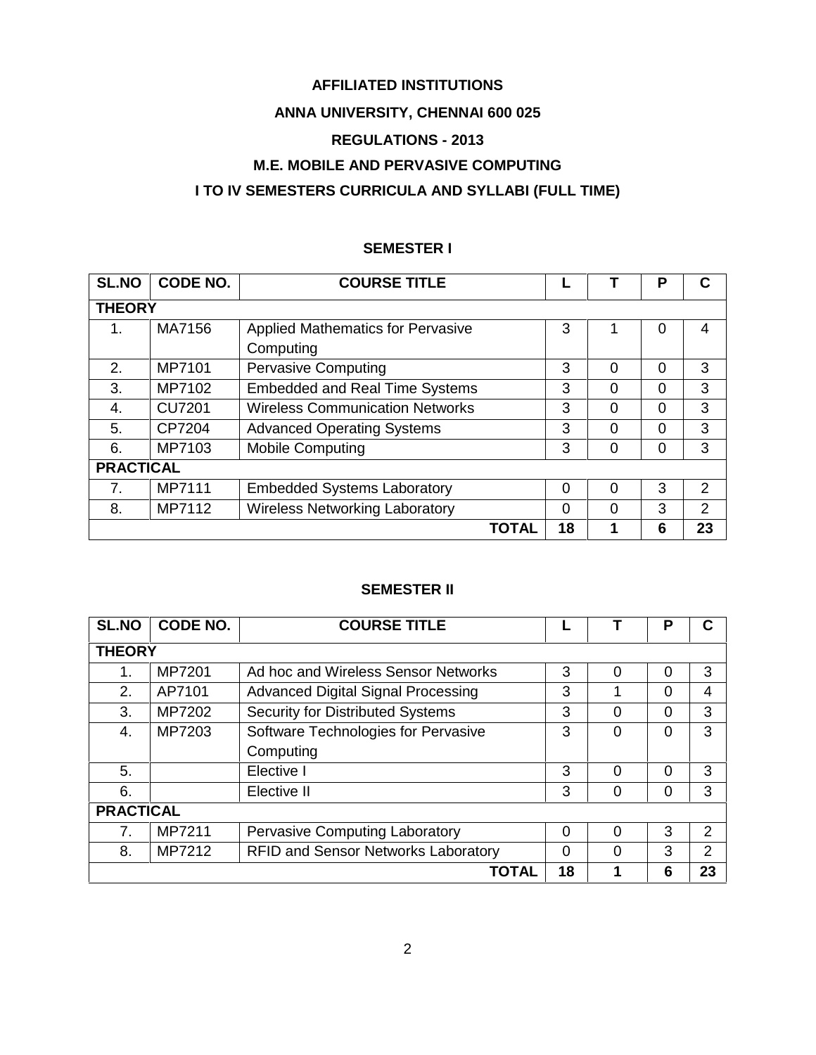**AFFILIATED INSTITUTIONS**

**ANNA UNIVERSITY, CHENNAI 600 025**

**REGULATIONS - 2013**

**M.E. MOBILE AND PERVASIVE COMPUTING**

**I TO IV SEMESTERS CURRICULA AND SYLLABI (FULL TIME)**

### SEMESTER I

| SL.NO | CODE NO. | COURSE TITLE | L | T | P | C |
|---|---|---|---|---|---|---|
| **THEORY** | | | | | | |
| 1. | MA7156 | Applied Mathematics for Pervasive Computing | 3 | 1 | 0 | 4 |
| 2. | MP7101 | Pervasive Computing | 3 | 0 | 0 | 3 |
| 3. | MP7102 | Embedded and Real Time Systems | 3 | 0 | 0 | 3 |
| 4. | CU7201 | Wireless Communication Networks | 3 | 0 | 0 | 3 |
| 5. | CP7204 | Advanced Operating Systems | 3 | 0 | 0 | 3 |
| 6. | MP7103 | Mobile Computing | 3 | 0 | 0 | 3 |
| **PRACTICAL** | | | | | | |
| 7. | MP7111 | Embedded Systems Laboratory | 0 | 0 | 3 | 2 |
| 8. | MP7112 | Wireless Networking Laboratory | 0 | 0 | 3 | 2 |
| | | **TOTAL** | **18** | **1** | **6** | **23** |

### SEMESTER II

| SL.NO | CODE NO. | COURSE TITLE | L | T | P | C |
|---|---|---|---|---|---|---|
| **THEORY** | | | | | | |
| 1. | MP7201 | Ad hoc and Wireless Sensor Networks | 3 | 0 | 0 | 3 |
| 2. | AP7101 | Advanced Digital Signal Processing | 3 | 1 | 0 | 4 |
| 3. | MP7202 | Security for Distributed Systems | 3 | 0 | 0 | 3 |
| 4. | MP7203 | Software Technologies for Pervasive Computing | 3 | 0 | 0 | 3 |
| 5. | | Elective I | 3 | 0 | 0 | 3 |
| 6. | | Elective II | 3 | 0 | 0 | 3 |
| **PRACTICAL** | | | | | | |
| 7. | MP7211 | Pervasive Computing Laboratory | 0 | 0 | 3 | 2 |
| 8. | MP7212 | RFID and Sensor Networks Laboratory | 0 | 0 | 3 | 2 |
| | | **TOTAL** | **18** | **1** | **6** | **23** |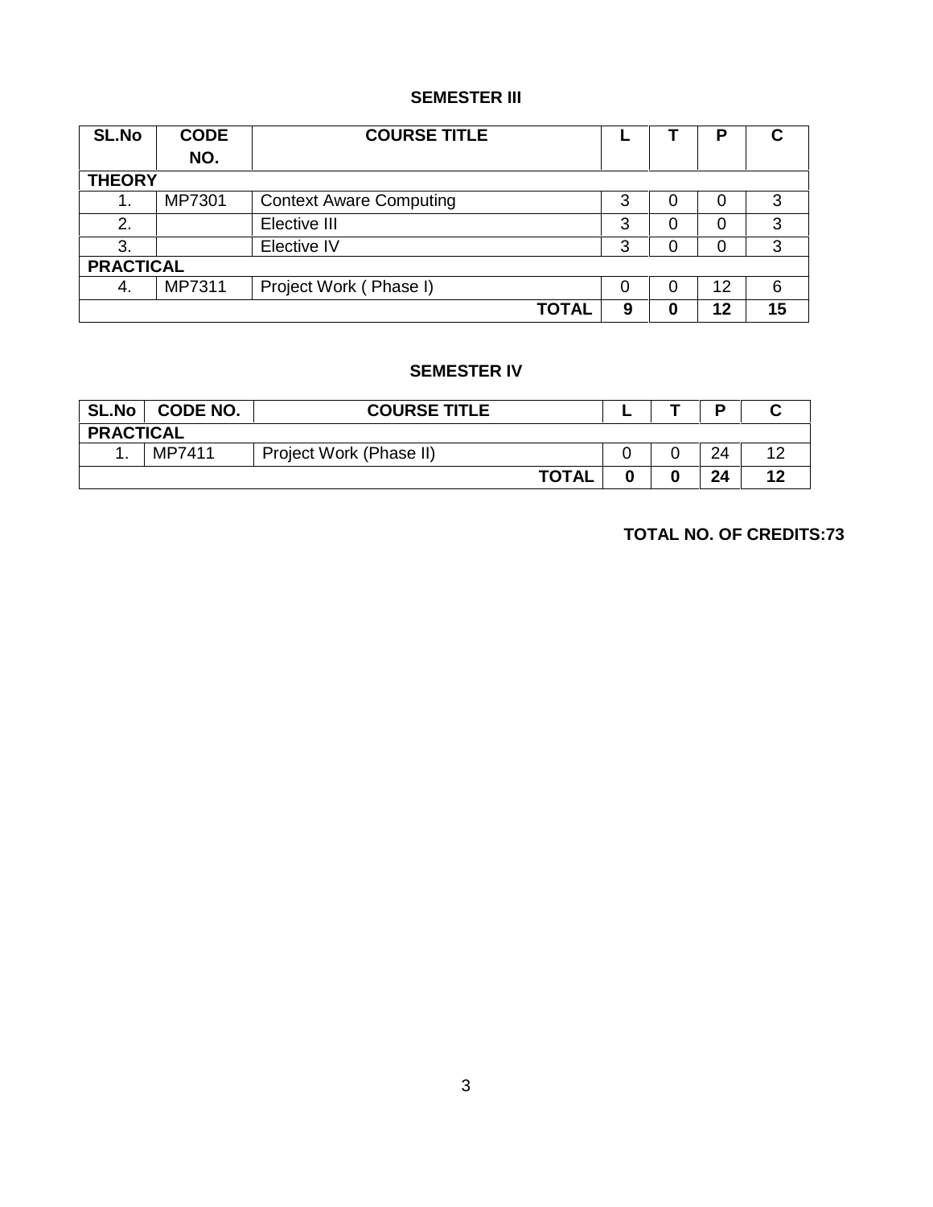## SEMESTER III

| SL.No | CODE NO. | COURSE TITLE | L | T | P | C |
|---|---|---|---|---|---|---|
| **THEORY** | | | | | | |
| 1. | MP7301 | Context Aware Computing | 3 | 0 | 0 | 3 |
| 2. | | Elective III | 3 | 0 | 0 | 3 |
| 3. | | Elective IV | 3 | 0 | 0 | 3 |
| **PRACTICAL** | | | | | | |
| 4. | MP7311 | Project Work ( Phase I) | 0 | 0 | 12 | 6 |
| | | **TOTAL** | **9** | **0** | **12** | **15** |

## SEMESTER IV

| SL.No | CODE NO. | COURSE TITLE | L | T | P | C |
|---|---|---|---|---|---|---|
| **PRACTICAL** | | | | | | |
| 1. | MP7411 | Project Work (Phase II) | 0 | 0 | 24 | 12 |
| | | **TOTAL** | **0** | **0** | **24** | **12** |

**TOTAL NO. OF CREDITS:73**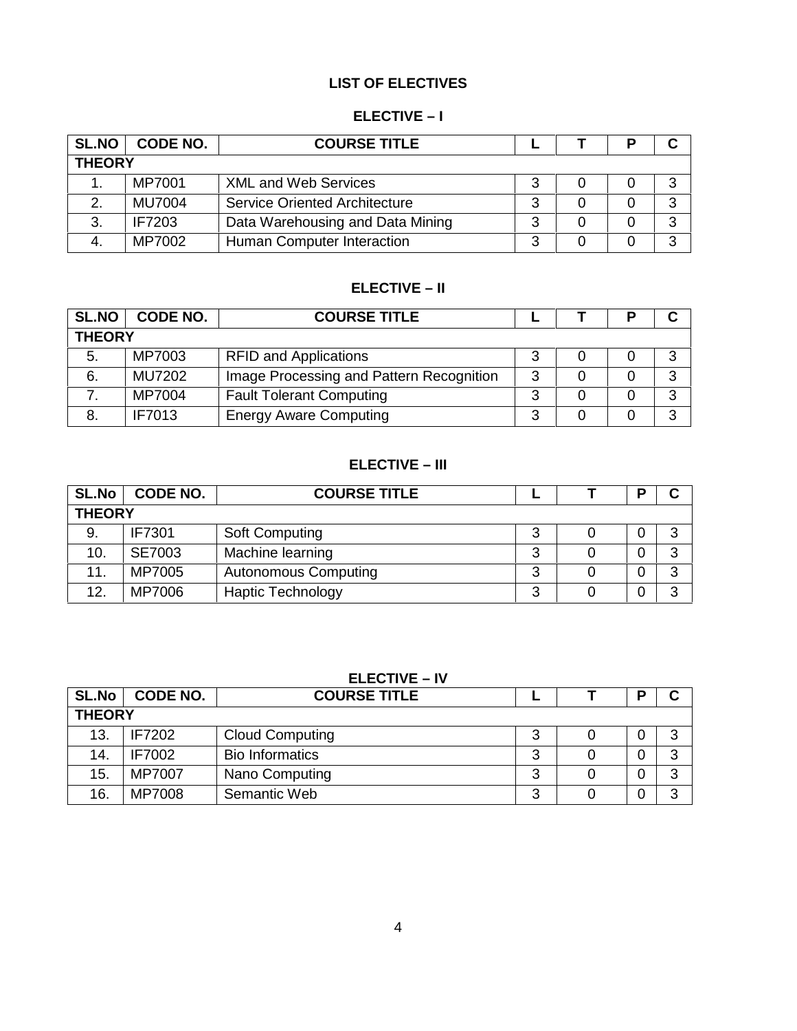# LIST OF ELECTIVES

## ELECTIVE – I

| SL.NO | CODE NO. | COURSE TITLE | L | T | P | C |
|---|---|---|---|---|---|---|
| **THEORY** | | | | | | |
| 1. | MP7001 | XML and Web Services | 3 | 0 | 0 | 3 |
| 2. | MU7004 | Service Oriented Architecture | 3 | 0 | 0 | 3 |
| 3. | IF7203 | Data Warehousing and Data Mining | 3 | 0 | 0 | 3 |
| 4. | MP7002 | Human Computer Interaction | 3 | 0 | 0 | 3 |

## ELECTIVE – II

| SL.NO | CODE NO. | COURSE TITLE | L | T | P | C |
|---|---|---|---|---|---|---|
| **THEORY** | | | | | | |
| 5. | MP7003 | RFID and Applications | 3 | 0 | 0 | 3 |
| 6. | MU7202 | Image Processing and Pattern Recognition | 3 | 0 | 0 | 3 |
| 7. | MP7004 | Fault Tolerant Computing | 3 | 0 | 0 | 3 |
| 8. | IF7013 | Energy Aware Computing | 3 | 0 | 0 | 3 |

## ELECTIVE – III

| SL.No | CODE NO. | COURSE TITLE | L | T | P | C |
|---|---|---|---|---|---|---|
| **THEORY** | | | | | | |
| 9. | IF7301 | Soft Computing | 3 | 0 | 0 | 3 |
| 10. | SE7003 | Machine learning | 3 | 0 | 0 | 3 |
| 11. | MP7005 | Autonomous Computing | 3 | 0 | 0 | 3 |
| 12. | MP7006 | Haptic Technology | 3 | 0 | 0 | 3 |

## ELECTIVE – IV

| SL.No | CODE NO. | COURSE TITLE | L | T | P | C |
|---|---|---|---|---|---|---|
| **THEORY** | | | | | | |
| 13. | IF7202 | Cloud Computing | 3 | 0 | 0 | 3 |
| 14. | IF7002 | Bio Informatics | 3 | 0 | 0 | 3 |
| 15. | MP7007 | Nano Computing | 3 | 0 | 0 | 3 |
| 16. | MP7008 | Semantic Web | 3 | 0 | 0 | 3 |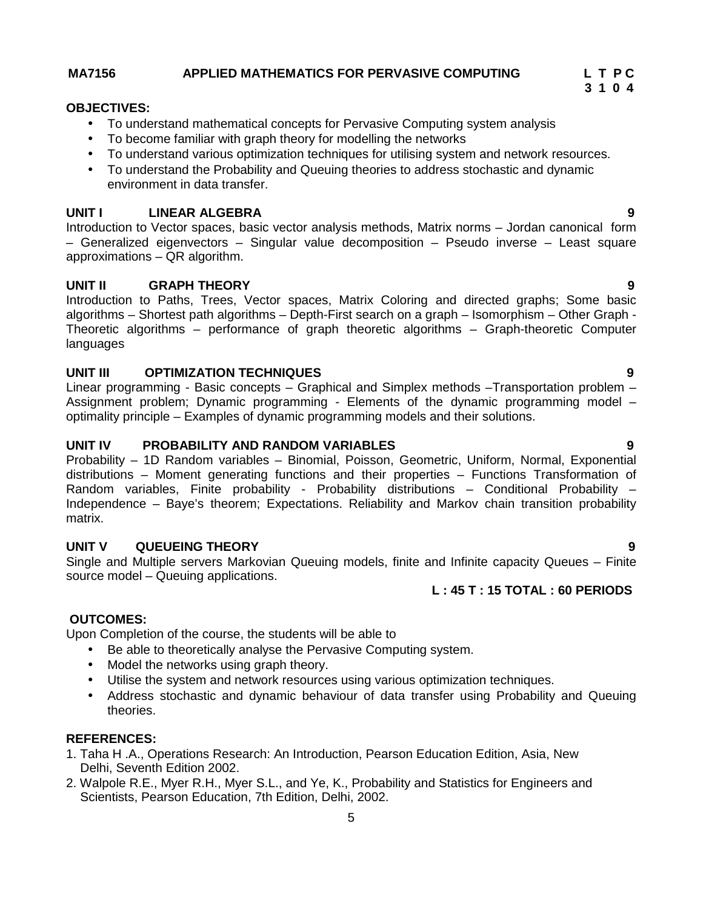**MA7156 APPLIED MATHEMATICS FOR PERVASIVE COMPUTING**

| L | T | P | C |
|---|---|---|---|
| 3 | 1 | 0 | 4 |

**OBJECTIVES:**

- To understand mathematical concepts for Pervasive Computing system analysis
- To become familiar with graph theory for modelling the networks
- To understand various optimization techniques for utilising system and network resources.
- To understand the Probability and Queuing theories to address stochastic and dynamic environment in data transfer.

**UNIT I LINEAR ALGEBRA 9**

Introduction to Vector spaces, basic vector analysis methods, Matrix norms – Jordan canonical form – Generalized eigenvectors – Singular value decomposition – Pseudo inverse – Least square approximations – QR algorithm.

**UNIT II GRAPH THEORY 9**

Introduction to Paths, Trees, Vector spaces, Matrix Coloring and directed graphs; Some basic algorithms – Shortest path algorithms – Depth-First search on a graph – Isomorphism – Other Graph - Theoretic algorithms – performance of graph theoretic algorithms – Graph-theoretic Computer languages

**UNIT III OPTIMIZATION TECHNIQUES 9**

Linear programming - Basic concepts – Graphical and Simplex methods –Transportation problem – Assignment problem; Dynamic programming - Elements of the dynamic programming model – optimality principle – Examples of dynamic programming models and their solutions.

**UNIT IV PROBABILITY AND RANDOM VARIABLES 9**

Probability – 1D Random variables – Binomial, Poisson, Geometric, Uniform, Normal, Exponential distributions – Moment generating functions and their properties – Functions Transformation of Random variables, Finite probability - Probability distributions – Conditional Probability – Independence – Baye's theorem; Expectations. Reliability and Markov chain transition probability matrix.

**UNIT V QUEUEING THEORY 9**

Single and Multiple servers Markovian Queuing models, finite and Infinite capacity Queues – Finite source model – Queuing applications.

**L : 45 T : 15 TOTAL : 60 PERIODS**

**OUTCOMES:**

Upon Completion of the course, the students will be able to

- Be able to theoretically analyse the Pervasive Computing system.
- Model the networks using graph theory.
- Utilise the system and network resources using various optimization techniques.
- Address stochastic and dynamic behaviour of data transfer using Probability and Queuing theories.

**REFERENCES:**

1. Taha H .A., Operations Research: An Introduction, Pearson Education Edition, Asia, New Delhi, Seventh Edition 2002.
2. Walpole R.E., Myer R.H., Myer S.L., and Ye, K., Probability and Statistics for Engineers and Scientists, Pearson Education, 7th Edition, Delhi, 2002.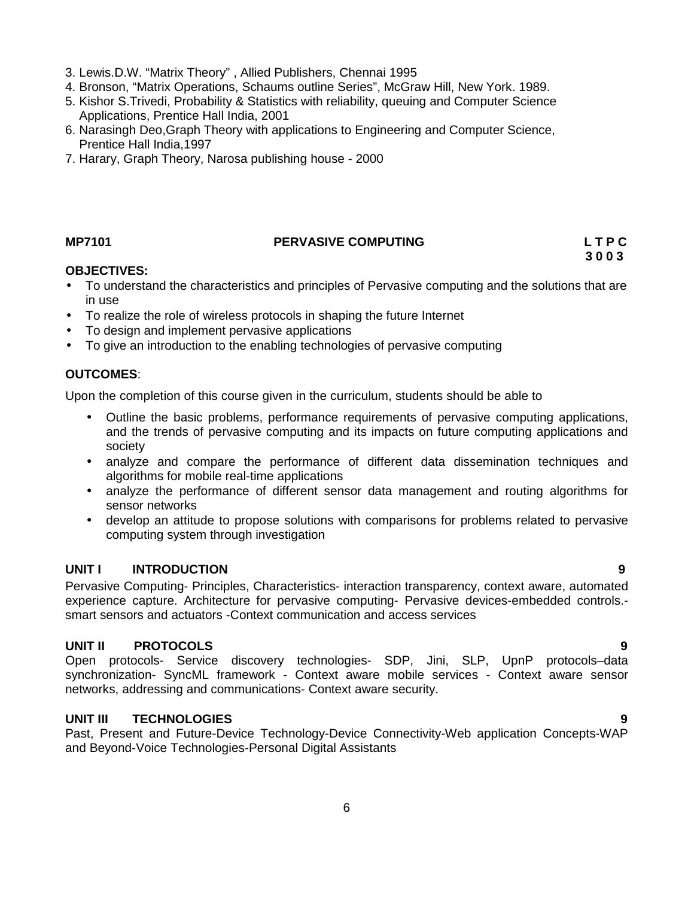3. Lewis.D.W. “Matrix Theory” , Allied Publishers, Chennai 1995
4. Bronson, “Matrix Operations, Schaums outline Series”, McGraw Hill, New York. 1989.
5. Kishor S.Trivedi, Probability & Statistics with reliability, queuing and Computer Science Applications, Prentice Hall India, 2001
6. Narasingh Deo,Graph Theory with applications to Engineering and Computer Science, Prentice Hall India,1997
7. Harary, Graph Theory, Narosa publishing house - 2000

**MP7101 PERVASIVE COMPUTING L T P C**
**3 0 0 3**

**OBJECTIVES:**

- To understand the characteristics and principles of Pervasive computing and the solutions that are in use
- To realize the role of wireless protocols in shaping the future Internet
- To design and implement pervasive applications
- To give an introduction to the enabling technologies of pervasive computing

**OUTCOMES**:

Upon the completion of this course given in the curriculum, students should be able to

- Outline the basic problems, performance requirements of pervasive computing applications, and the trends of pervasive computing and its impacts on future computing applications and society
- analyze and compare the performance of different data dissemination techniques and algorithms for mobile real-time applications
- analyze the performance of different sensor data management and routing algorithms for sensor networks
- develop an attitude to propose solutions with comparisons for problems related to pervasive computing system through investigation

**UNIT I INTRODUCTION 9**

Pervasive Computing- Principles, Characteristics- interaction transparency, context aware, automated experience capture. Architecture for pervasive computing- Pervasive devices-embedded controls.- smart sensors and actuators -Context communication and access services

**UNIT II PROTOCOLS 9**

Open protocols- Service discovery technologies- SDP, Jini, SLP, UpnP protocols–data synchronization- SyncML framework - Context aware mobile services - Context aware sensor networks, addressing and communications- Context aware security.

**UNIT III TECHNOLOGIES 9**

Past, Present and Future-Device Technology-Device Connectivity-Web application Concepts-WAP and Beyond-Voice Technologies-Personal Digital Assistants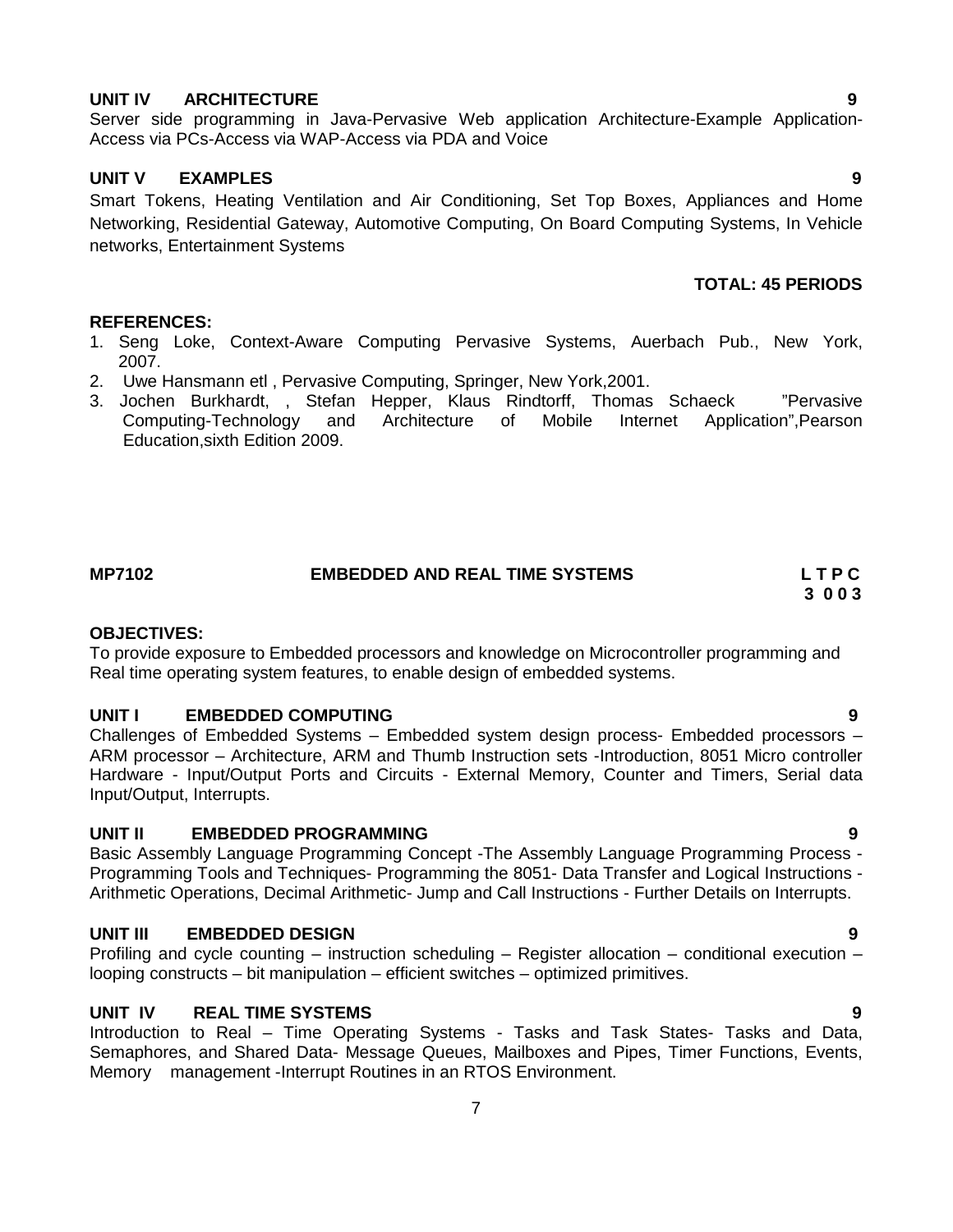**UNIT IV ARCHITECTURE 9**

Server side programming in Java-Pervasive Web application Architecture-Example Application-Access via PCs-Access via WAP-Access via PDA and Voice

**UNIT V EXAMPLES 9**

Smart Tokens, Heating Ventilation and Air Conditioning, Set Top Boxes, Appliances and Home Networking, Residential Gateway, Automotive Computing, On Board Computing Systems, In Vehicle networks, Entertainment Systems

**TOTAL: 45 PERIODS**

**REFERENCES:**

1. Seng Loke, Context-Aware Computing Pervasive Systems, Auerbach Pub., New York, 2007.
2. Uwe Hansmann etl , Pervasive Computing, Springer, New York,2001.
3. Jochen Burkhardt, , Stefan Hepper, Klaus Rindtorff, Thomas Schaeck ”Pervasive Computing-Technology and Architecture of Mobile Internet Application”,Pearson Education,sixth Edition 2009.

**MP7102 EMBEDDED AND REAL TIME SYSTEMS L T P C**
**3 0 0 3**

**OBJECTIVES:**

To provide exposure to Embedded processors and knowledge on Microcontroller programming and Real time operating system features, to enable design of embedded systems.

**UNIT I EMBEDDED COMPUTING 9**

Challenges of Embedded Systems – Embedded system design process- Embedded processors – ARM processor – Architecture, ARM and Thumb Instruction sets -Introduction, 8051 Micro controller Hardware - Input/Output Ports and Circuits - External Memory, Counter and Timers, Serial data Input/Output, Interrupts.

**UNIT II EMBEDDED PROGRAMMING 9**

Basic Assembly Language Programming Concept -The Assembly Language Programming Process - Programming Tools and Techniques- Programming the 8051- Data Transfer and Logical Instructions - Arithmetic Operations, Decimal Arithmetic- Jump and Call Instructions - Further Details on Interrupts.

**UNIT III EMBEDDED DESIGN 9**

Profiling and cycle counting – instruction scheduling – Register allocation – conditional execution – looping constructs – bit manipulation – efficient switches – optimized primitives.

**UNIT IV REAL TIME SYSTEMS 9**

Introduction to Real – Time Operating Systems - Tasks and Task States- Tasks and Data, Semaphores, and Shared Data- Message Queues, Mailboxes and Pipes, Timer Functions, Events, Memory management -Interrupt Routines in an RTOS Environment.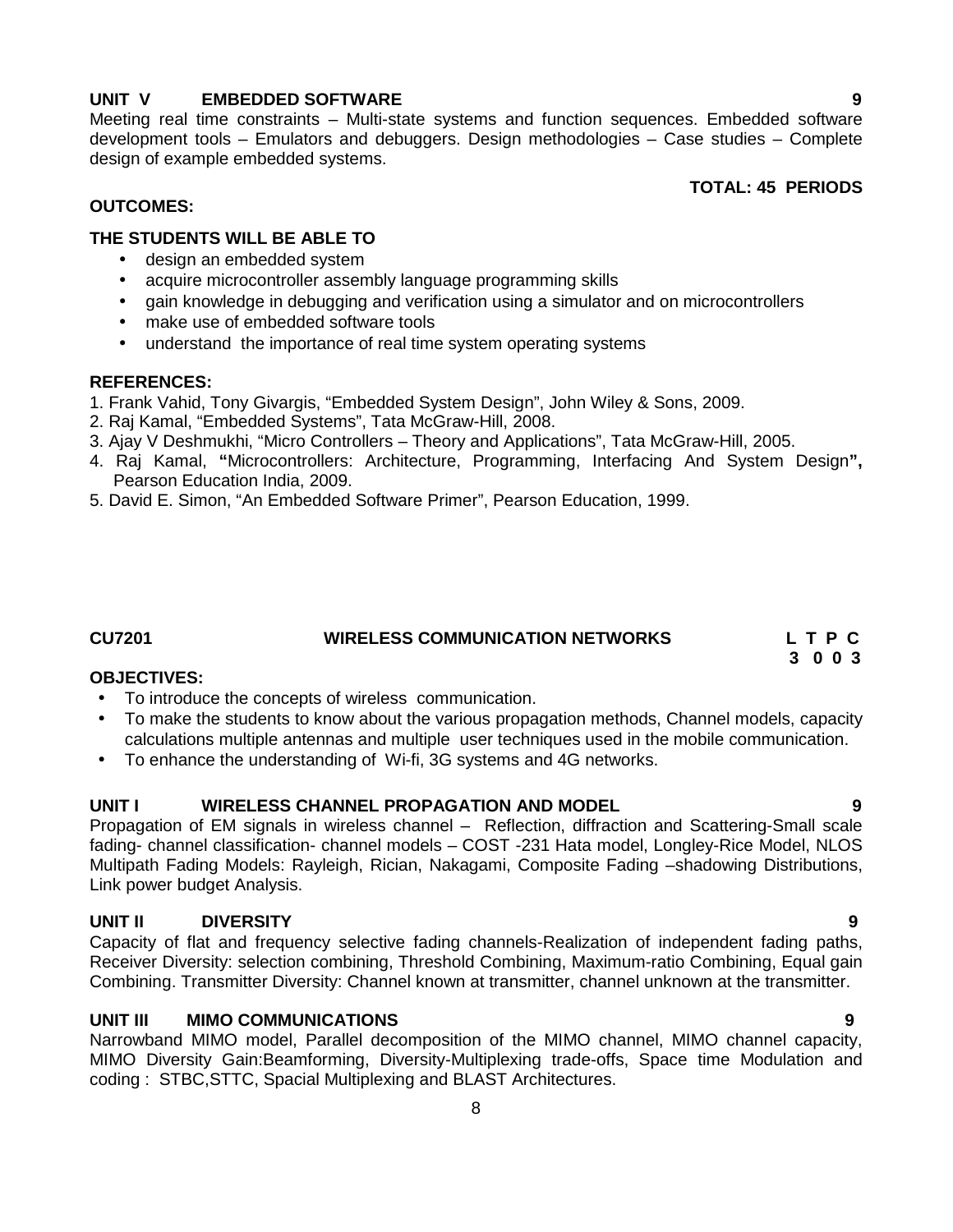**UNIT V EMBEDDED SOFTWARE** **9**

Meeting real time constraints – Multi-state systems and function sequences. Embedded software development tools – Emulators and debuggers. Design methodologies – Case studies – Complete design of example embedded systems.

**TOTAL: 45 PERIODS**

**OUTCOMES:**

**THE STUDENTS WILL BE ABLE TO**

- design an embedded system
- acquire microcontroller assembly language programming skills
- gain knowledge in debugging and verification using a simulator and on microcontrollers
- make use of embedded software tools
- understand the importance of real time system operating systems

**REFERENCES:**

1. Frank Vahid, Tony Givargis, "Embedded System Design", John Wiley & Sons, 2009.
2. Raj Kamal, "Embedded Systems", Tata McGraw-Hill, 2008.
3. Ajay V Deshmukhi, "Micro Controllers – Theory and Applications", Tata McGraw-Hill, 2005.
4. Raj Kamal, **"**Microcontrollers: Architecture, Programming, Interfacing And System Design**",** Pearson Education India, 2009.
5. David E. Simon, "An Embedded Software Primer", Pearson Education, 1999.

## CU7201 WIRELESS COMMUNICATION NETWORKS

**L T P C**
**3 0 0 3**

**OBJECTIVES:**

- To introduce the concepts of wireless communication.
- To make the students to know about the various propagation methods, Channel models, capacity calculations multiple antennas and multiple user techniques used in the mobile communication.
- To enhance the understanding of Wi-fi, 3G systems and 4G networks.

**UNIT I WIRELESS CHANNEL PROPAGATION AND MODEL** **9**

Propagation of EM signals in wireless channel – Reflection, diffraction and Scattering-Small scale fading- channel classification- channel models – COST -231 Hata model, Longley-Rice Model, NLOS Multipath Fading Models: Rayleigh, Rician, Nakagami, Composite Fading –shadowing Distributions, Link power budget Analysis.

**UNIT II DIVERSITY** **9**

Capacity of flat and frequency selective fading channels-Realization of independent fading paths, Receiver Diversity: selection combining, Threshold Combining, Maximum-ratio Combining, Equal gain Combining. Transmitter Diversity: Channel known at transmitter, channel unknown at the transmitter.

**UNIT III MIMO COMMUNICATIONS** **9**

Narrowband MIMO model, Parallel decomposition of the MIMO channel, MIMO channel capacity, MIMO Diversity Gain:Beamforming, Diversity-Multiplexing trade-offs, Space time Modulation and coding : STBC,STTC, Spacial Multiplexing and BLAST Architectures.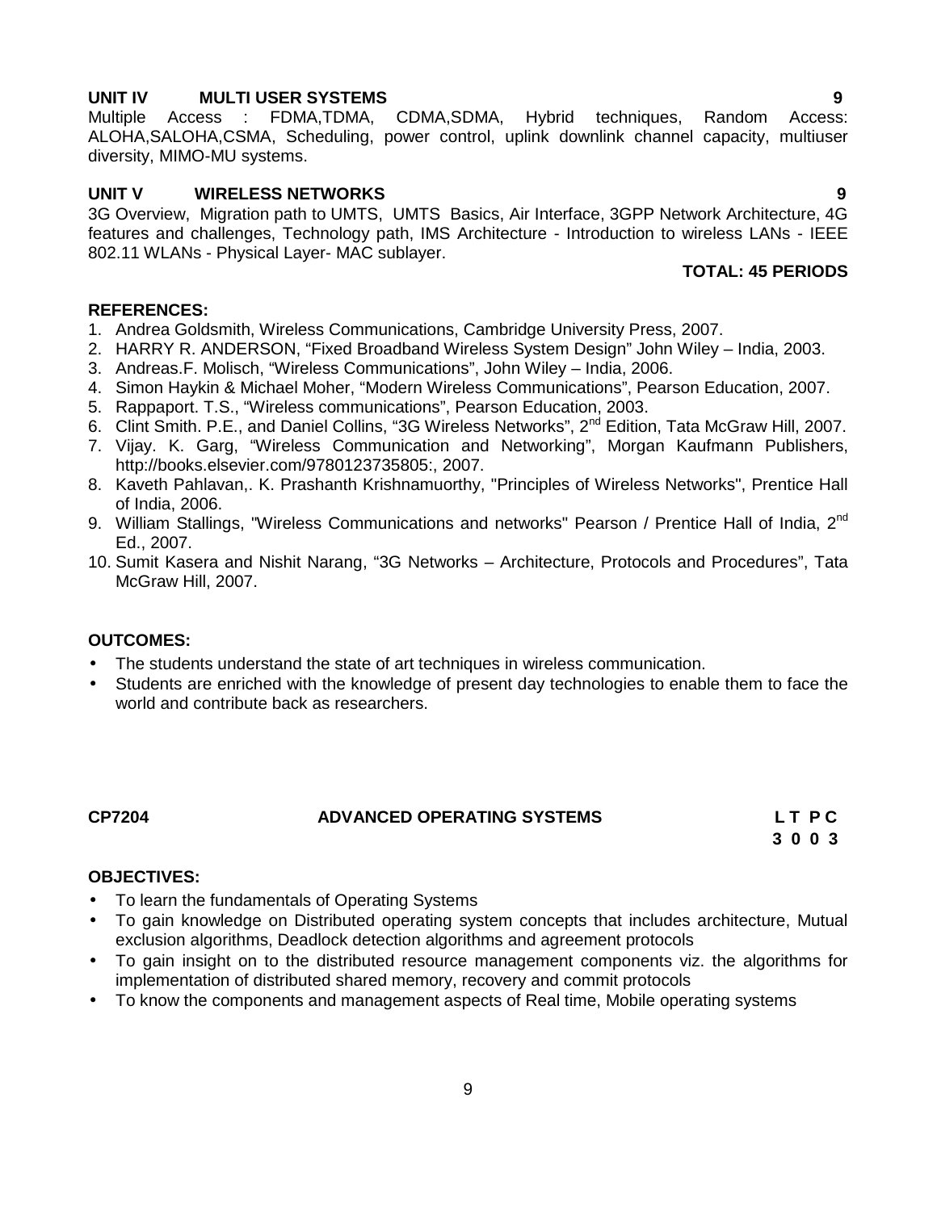**UNIT IV MULTI USER SYSTEMS 9**

Multiple Access : FDMA,TDMA, CDMA,SDMA, Hybrid techniques, Random Access: ALOHA,SALOHA,CSMA, Scheduling, power control, uplink downlink channel capacity, multiuser diversity, MIMO-MU systems.

**UNIT V WIRELESS NETWORKS 9**

3G Overview, Migration path to UMTS, UMTS Basics, Air Interface, 3GPP Network Architecture, 4G features and challenges, Technology path, IMS Architecture - Introduction to wireless LANs - IEEE 802.11 WLANs - Physical Layer- MAC sublayer.

**TOTAL: 45 PERIODS**

**REFERENCES:**

1. Andrea Goldsmith, Wireless Communications, Cambridge University Press, 2007.
2. HARRY R. ANDERSON, "Fixed Broadband Wireless System Design" John Wiley – India, 2003.
3. Andreas.F. Molisch, "Wireless Communications", John Wiley – India, 2006.
4. Simon Haykin & Michael Moher, "Modern Wireless Communications", Pearson Education, 2007.
5. Rappaport. T.S., "Wireless communications", Pearson Education, 2003.
6. Clint Smith. P.E., and Daniel Collins, "3G Wireless Networks", 2nd Edition, Tata McGraw Hill, 2007.
7. Vijay. K. Garg, "Wireless Communication and Networking", Morgan Kaufmann Publishers, http://books.elsevier.com/9780123735805:, 2007.
8. Kaveth Pahlavan,. K. Prashanth Krishnamuorthy, "Principles of Wireless Networks", Prentice Hall of India, 2006.
9. William Stallings, "Wireless Communications and networks" Pearson / Prentice Hall of India, 2nd Ed., 2007.
10. Sumit Kasera and Nishit Narang, "3G Networks – Architecture, Protocols and Procedures", Tata McGraw Hill, 2007.

**OUTCOMES:**

- The students understand the state of art techniques in wireless communication.
- Students are enriched with the knowledge of present day technologies to enable them to face the world and contribute back as researchers.

**CP7204 ADVANCED OPERATING SYSTEMS L T P C**
**3 0 0 3**

**OBJECTIVES:**

- To learn the fundamentals of Operating Systems
- To gain knowledge on Distributed operating system concepts that includes architecture, Mutual exclusion algorithms, Deadlock detection algorithms and agreement protocols
- To gain insight on to the distributed resource management components viz. the algorithms for implementation of distributed shared memory, recovery and commit protocols
- To know the components and management aspects of Real time, Mobile operating systems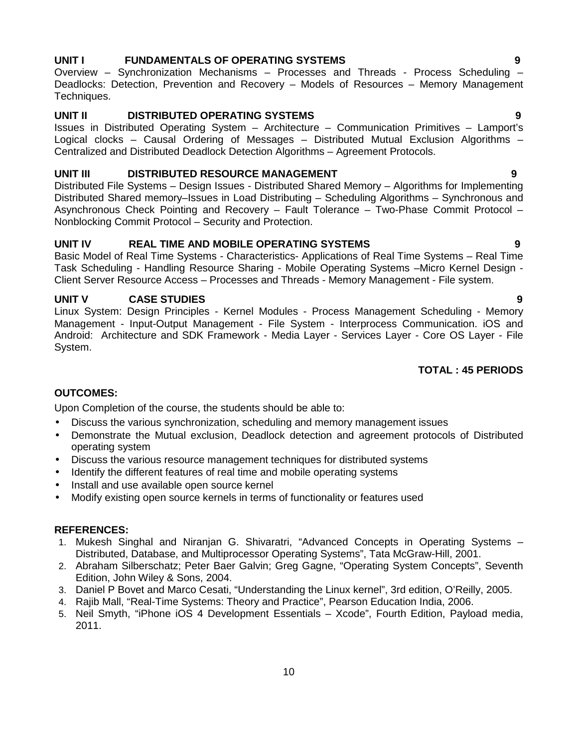**UNIT I FUNDAMENTALS OF OPERATING SYSTEMS 9**

Overview – Synchronization Mechanisms – Processes and Threads - Process Scheduling – Deadlocks: Detection, Prevention and Recovery – Models of Resources – Memory Management Techniques.

**UNIT II DISTRIBUTED OPERATING SYSTEMS 9**

Issues in Distributed Operating System – Architecture – Communication Primitives – Lamport's Logical clocks – Causal Ordering of Messages – Distributed Mutual Exclusion Algorithms – Centralized and Distributed Deadlock Detection Algorithms – Agreement Protocols.

**UNIT III DISTRIBUTED RESOURCE MANAGEMENT 9**

Distributed File Systems – Design Issues - Distributed Shared Memory – Algorithms for Implementing Distributed Shared memory–Issues in Load Distributing – Scheduling Algorithms – Synchronous and Asynchronous Check Pointing and Recovery – Fault Tolerance – Two-Phase Commit Protocol – Nonblocking Commit Protocol – Security and Protection.

**UNIT IV REAL TIME AND MOBILE OPERATING SYSTEMS 9**

Basic Model of Real Time Systems - Characteristics- Applications of Real Time Systems – Real Time Task Scheduling - Handling Resource Sharing - Mobile Operating Systems –Micro Kernel Design - Client Server Resource Access – Processes and Threads - Memory Management - File system.

**UNIT V CASE STUDIES 9**

Linux System: Design Principles - Kernel Modules - Process Management Scheduling - Memory Management - Input-Output Management - File System - Interprocess Communication. iOS and Android: Architecture and SDK Framework - Media Layer - Services Layer - Core OS Layer - File System.

**TOTAL : 45 PERIODS**

**OUTCOMES:**

Upon Completion of the course, the students should be able to:

- Discuss the various synchronization, scheduling and memory management issues
- Demonstrate the Mutual exclusion, Deadlock detection and agreement protocols of Distributed operating system
- Discuss the various resource management techniques for distributed systems
- Identify the different features of real time and mobile operating systems
- Install and use available open source kernel
- Modify existing open source kernels in terms of functionality or features used

**REFERENCES:**

1. Mukesh Singhal and Niranjan G. Shivaratri, "Advanced Concepts in Operating Systems – Distributed, Database, and Multiprocessor Operating Systems", Tata McGraw-Hill, 2001.
2. Abraham Silberschatz; Peter Baer Galvin; Greg Gagne, "Operating System Concepts", Seventh Edition, John Wiley & Sons, 2004.
3. Daniel P Bovet and Marco Cesati, "Understanding the Linux kernel", 3rd edition, O'Reilly, 2005.
4. Rajib Mall, "Real-Time Systems: Theory and Practice", Pearson Education India, 2006.
5. Neil Smyth, "iPhone iOS 4 Development Essentials – Xcode", Fourth Edition, Payload media, 2011.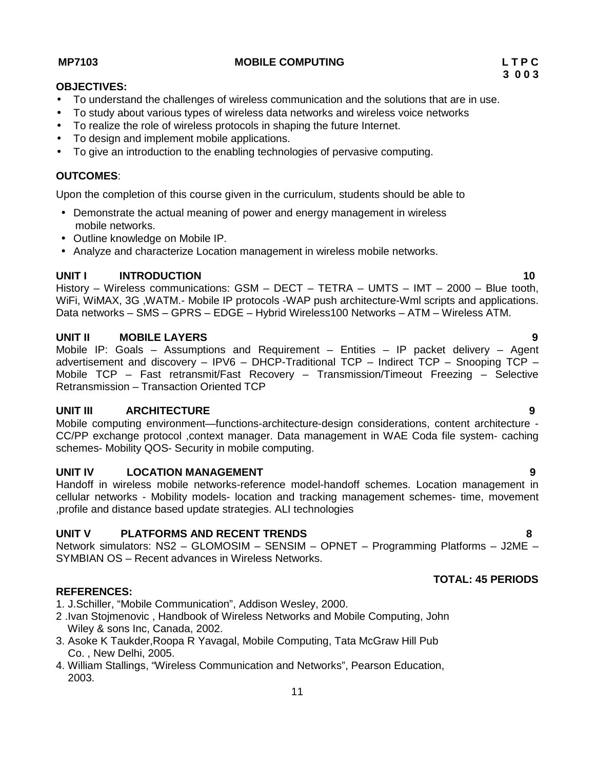**MP7103** **MOBILE COMPUTING** **L T P C**
**3 0 0 3**

**OBJECTIVES:**

- To understand the challenges of wireless communication and the solutions that are in use.
- To study about various types of wireless data networks and wireless voice networks
- To realize the role of wireless protocols in shaping the future Internet.
- To design and implement mobile applications.
- To give an introduction to the enabling technologies of pervasive computing.

**OUTCOMES**:

Upon the completion of this course given in the curriculum, students should be able to

- Demonstrate the actual meaning of power and energy management in wireless mobile networks.
- Outline knowledge on Mobile IP.
- Analyze and characterize Location management in wireless mobile networks.

**UNIT I INTRODUCTION** **10**

History – Wireless communications: GSM – DECT – TETRA – UMTS – IMT – 2000 – Blue tooth, WiFi, WiMAX, 3G ,WATM.- Mobile IP protocols -WAP push architecture-Wml scripts and applications. Data networks – SMS – GPRS – EDGE – Hybrid Wireless100 Networks – ATM – Wireless ATM.

**UNIT II MOBILE LAYERS** **9**

Mobile IP: Goals – Assumptions and Requirement – Entities – IP packet delivery – Agent advertisement and discovery – IPV6 – DHCP-Traditional TCP – Indirect TCP – Snooping TCP – Mobile TCP – Fast retransmit/Fast Recovery – Transmission/Timeout Freezing – Selective Retransmission – Transaction Oriented TCP

**UNIT III ARCHITECTURE** **9**

Mobile computing environment—functions-architecture-design considerations, content architecture -CC/PP exchange protocol ,context manager. Data management in WAE Coda file system- caching schemes- Mobility QOS- Security in mobile computing.

**UNIT IV LOCATION MANAGEMENT** **9**

Handoff in wireless mobile networks-reference model-handoff schemes. Location management in cellular networks - Mobility models- location and tracking management schemes- time, movement ,profile and distance based update strategies. ALI technologies

**UNIT V PLATFORMS AND RECENT TRENDS** **8**

Network simulators: NS2 – GLOMOSIM – SENSIM – OPNET – Programming Platforms – J2ME – SYMBIAN OS – Recent advances in Wireless Networks.

**TOTAL: 45 PERIODS**

**REFERENCES:**

1. J.Schiller, “Mobile Communication”, Addison Wesley, 2000.
2. Ivan Stojmenovic , Handbook of Wireless Networks and Mobile Computing, John Wiley & sons Inc, Canada, 2002.
3. Asoke K Taukder,Roopa R Yavagal, Mobile Computing, Tata McGraw Hill Pub Co. , New Delhi, 2005.
4. William Stallings, “Wireless Communication and Networks”, Pearson Education, 2003.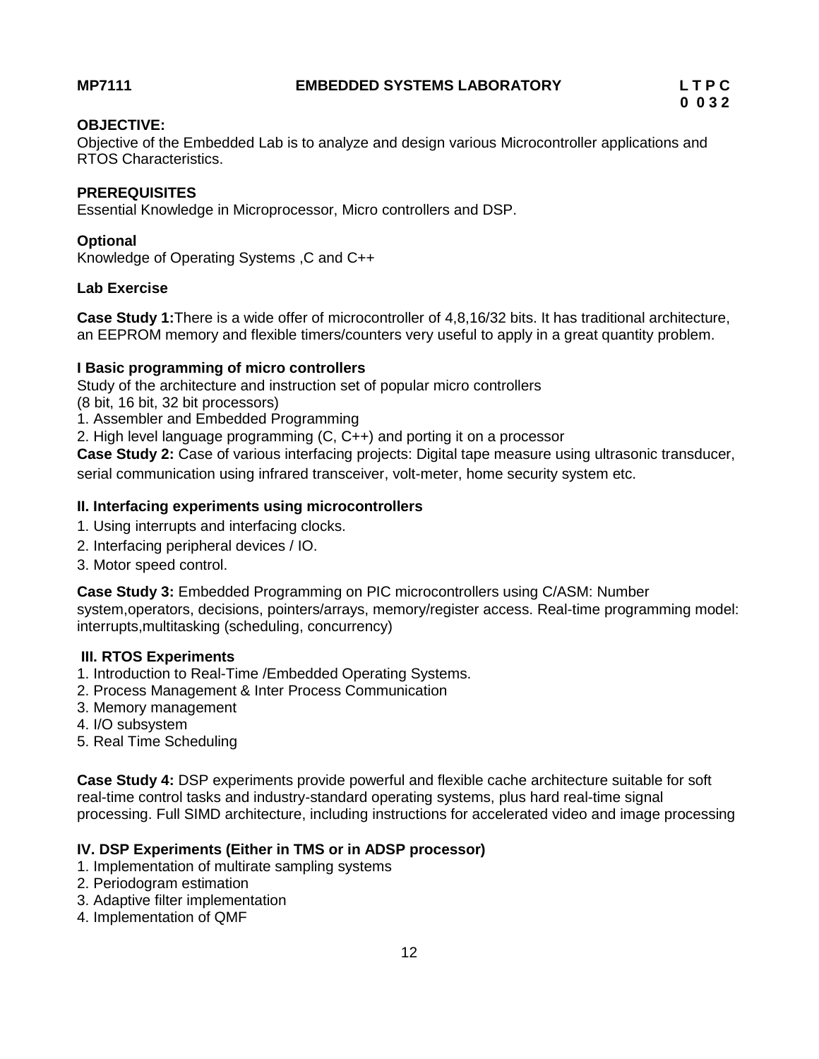**MP7111 EMBEDDED SYSTEMS LABORATORY L T P C**
**0 0 3 2**

**OBJECTIVE:**
Objective of the Embedded Lab is to analyze and design various Microcontroller applications and RTOS Characteristics.

**PREREQUISITES**
Essential Knowledge in Microprocessor, Micro controllers and DSP.

**Optional**
Knowledge of Operating Systems ,C and C++

**Lab Exercise**

**Case Study 1:**There is a wide offer of microcontroller of 4,8,16/32 bits. It has traditional architecture, an EEPROM memory and flexible timers/counters very useful to apply in a great quantity problem.

**I Basic programming of micro controllers**
Study of the architecture and instruction set of popular micro controllers
(8 bit, 16 bit, 32 bit processors)
1. Assembler and Embedded Programming
2. High level language programming (C, C++) and porting it on a processor

**Case Study 2:** Case of various interfacing projects: Digital tape measure using ultrasonic transducer, serial communication using infrared transceiver, volt-meter, home security system etc.

**II. Interfacing experiments using microcontrollers**
1. Using interrupts and interfacing clocks.
2. Interfacing peripheral devices / IO.
3. Motor speed control.

**Case Study 3:** Embedded Programming on PIC microcontrollers using C/ASM: Number system,operators, decisions, pointers/arrays, memory/register access. Real-time programming model: interrupts,multitasking (scheduling, concurrency)

**III. RTOS Experiments**
1. Introduction to Real-Time /Embedded Operating Systems.
2. Process Management & Inter Process Communication
3. Memory management
4. I/O subsystem
5. Real Time Scheduling

**Case Study 4:** DSP experiments provide powerful and flexible cache architecture suitable for soft real-time control tasks and industry-standard operating systems, plus hard real-time signal processing. Full SIMD architecture, including instructions for accelerated video and image processing

**IV. DSP Experiments (Either in TMS or in ADSP processor)**
1. Implementation of multirate sampling systems
2. Periodogram estimation
3. Adaptive filter implementation
4. Implementation of QMF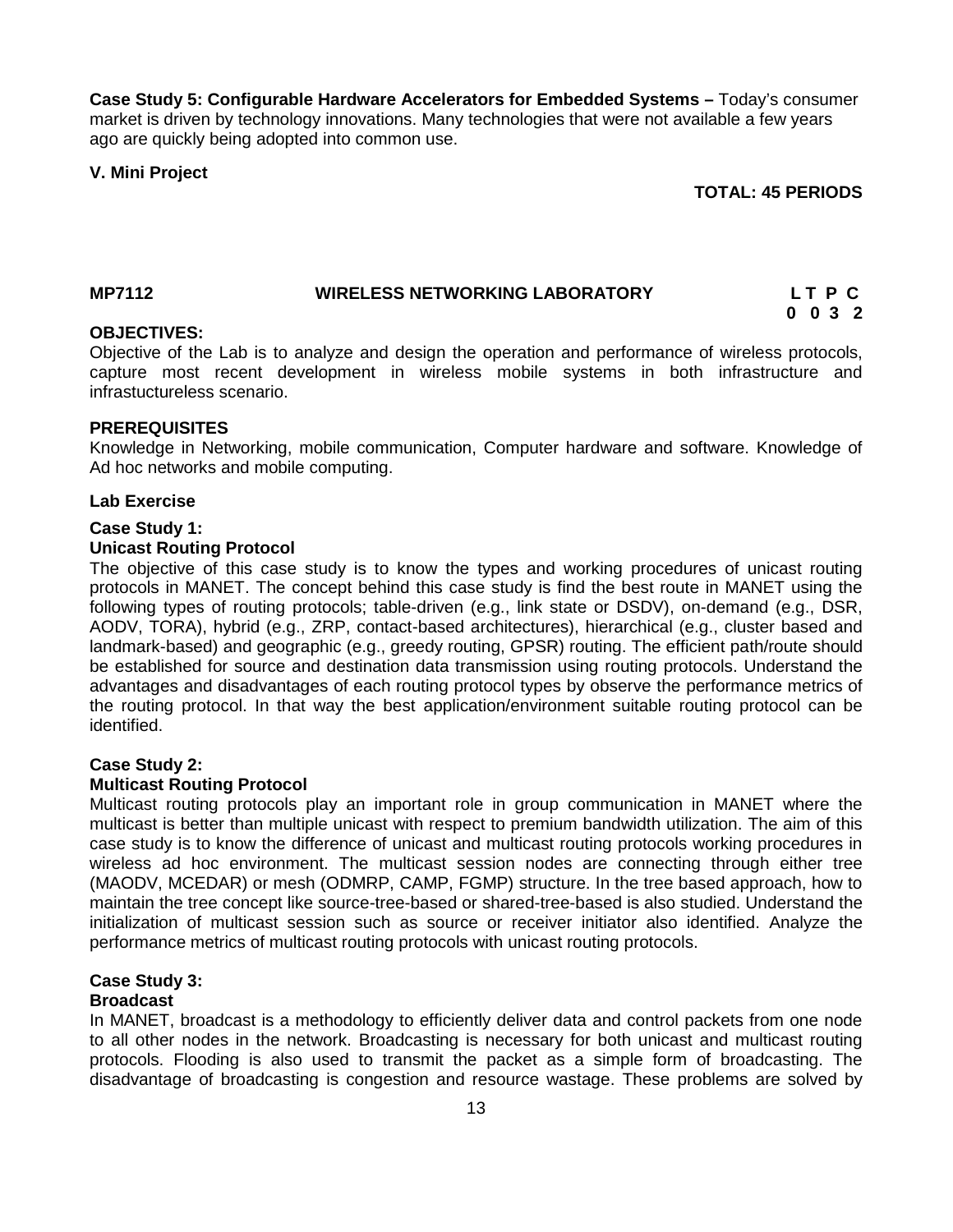**Case Study 5: Configurable Hardware Accelerators for Embedded Systems –** Today's consumer market is driven by technology innovations. Many technologies that were not available a few years ago are quickly being adopted into common use.

**V. Mini Project**

**TOTAL: 45 PERIODS**

**MP7112 WIRELESS NETWORKING LABORATORY**

| L | T | P | C |
|---|---|---|---|
| 0 | 0 | 3 | 2 |

**OBJECTIVES:**

Objective of the Lab is to analyze and design the operation and performance of wireless protocols, capture most recent development in wireless mobile systems in both infrastructure and infrastuctureless scenario.

**PREREQUISITES**

Knowledge in Networking, mobile communication, Computer hardware and software. Knowledge of Ad hoc networks and mobile computing.

**Lab Exercise**

**Case Study 1:**
**Unicast Routing Protocol**

The objective of this case study is to know the types and working procedures of unicast routing protocols in MANET. The concept behind this case study is find the best route in MANET using the following types of routing protocols; table-driven (e.g., link state or DSDV), on-demand (e.g., DSR, AODV, TORA), hybrid (e.g., ZRP, contact-based architectures), hierarchical (e.g., cluster based and landmark-based) and geographic (e.g., greedy routing, GPSR) routing. The efficient path/route should be established for source and destination data transmission using routing protocols. Understand the advantages and disadvantages of each routing protocol types by observe the performance metrics of the routing protocol. In that way the best application/environment suitable routing protocol can be identified.

**Case Study 2:**
**Multicast Routing Protocol**

Multicast routing protocols play an important role in group communication in MANET where the multicast is better than multiple unicast with respect to premium bandwidth utilization. The aim of this case study is to know the difference of unicast and multicast routing protocols working procedures in wireless ad hoc environment. The multicast session nodes are connecting through either tree (MAODV, MCEDAR) or mesh (ODMRP, CAMP, FGMP) structure. In the tree based approach, how to maintain the tree concept like source-tree-based or shared-tree-based is also studied. Understand the initialization of multicast session such as source or receiver initiator also identified. Analyze the performance metrics of multicast routing protocols with unicast routing protocols.

**Case Study 3:**
**Broadcast**

In MANET, broadcast is a methodology to efficiently deliver data and control packets from one node to all other nodes in the network. Broadcasting is necessary for both unicast and multicast routing protocols. Flooding is also used to transmit the packet as a simple form of broadcasting. The disadvantage of broadcasting is congestion and resource wastage. These problems are solved by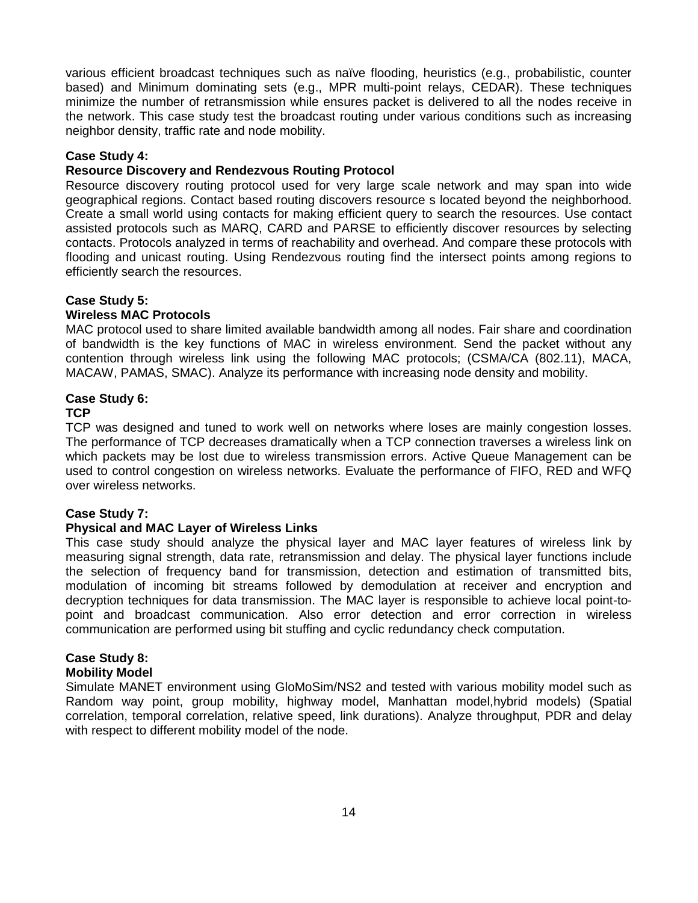various efficient broadcast techniques such as naïve flooding, heuristics (e.g., probabilistic, counter based) and Minimum dominating sets (e.g., MPR multi-point relays, CEDAR). These techniques minimize the number of retransmission while ensures packet is delivered to all the nodes receive in the network. This case study test the broadcast routing under various conditions such as increasing neighbor density, traffic rate and node mobility.

**Case Study 4:**
**Resource Discovery and Rendezvous Routing Protocol**

Resource discovery routing protocol used for very large scale network and may span into wide geographical regions. Contact based routing discovers resource s located beyond the neighborhood. Create a small world using contacts for making efficient query to search the resources. Use contact assisted protocols such as MARQ, CARD and PARSE to efficiently discover resources by selecting contacts. Protocols analyzed in terms of reachability and overhead. And compare these protocols with flooding and unicast routing. Using Rendezvous routing find the intersect points among regions to efficiently search the resources.

**Case Study 5:**
**Wireless MAC Protocols**

MAC protocol used to share limited available bandwidth among all nodes. Fair share and coordination of bandwidth is the key functions of MAC in wireless environment. Send the packet without any contention through wireless link using the following MAC protocols; (CSMA/CA (802.11), MACA, MACAW, PAMAS, SMAC). Analyze its performance with increasing node density and mobility.

**Case Study 6:**
**TCP**

TCP was designed and tuned to work well on networks where loses are mainly congestion losses. The performance of TCP decreases dramatically when a TCP connection traverses a wireless link on which packets may be lost due to wireless transmission errors. Active Queue Management can be used to control congestion on wireless networks. Evaluate the performance of FIFO, RED and WFQ over wireless networks.

**Case Study 7:**
**Physical and MAC Layer of Wireless Links**

This case study should analyze the physical layer and MAC layer features of wireless link by measuring signal strength, data rate, retransmission and delay. The physical layer functions include the selection of frequency band for transmission, detection and estimation of transmitted bits, modulation of incoming bit streams followed by demodulation at receiver and encryption and decryption techniques for data transmission. The MAC layer is responsible to achieve local point-to-point and broadcast communication. Also error detection and error correction in wireless communication are performed using bit stuffing and cyclic redundancy check computation.

**Case Study 8:**
**Mobility Model**

Simulate MANET environment using GloMoSim/NS2 and tested with various mobility model such as Random way point, group mobility, highway model, Manhattan model,hybrid models) (Spatial correlation, temporal correlation, relative speed, link durations). Analyze throughput, PDR and delay with respect to different mobility model of the node.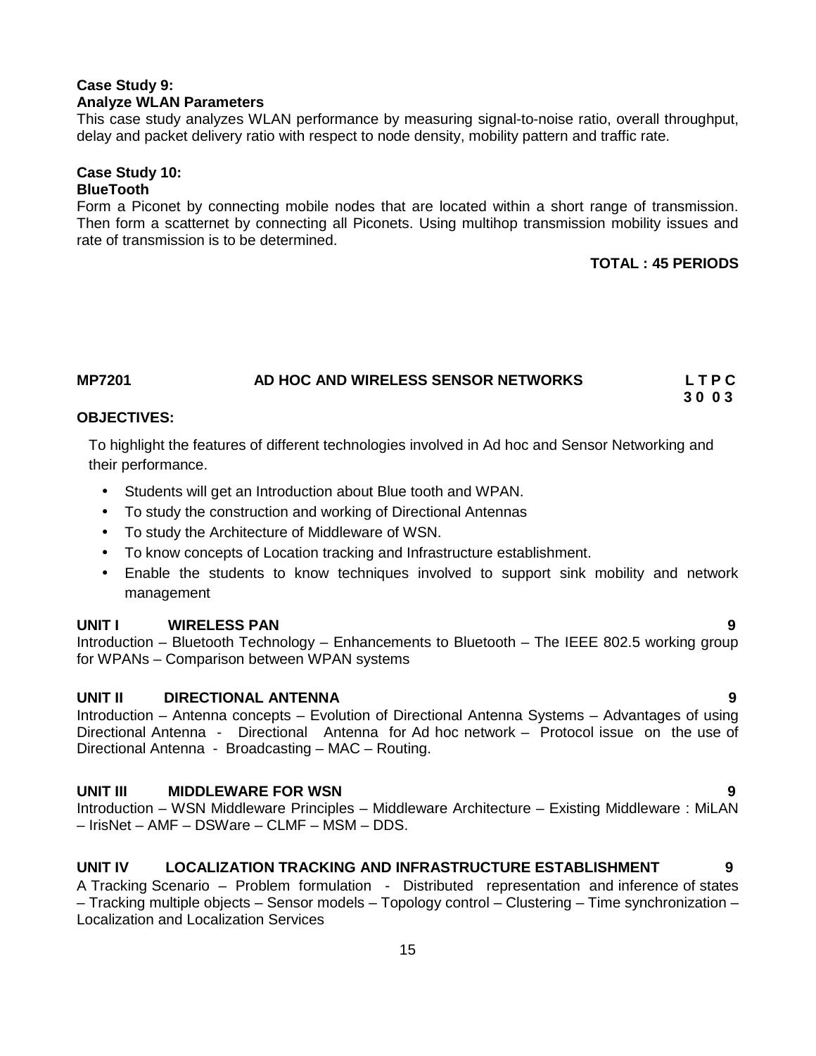**Case Study 9:**
**Analyze WLAN Parameters**

This case study analyzes WLAN performance by measuring signal-to-noise ratio, overall throughput, delay and packet delivery ratio with respect to node density, mobility pattern and traffic rate.

**Case Study 10:**
**BlueTooth**

Form a Piconet by connecting mobile nodes that are located within a short range of transmission. Then form a scatternet by connecting all Piconets. Using multihop transmission mobility issues and rate of transmission is to be determined.

**TOTAL : 45 PERIODS**

## MP7201 AD HOC AND WIRELESS SENSOR NETWORKS

**L T P C**
**3 0 0 3**

**OBJECTIVES:**

To highlight the features of different technologies involved in Ad hoc and Sensor Networking and their performance.

- Students will get an Introduction about Blue tooth and WPAN.
- To study the construction and working of Directional Antennas
- To study the Architecture of Middleware of WSN.
- To know concepts of Location tracking and Infrastructure establishment.
- Enable the students to know techniques involved to support sink mobility and network management

**UNIT I WIRELESS PAN 9**

Introduction – Bluetooth Technology – Enhancements to Bluetooth – The IEEE 802.5 working group for WPANs – Comparison between WPAN systems

**UNIT II DIRECTIONAL ANTENNA 9**

Introduction – Antenna concepts – Evolution of Directional Antenna Systems – Advantages of using Directional Antenna - Directional Antenna for Ad hoc network – Protocol issue on the use of Directional Antenna - Broadcasting – MAC – Routing.

**UNIT III MIDDLEWARE FOR WSN 9**

Introduction – WSN Middleware Principles – Middleware Architecture – Existing Middleware : MiLAN – IrisNet – AMF – DSWare – CLMF – MSM – DDS.

**UNIT IV LOCALIZATION TRACKING AND INFRASTRUCTURE ESTABLISHMENT 9**

A Tracking Scenario – Problem formulation - Distributed representation and inference of states – Tracking multiple objects – Sensor models – Topology control – Clustering – Time synchronization – Localization and Localization Services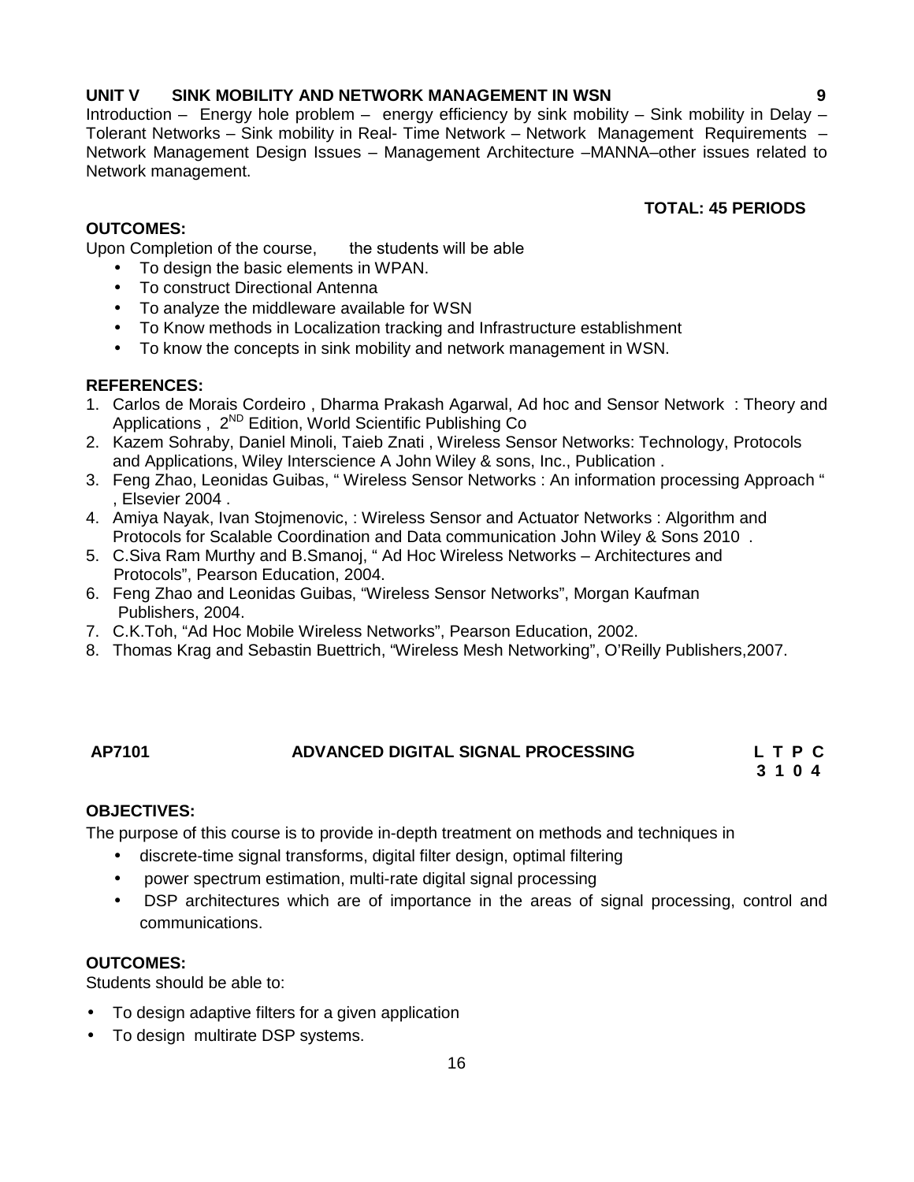**UNIT V SINK MOBILITY AND NETWORK MANAGEMENT IN WSN 9**

Introduction – Energy hole problem – energy efficiency by sink mobility – Sink mobility in Delay – Tolerant Networks – Sink mobility in Real- Time Network – Network Management Requirements – Network Management Design Issues – Management Architecture –MANNA–other issues related to Network management.

**TOTAL: 45 PERIODS**

**OUTCOMES:**

Upon Completion of the course, the students will be able

- To design the basic elements in WPAN.
- To construct Directional Antenna
- To analyze the middleware available for WSN
- To Know methods in Localization tracking and Infrastructure establishment
- To know the concepts in sink mobility and network management in WSN.

**REFERENCES:**

1. Carlos de Morais Cordeiro , Dharma Prakash Agarwal, Ad hoc and Sensor Network : Theory and Applications , 2[ND] Edition, World Scientific Publishing Co
2. Kazem Sohraby, Daniel Minoli, Taieb Znati , Wireless Sensor Networks: Technology, Protocols and Applications, Wiley Interscience A John Wiley & sons, Inc., Publication .
3. Feng Zhao, Leonidas Guibas, " Wireless Sensor Networks : An information processing Approach " , Elsevier 2004 .
4. Amiya Nayak, Ivan Stojmenovic, : Wireless Sensor and Actuator Networks : Algorithm and Protocols for Scalable Coordination and Data communication John Wiley & Sons 2010 .
5. C.Siva Ram Murthy and B.Smanoj, " Ad Hoc Wireless Networks – Architectures and Protocols", Pearson Education, 2004.
6. Feng Zhao and Leonidas Guibas, "Wireless Sensor Networks", Morgan Kaufman Publishers, 2004.
7. C.K.Toh, "Ad Hoc Mobile Wireless Networks", Pearson Education, 2002.
8. Thomas Krag and Sebastin Buettrich, "Wireless Mesh Networking", O'Reilly Publishers,2007.

## AP7101 ADVANCED DIGITAL SIGNAL PROCESSING

| L | T | P | C |
|---|---|---|---|
| 3 | 1 | 0 | 4 |

**OBJECTIVES:**

The purpose of this course is to provide in-depth treatment on methods and techniques in

- discrete-time signal transforms, digital filter design, optimal filtering
- power spectrum estimation, multi-rate digital signal processing
- DSP architectures which are of importance in the areas of signal processing, control and communications.

**OUTCOMES:**

Students should be able to:

- To design adaptive filters for a given application
- To design multirate DSP systems.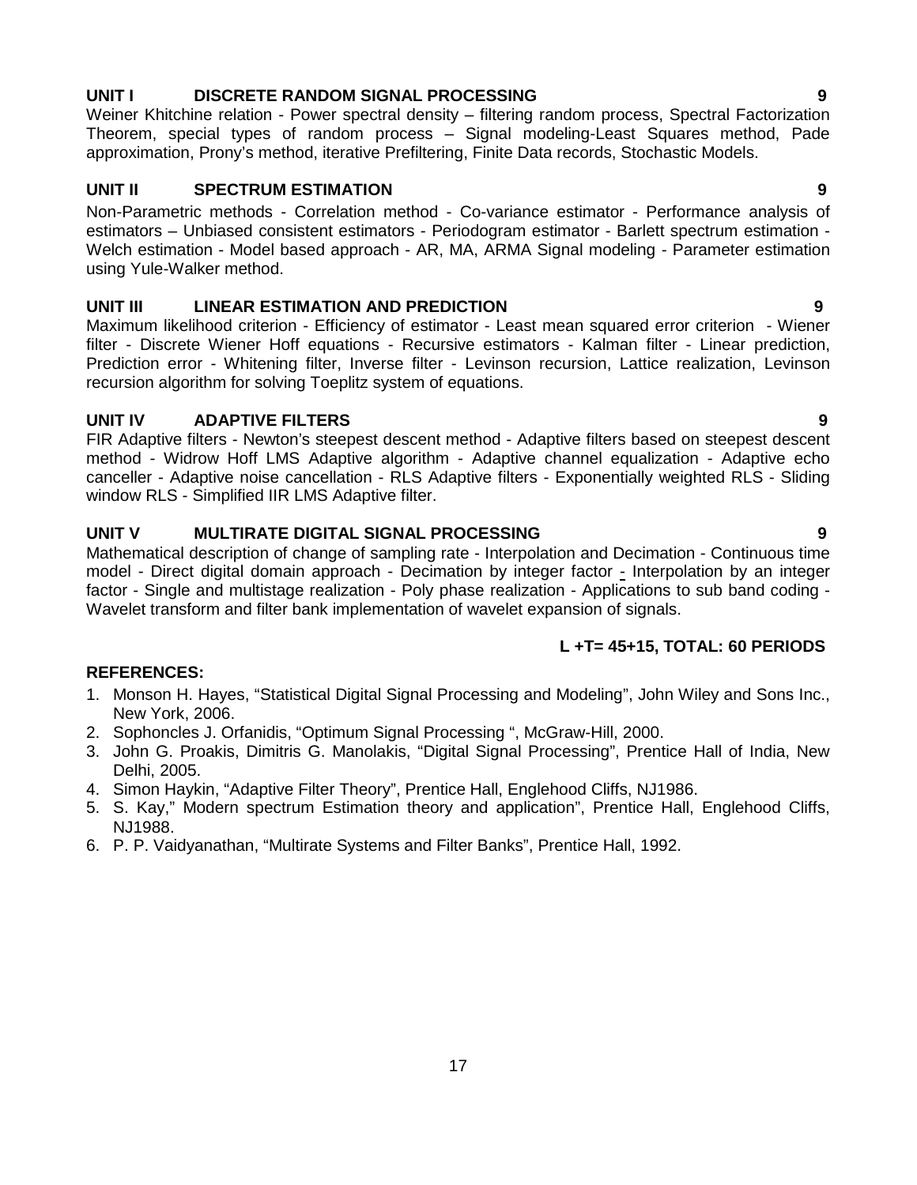## UNIT I DISCRETE RANDOM SIGNAL PROCESSING 9

Weiner Khitchine relation - Power spectral density – filtering random process, Spectral Factorization Theorem, special types of random process – Signal modeling-Least Squares method, Pade approximation, Prony's method, iterative Prefiltering, Finite Data records, Stochastic Models.

## UNIT II SPECTRUM ESTIMATION 9

Non-Parametric methods - Correlation method - Co-variance estimator - Performance analysis of estimators – Unbiased consistent estimators - Periodogram estimator - Barlett spectrum estimation - Welch estimation - Model based approach - AR, MA, ARMA Signal modeling - Parameter estimation using Yule-Walker method.

## UNIT III LINEAR ESTIMATION AND PREDICTION 9

Maximum likelihood criterion - Efficiency of estimator - Least mean squared error criterion - Wiener filter - Discrete Wiener Hoff equations - Recursive estimators - Kalman filter - Linear prediction, Prediction error - Whitening filter, Inverse filter - Levinson recursion, Lattice realization, Levinson recursion algorithm for solving Toeplitz system of equations.

## UNIT IV ADAPTIVE FILTERS 9

FIR Adaptive filters - Newton's steepest descent method - Adaptive filters based on steepest descent method - Widrow Hoff LMS Adaptive algorithm - Adaptive channel equalization - Adaptive echo canceller - Adaptive noise cancellation - RLS Adaptive filters - Exponentially weighted RLS - Sliding window RLS - Simplified IIR LMS Adaptive filter.

## UNIT V MULTIRATE DIGITAL SIGNAL PROCESSING 9

Mathematical description of change of sampling rate - Interpolation and Decimation - Continuous time model - Direct digital domain approach - Decimation by integer factor - Interpolation by an integer factor - Single and multistage realization - Poly phase realization - Applications to sub band coding - Wavelet transform and filter bank implementation of wavelet expansion of signals.

**L +T= 45+15, TOTAL: 60 PERIODS**

## REFERENCES:

1. Monson H. Hayes, "Statistical Digital Signal Processing and Modeling", John Wiley and Sons Inc., New York, 2006.
2. Sophoncles J. Orfanidis, "Optimum Signal Processing ", McGraw-Hill, 2000.
3. John G. Proakis, Dimitris G. Manolakis, "Digital Signal Processing", Prentice Hall of India, New Delhi, 2005.
4. Simon Haykin, "Adaptive Filter Theory", Prentice Hall, Englehood Cliffs, NJ1986.
5. S. Kay," Modern spectrum Estimation theory and application", Prentice Hall, Englehood Cliffs, NJ1988.
6. P. P. Vaidyanathan, "Multirate Systems and Filter Banks", Prentice Hall, 1992.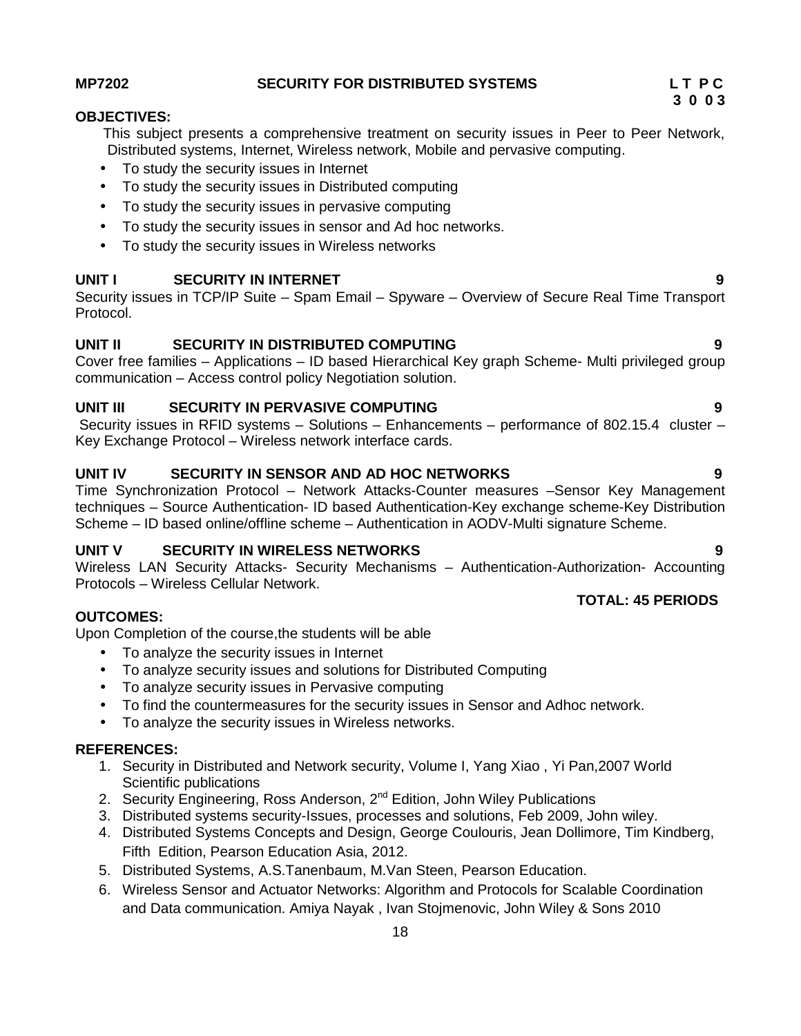**MP7202 SECURITY FOR DISTRIBUTED SYSTEMS**

| L | T | P | C |
|---|---|---|---|
| 3 | 0 | 0 | 3 |

**OBJECTIVES:**

This subject presents a comprehensive treatment on security issues in Peer to Peer Network, Distributed systems, Internet, Wireless network, Mobile and pervasive computing.

- To study the security issues in Internet
- To study the security issues in Distributed computing
- To study the security issues in pervasive computing
- To study the security issues in sensor and Ad hoc networks.
- To study the security issues in Wireless networks

**UNIT I SECURITY IN INTERNET 9**

Security issues in TCP/IP Suite – Spam Email – Spyware – Overview of Secure Real Time Transport Protocol.

**UNIT II SECURITY IN DISTRIBUTED COMPUTING 9**

Cover free families – Applications – ID based Hierarchical Key graph Scheme- Multi privileged group communication – Access control policy Negotiation solution.

**UNIT III SECURITY IN PERVASIVE COMPUTING 9**

Security issues in RFID systems – Solutions – Enhancements – performance of 802.15.4 cluster – Key Exchange Protocol – Wireless network interface cards.

**UNIT IV SECURITY IN SENSOR AND AD HOC NETWORKS 9**

Time Synchronization Protocol – Network Attacks-Counter measures –Sensor Key Management techniques – Source Authentication- ID based Authentication-Key exchange scheme-Key Distribution Scheme – ID based online/offline scheme – Authentication in AODV-Multi signature Scheme.

**UNIT V SECURITY IN WIRELESS NETWORKS 9**

Wireless LAN Security Attacks- Security Mechanisms – Authentication-Authorization- Accounting Protocols – Wireless Cellular Network.

**TOTAL: 45 PERIODS**

**OUTCOMES:**

Upon Completion of the course,the students will be able

- To analyze the security issues in Internet
- To analyze security issues and solutions for Distributed Computing
- To analyze security issues in Pervasive computing
- To find the countermeasures for the security issues in Sensor and Adhoc network.
- To analyze the security issues in Wireless networks.

**REFERENCES:**

1. Security in Distributed and Network security, Volume I, Yang Xiao , Yi Pan,2007 World Scientific publications
2. Security Engineering, Ross Anderson, 2nd Edition, John Wiley Publications
3. Distributed systems security-Issues, processes and solutions, Feb 2009, John wiley.
4. Distributed Systems Concepts and Design, George Coulouris, Jean Dollimore, Tim Kindberg, Fifth Edition, Pearson Education Asia, 2012.
5. Distributed Systems, A.S.Tanenbaum, M.Van Steen, Pearson Education.
6. Wireless Sensor and Actuator Networks: Algorithm and Protocols for Scalable Coordination and Data communication. Amiya Nayak , Ivan Stojmenovic, John Wiley & Sons 2010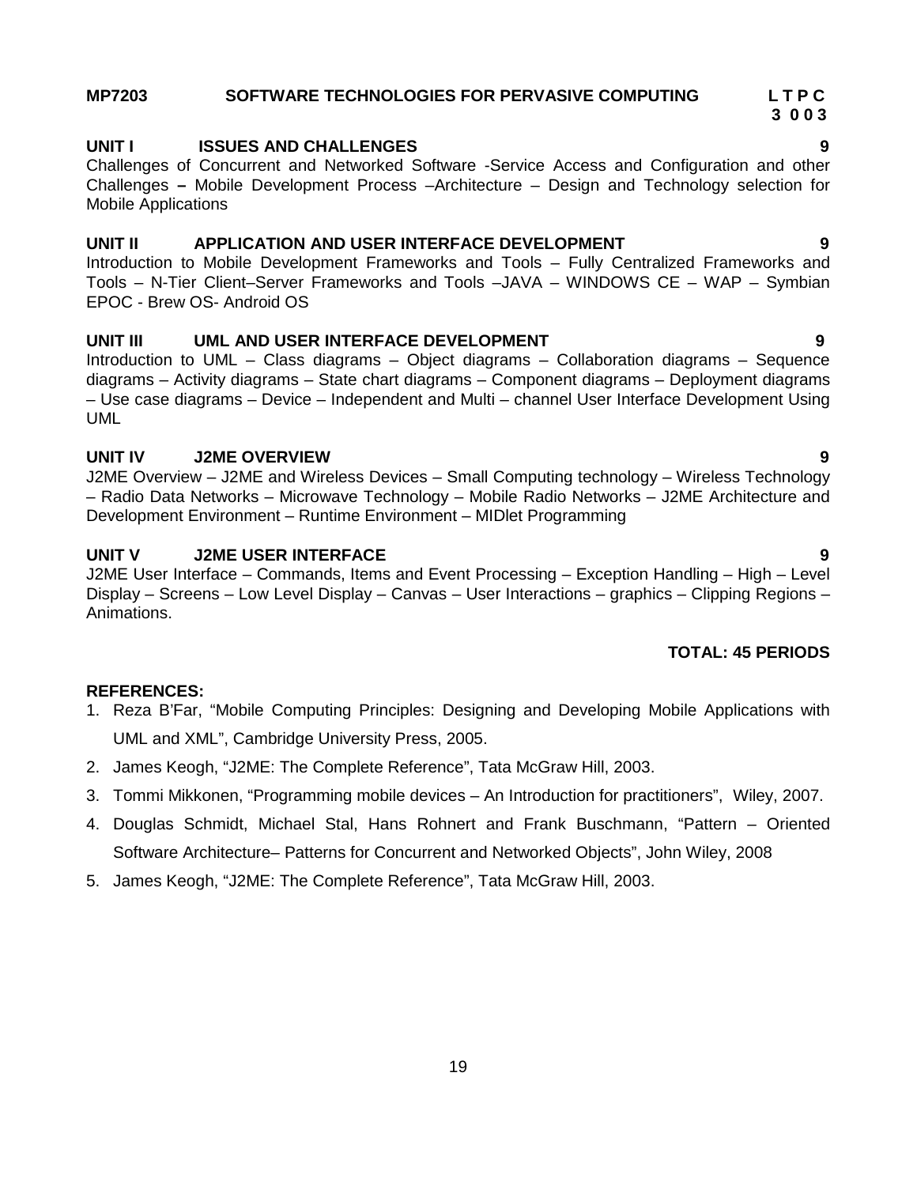**MP7203 SOFTWARE TECHNOLOGIES FOR PERVASIVE COMPUTING**

**L T P C**
**3 0 0 3**

**UNIT I ISSUES AND CHALLENGES 9**

Challenges of Concurrent and Networked Software -Service Access and Configuration and other Challenges **–** Mobile Development Process –Architecture – Design and Technology selection for Mobile Applications

**UNIT II APPLICATION AND USER INTERFACE DEVELOPMENT 9**

Introduction to Mobile Development Frameworks and Tools – Fully Centralized Frameworks and Tools – N-Tier Client–Server Frameworks and Tools –JAVA – WINDOWS CE – WAP – Symbian EPOC - Brew OS- Android OS

**UNIT III UML AND USER INTERFACE DEVELOPMENT 9**

Introduction to UML – Class diagrams – Object diagrams – Collaboration diagrams – Sequence diagrams – Activity diagrams – State chart diagrams – Component diagrams – Deployment diagrams – Use case diagrams – Device – Independent and Multi – channel User Interface Development Using UML

**UNIT IV J2ME OVERVIEW 9**

J2ME Overview – J2ME and Wireless Devices – Small Computing technology – Wireless Technology – Radio Data Networks – Microwave Technology – Mobile Radio Networks – J2ME Architecture and Development Environment – Runtime Environment – MIDlet Programming

**UNIT V J2ME USER INTERFACE 9**

J2ME User Interface – Commands, Items and Event Processing – Exception Handling – High – Level Display – Screens – Low Level Display – Canvas – User Interactions – graphics – Clipping Regions – Animations.

**TOTAL: 45 PERIODS**

**REFERENCES:**

1. Reza B'Far, "Mobile Computing Principles: Designing and Developing Mobile Applications with UML and XML", Cambridge University Press, 2005.
2. James Keogh, "J2ME: The Complete Reference", Tata McGraw Hill, 2003.
3. Tommi Mikkonen, "Programming mobile devices – An Introduction for practitioners", Wiley, 2007.
4. Douglas Schmidt, Michael Stal, Hans Rohnert and Frank Buschmann, "Pattern – Oriented Software Architecture– Patterns for Concurrent and Networked Objects", John Wiley, 2008
5. James Keogh, "J2ME: The Complete Reference", Tata McGraw Hill, 2003.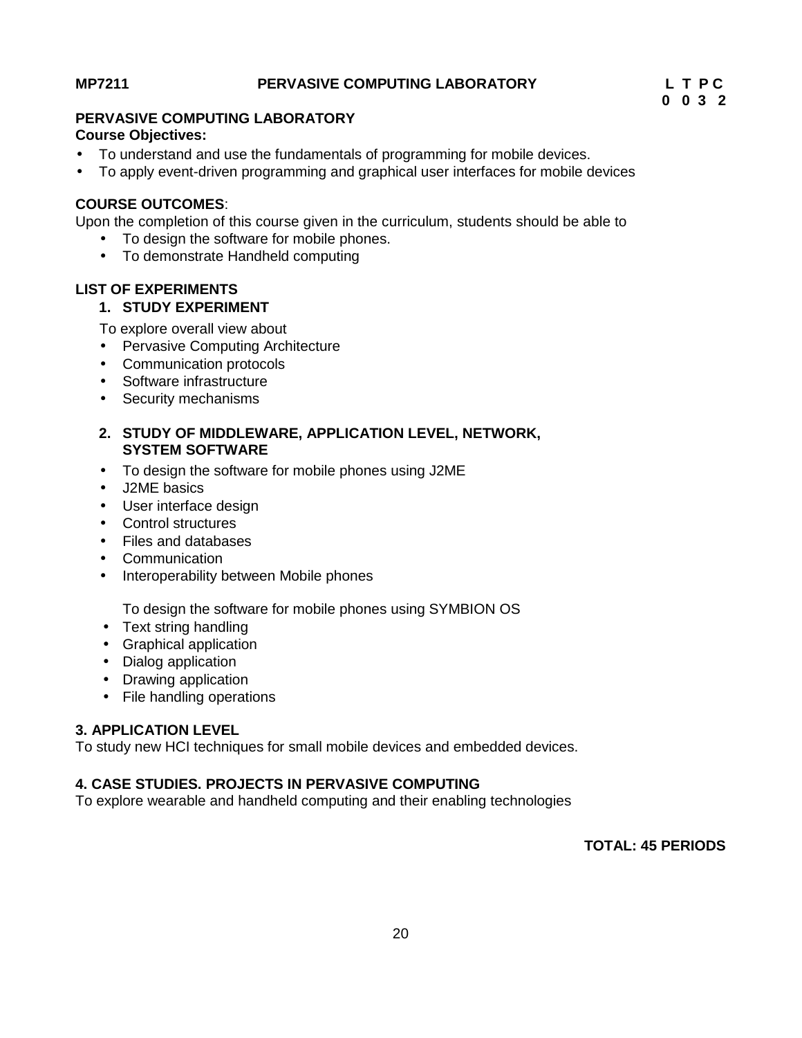**MP7211 PERVASIVE COMPUTING LABORATORY**

| L | T | P | C |
| --- | --- | --- | --- |
| 0 | 0 | 3 | 2 |

## PERVASIVE COMPUTING LABORATORY

**Course Objectives:**

- To understand and use the fundamentals of programming for mobile devices.
- To apply event-driven programming and graphical user interfaces for mobile devices

**COURSE OUTCOMES**:

Upon the completion of this course given in the curriculum, students should be able to

- To design the software for mobile phones.
- To demonstrate Handheld computing

**LIST OF EXPERIMENTS**

**1. STUDY EXPERIMENT**

To explore overall view about

- Pervasive Computing Architecture
- Communication protocols
- Software infrastructure
- Security mechanisms

**2. STUDY OF MIDDLEWARE, APPLICATION LEVEL, NETWORK, SYSTEM SOFTWARE**

- To design the software for mobile phones using J2ME
- J2ME basics
- User interface design
- Control structures
- Files and databases
- Communication
- Interoperability between Mobile phones

To design the software for mobile phones using SYMBION OS

- Text string handling
- Graphical application
- Dialog application
- Drawing application
- File handling operations

**3. APPLICATION LEVEL**

To study new HCI techniques for small mobile devices and embedded devices.

**4. CASE STUDIES. PROJECTS IN PERVASIVE COMPUTING**

To explore wearable and handheld computing and their enabling technologies

**TOTAL: 45 PERIODS**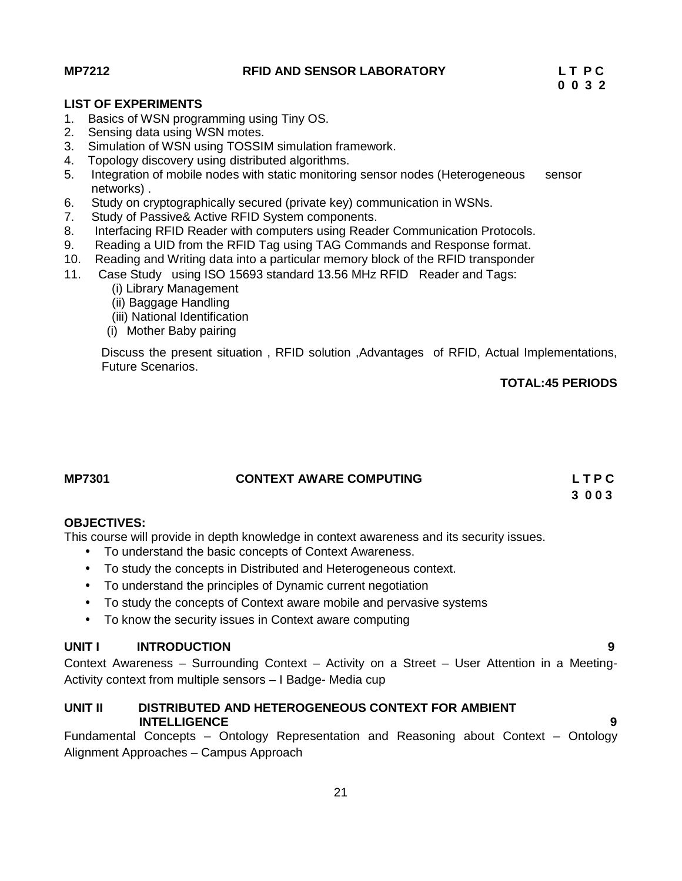**MP7212 RFID AND SENSOR LABORATORY**

**L T P C**
**0 0 3 2**

**LIST OF EXPERIMENTS**

1. Basics of WSN programming using Tiny OS.
2. Sensing data using WSN motes.
3. Simulation of WSN using TOSSIM simulation framework.
4. Topology discovery using distributed algorithms.
5. Integration of mobile nodes with static monitoring sensor nodes (Heterogeneous sensor networks) .
6. Study on cryptographically secured (private key) communication in WSNs.
7. Study of Passive& Active RFID System components.
8. Interfacing RFID Reader with computers using Reader Communication Protocols.
9. Reading a UID from the RFID Tag using TAG Commands and Response format.
10. Reading and Writing data into a particular memory block of the RFID transponder
11. Case Study using ISO 15693 standard 13.56 MHz RFID Reader and Tags:
    (i) Library Management
    (ii) Baggage Handling
    (iii) National Identification
    (i) Mother Baby pairing

    Discuss the present situation , RFID solution ,Advantages of RFID, Actual Implementations, Future Scenarios.

**TOTAL:45 PERIODS**

**MP7301 CONTEXT AWARE COMPUTING**

**L T P C**
**3 0 0 3**

**OBJECTIVES:**

This course will provide in depth knowledge in context awareness and its security issues.

- To understand the basic concepts of Context Awareness.
- To study the concepts in Distributed and Heterogeneous context.
- To understand the principles of Dynamic current negotiation
- To study the concepts of Context aware mobile and pervasive systems
- To know the security issues in Context aware computing

**UNIT I INTRODUCTION 9**

Context Awareness – Surrounding Context – Activity on a Street – User Attention in a Meeting-Activity context from multiple sensors – I Badge- Media cup

**UNIT II DISTRIBUTED AND HETEROGENEOUS CONTEXT FOR AMBIENT INTELLIGENCE 9**

Fundamental Concepts – Ontology Representation and Reasoning about Context – Ontology Alignment Approaches – Campus Approach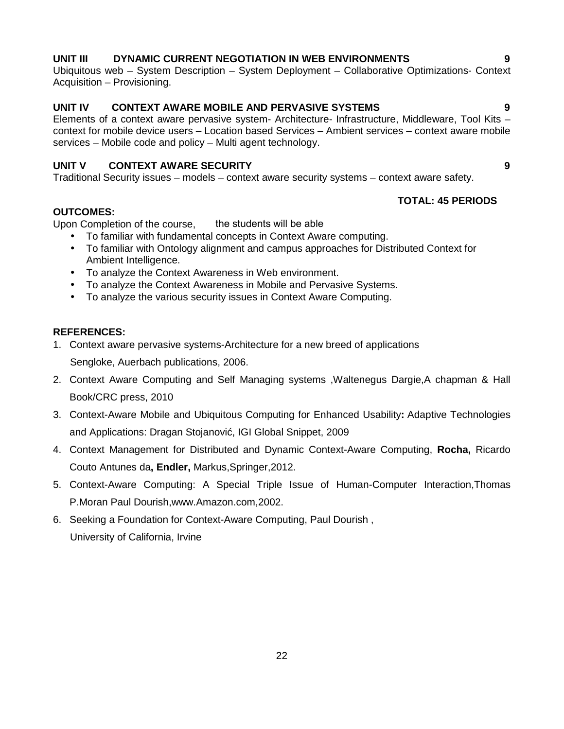**UNIT III DYNAMIC CURRENT NEGOTIATION IN WEB ENVIRONMENTS 9**

Ubiquitous web – System Description – System Deployment – Collaborative Optimizations- Context Acquisition – Provisioning.

**UNIT IV CONTEXT AWARE MOBILE AND PERVASIVE SYSTEMS 9**

Elements of a context aware pervasive system- Architecture- Infrastructure, Middleware, Tool Kits – context for mobile device users – Location based Services – Ambient services – context aware mobile services – Mobile code and policy – Multi agent technology.

**UNIT V CONTEXT AWARE SECURITY 9**

Traditional Security issues – models – context aware security systems – context aware safety.

**TOTAL: 45 PERIODS**

**OUTCOMES:**

Upon Completion of the course, the students will be able

- To familiar with fundamental concepts in Context Aware computing.
- To familiar with Ontology alignment and campus approaches for Distributed Context for Ambient Intelligence.
- To analyze the Context Awareness in Web environment.
- To analyze the Context Awareness in Mobile and Pervasive Systems.
- To analyze the various security issues in Context Aware Computing.

**REFERENCES:**

1. Context aware pervasive systems-Architecture for a new breed of applications Sengloke, Auerbach publications, 2006.
2. Context Aware Computing and Self Managing systems ,Waltenegus Dargie,A chapman & Hall Book/CRC press, 2010
3. Context-Aware Mobile and Ubiquitous Computing for Enhanced Usability**:** Adaptive Technologies and Applications: Dragan Stojanović, IGI Global Snippet, 2009
4. Context Management for Distributed and Dynamic Context-Aware Computing, **Rocha,** Ricardo Couto Antunes da**, Endler,** Markus,Springer,2012.
5. Context-Aware Computing: A Special Triple Issue of Human-Computer Interaction,Thomas P.Moran Paul Dourish,www.Amazon.com,2002.
6. Seeking a Foundation for Context-Aware Computing, Paul Dourish , University of California, Irvine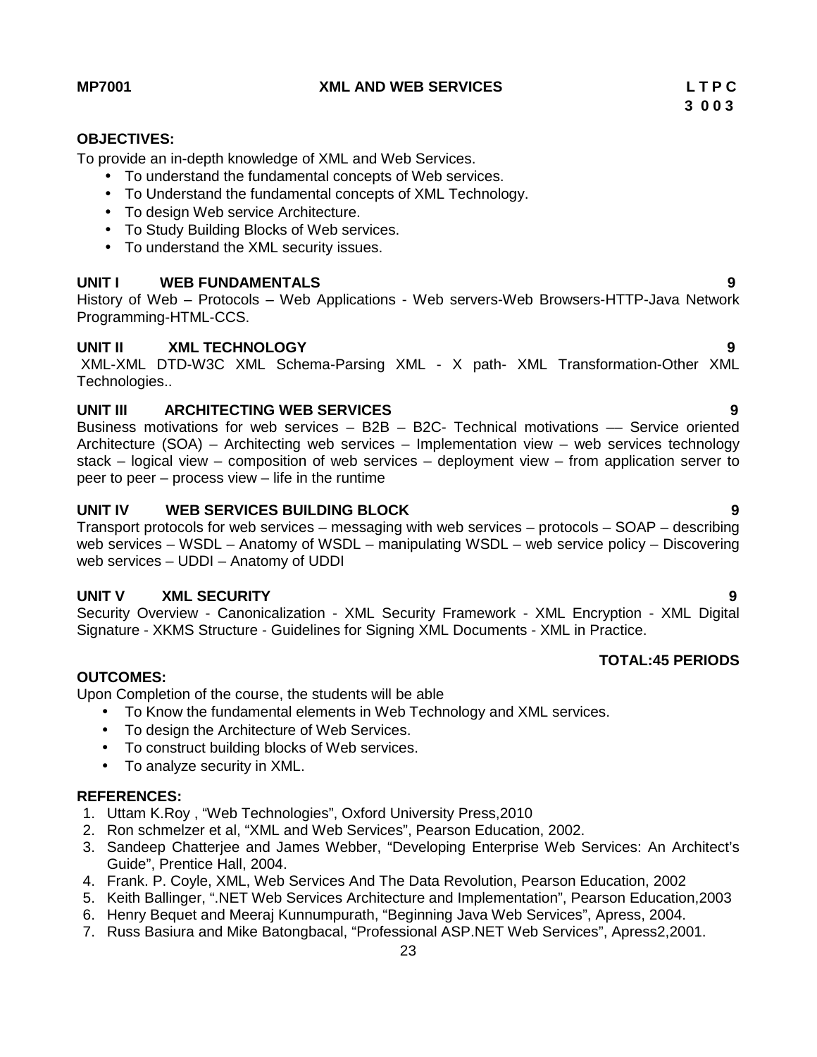**MP7001 XML AND WEB SERVICES L T P C**
**3 0 0 3**

**OBJECTIVES:**

To provide an in-depth knowledge of XML and Web Services.

- To understand the fundamental concepts of Web services.
- To Understand the fundamental concepts of XML Technology.
- To design Web service Architecture.
- To Study Building Blocks of Web services.
- To understand the XML security issues.

**UNIT I WEB FUNDAMENTALS 9**

History of Web – Protocols – Web Applications - Web servers-Web Browsers-HTTP-Java Network Programming-HTML-CCS.

**UNIT II XML TECHNOLOGY 9**

XML-XML DTD-W3C XML Schema-Parsing XML - X path- XML Transformation-Other XML Technologies..

**UNIT III ARCHITECTING WEB SERVICES 9**

Business motivations for web services – B2B – B2C- Technical motivations –– Service oriented Architecture (SOA) – Architecting web services – Implementation view – web services technology stack – logical view – composition of web services – deployment view – from application server to peer to peer – process view – life in the runtime

**UNIT IV WEB SERVICES BUILDING BLOCK 9**

Transport protocols for web services – messaging with web services – protocols – SOAP – describing web services – WSDL – Anatomy of WSDL – manipulating WSDL – web service policy – Discovering web services – UDDI – Anatomy of UDDI

**UNIT V XML SECURITY 9**

Security Overview - Canonicalization - XML Security Framework - XML Encryption - XML Digital Signature - XKMS Structure - Guidelines for Signing XML Documents - XML in Practice.

**TOTAL:45 PERIODS**

**OUTCOMES:**

Upon Completion of the course, the students will be able

- To Know the fundamental elements in Web Technology and XML services.
- To design the Architecture of Web Services.
- To construct building blocks of Web services.
- To analyze security in XML.

**REFERENCES:**

1. Uttam K.Roy , "Web Technologies", Oxford University Press,2010
2. Ron schmelzer et al, "XML and Web Services", Pearson Education, 2002.
3. Sandeep Chatterjee and James Webber, "Developing Enterprise Web Services: An Architect's Guide", Prentice Hall, 2004.
4. Frank. P. Coyle, XML, Web Services And The Data Revolution, Pearson Education, 2002
5. Keith Ballinger, ".NET Web Services Architecture and Implementation", Pearson Education,2003
6. Henry Bequet and Meeraj Kunnumpurath, "Beginning Java Web Services", Apress, 2004.
7. Russ Basiura and Mike Batongbacal, "Professional ASP.NET Web Services", Apress2,2001.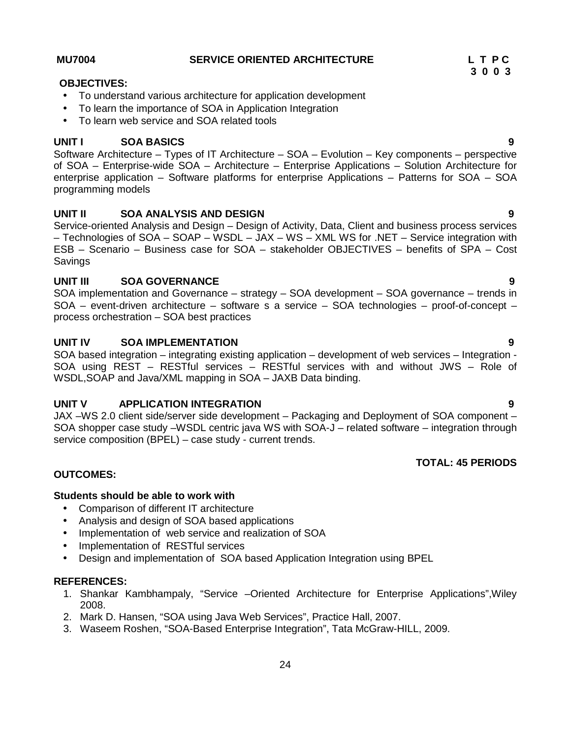**MU7004 SERVICE ORIENTED ARCHITECTURE** **L T P C**
**3 0 0 3**

**OBJECTIVES:**

- To understand various architecture for application development
- To learn the importance of SOA in Application Integration
- To learn web service and SOA related tools

**UNIT I SOA BASICS 9**

Software Architecture – Types of IT Architecture – SOA – Evolution – Key components – perspective of SOA – Enterprise-wide SOA – Architecture – Enterprise Applications – Solution Architecture for enterprise application – Software platforms for enterprise Applications – Patterns for SOA – SOA programming models

**UNIT II SOA ANALYSIS AND DESIGN 9**

Service-oriented Analysis and Design – Design of Activity, Data, Client and business process services – Technologies of SOA – SOAP – WSDL – JAX – WS – XML WS for .NET – Service integration with ESB – Scenario – Business case for SOA – stakeholder OBJECTIVES – benefits of SPA – Cost Savings

**UNIT III SOA GOVERNANCE 9**

SOA implementation and Governance – strategy – SOA development – SOA governance – trends in SOA – event-driven architecture – software s a service – SOA technologies – proof-of-concept – process orchestration – SOA best practices

**UNIT IV SOA IMPLEMENTATION 9**

SOA based integration – integrating existing application – development of web services – Integration - SOA using REST – RESTful services – RESTful services with and without JWS – Role of WSDL,SOAP and Java/XML mapping in SOA – JAXB Data binding.

**UNIT V APPLICATION INTEGRATION 9**

JAX –WS 2.0 client side/server side development – Packaging and Deployment of SOA component – SOA shopper case study –WSDL centric java WS with SOA-J – related software – integration through service composition (BPEL) – case study - current trends.

**TOTAL: 45 PERIODS**

**OUTCOMES:**

**Students should be able to work with**

- Comparison of different IT architecture
- Analysis and design of SOA based applications
- Implementation of web service and realization of SOA
- Implementation of RESTful services
- Design and implementation of SOA based Application Integration using BPEL

**REFERENCES:**

1. Shankar Kambhampaly, "Service –Oriented Architecture for Enterprise Applications",Wiley 2008.
2. Mark D. Hansen, "SOA using Java Web Services", Practice Hall, 2007.
3. Waseem Roshen, "SOA-Based Enterprise Integration", Tata McGraw-HILL, 2009.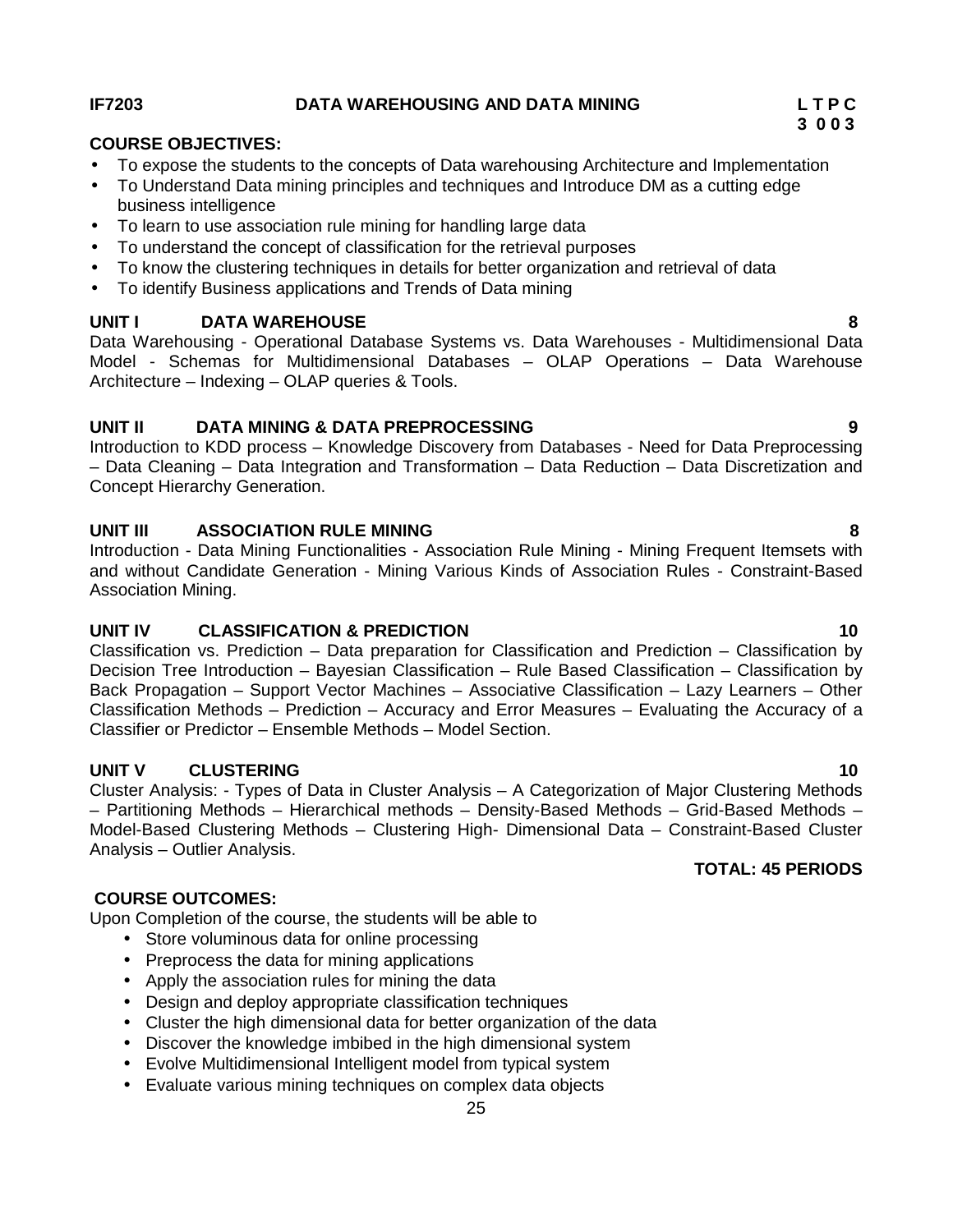**IF7203 DATA WAREHOUSING AND DATA MINING**

| L | T | P | C |
|---|---|---|---|
| 3 | 0 | 0 | 3 |

**COURSE OBJECTIVES:**

- To expose the students to the concepts of Data warehousing Architecture and Implementation
- To Understand Data mining principles and techniques and Introduce DM as a cutting edge business intelligence
- To learn to use association rule mining for handling large data
- To understand the concept of classification for the retrieval purposes
- To know the clustering techniques in details for better organization and retrieval of data
- To identify Business applications and Trends of Data mining

**UNIT I DATA WAREHOUSE 8**

Data Warehousing - Operational Database Systems vs. Data Warehouses - Multidimensional Data Model - Schemas for Multidimensional Databases – OLAP Operations – Data Warehouse Architecture – Indexing – OLAP queries & Tools.

**UNIT II DATA MINING & DATA PREPROCESSING 9**

Introduction to KDD process – Knowledge Discovery from Databases - Need for Data Preprocessing – Data Cleaning – Data Integration and Transformation – Data Reduction – Data Discretization and Concept Hierarchy Generation.

**UNIT III ASSOCIATION RULE MINING 8**

Introduction - Data Mining Functionalities - Association Rule Mining - Mining Frequent Itemsets with and without Candidate Generation - Mining Various Kinds of Association Rules - Constraint-Based Association Mining.

**UNIT IV CLASSIFICATION & PREDICTION 10**

Classification vs. Prediction – Data preparation for Classification and Prediction – Classification by Decision Tree Introduction – Bayesian Classification – Rule Based Classification – Classification by Back Propagation – Support Vector Machines – Associative Classification – Lazy Learners – Other Classification Methods – Prediction – Accuracy and Error Measures – Evaluating the Accuracy of a Classifier or Predictor – Ensemble Methods – Model Section.

**UNIT V CLUSTERING 10**

Cluster Analysis: - Types of Data in Cluster Analysis – A Categorization of Major Clustering Methods – Partitioning Methods – Hierarchical methods – Density-Based Methods – Grid-Based Methods – Model-Based Clustering Methods – Clustering High- Dimensional Data – Constraint-Based Cluster Analysis – Outlier Analysis.

**TOTAL: 45 PERIODS**

**COURSE OUTCOMES:**

Upon Completion of the course, the students will be able to

- Store voluminous data for online processing
- Preprocess the data for mining applications
- Apply the association rules for mining the data
- Design and deploy appropriate classification techniques
- Cluster the high dimensional data for better organization of the data
- Discover the knowledge imbibed in the high dimensional system
- Evolve Multidimensional Intelligent model from typical system
- Evaluate various mining techniques on complex data objects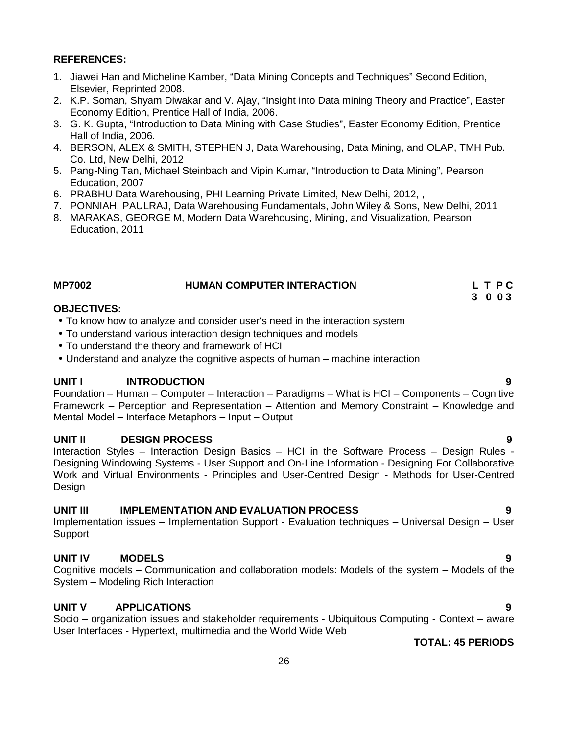**REFERENCES:**

1. Jiawei Han and Micheline Kamber, "Data Mining Concepts and Techniques" Second Edition, Elsevier, Reprinted 2008.
2. K.P. Soman, Shyam Diwakar and V. Ajay, "Insight into Data mining Theory and Practice", Easter Economy Edition, Prentice Hall of India, 2006.
3. G. K. Gupta, "Introduction to Data Mining with Case Studies", Easter Economy Edition, Prentice Hall of India, 2006.
4. BERSON, ALEX & SMITH, STEPHEN J, Data Warehousing, Data Mining, and OLAP, TMH Pub. Co. Ltd, New Delhi, 2012
5. Pang-Ning Tan, Michael Steinbach and Vipin Kumar, "Introduction to Data Mining", Pearson Education, 2007
6. PRABHU Data Warehousing, PHI Learning Private Limited, New Delhi, 2012, ,
7. PONNIAH, PAULRAJ, Data Warehousing Fundamentals, John Wiley & Sons, New Delhi, 2011
8. MARAKAS, GEORGE M, Modern Data Warehousing, Mining, and Visualization, Pearson Education, 2011

## MP7002 HUMAN COMPUTER INTERACTION

| L | T | P | C |
|---|---|---|---|
| 3 | 0 | 0 | 3 |

**OBJECTIVES:**

- To know how to analyze and consider user's need in the interaction system
- To understand various interaction design techniques and models
- To understand the theory and framework of HCI
- Understand and analyze the cognitive aspects of human – machine interaction

**UNIT I INTRODUCTION 9**

Foundation – Human – Computer – Interaction – Paradigms – What is HCI – Components – Cognitive Framework – Perception and Representation – Attention and Memory Constraint – Knowledge and Mental Model – Interface Metaphors – Input – Output

**UNIT II DESIGN PROCESS 9**

Interaction Styles – Interaction Design Basics – HCI in the Software Process – Design Rules - Designing Windowing Systems - User Support and On-Line Information - Designing For Collaborative Work and Virtual Environments - Principles and User-Centred Design - Methods for User-Centred Design

**UNIT III IMPLEMENTATION AND EVALUATION PROCESS 9**

Implementation issues – Implementation Support - Evaluation techniques – Universal Design – User Support

**UNIT IV MODELS 9**

Cognitive models – Communication and collaboration models: Models of the system – Models of the System – Modeling Rich Interaction

**UNIT V APPLICATIONS 9**

Socio – organization issues and stakeholder requirements - Ubiquitous Computing - Context – aware User Interfaces - Hypertext, multimedia and the World Wide Web

**TOTAL: 45 PERIODS**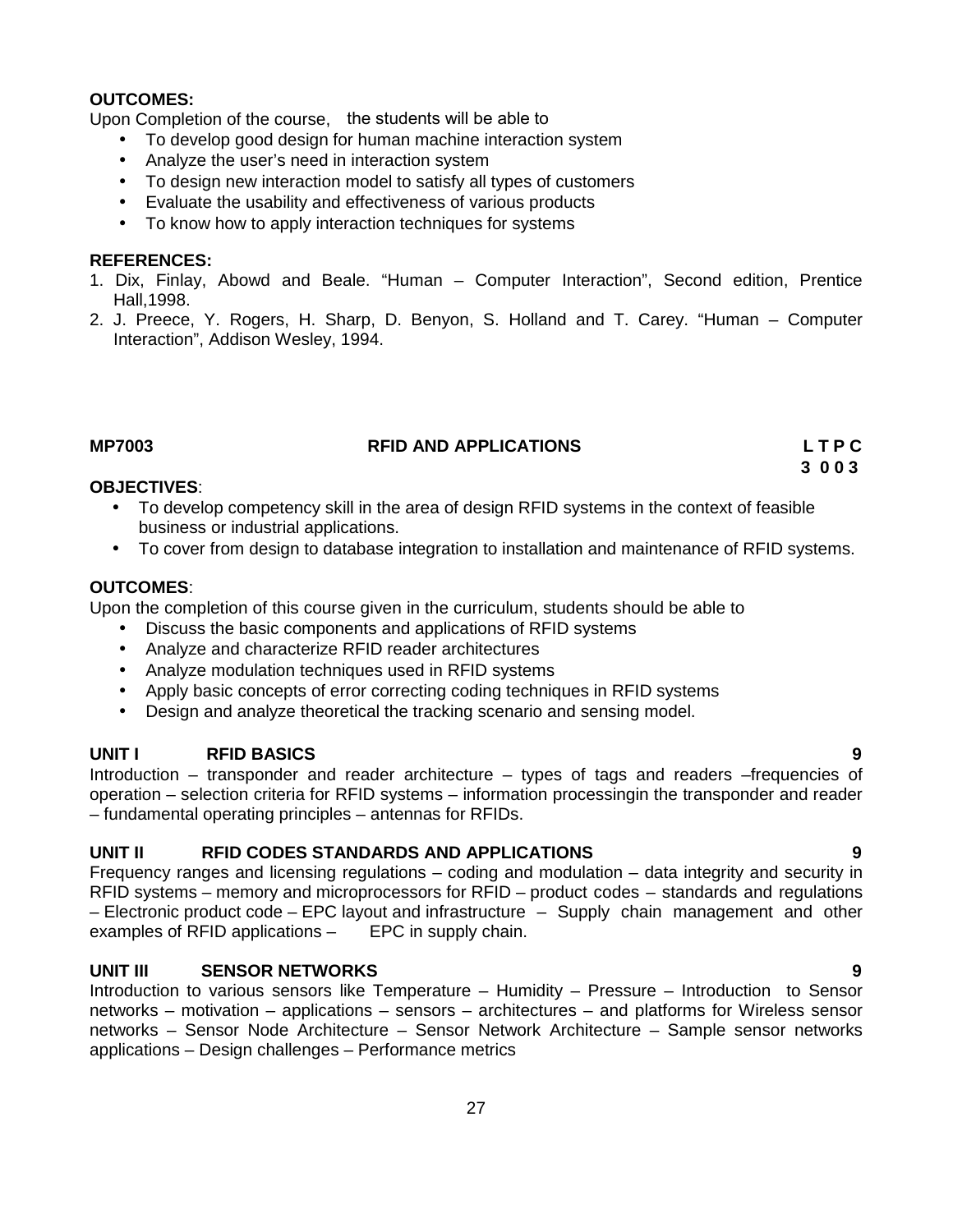**OUTCOMES:**

Upon Completion of the course, the students will be able to

- To develop good design for human machine interaction system
- Analyze the user's need in interaction system
- To design new interaction model to satisfy all types of customers
- Evaluate the usability and effectiveness of various products
- To know how to apply interaction techniques for systems

**REFERENCES:**

1. Dix, Finlay, Abowd and Beale. "Human – Computer Interaction", Second edition, Prentice Hall,1998.
2. J. Preece, Y. Rogers, H. Sharp, D. Benyon, S. Holland and T. Carey. "Human – Computer Interaction", Addison Wesley, 1994.

## MP7003 RFID AND APPLICATIONS

| L | T | P | C |
|---|---|---|---|
| 3 | 0 | 0 | 3 |

**OBJECTIVES**:

- To develop competency skill in the area of design RFID systems in the context of feasible business or industrial applications.
- To cover from design to database integration to installation and maintenance of RFID systems.

**OUTCOMES**:

Upon the completion of this course given in the curriculum, students should be able to

- Discuss the basic components and applications of RFID systems
- Analyze and characterize RFID reader architectures
- Analyze modulation techniques used in RFID systems
- Apply basic concepts of error correcting coding techniques in RFID systems
- Design and analyze theoretical the tracking scenario and sensing model.

**UNIT I RFID BASICS 9**

Introduction – transponder and reader architecture – types of tags and readers –frequencies of operation – selection criteria for RFID systems – information processingin the transponder and reader – fundamental operating principles – antennas for RFIDs.

**UNIT II RFID CODES STANDARDS AND APPLICATIONS 9**

Frequency ranges and licensing regulations – coding and modulation – data integrity and security in RFID systems – memory and microprocessors for RFID – product codes – standards and regulations – Electronic product code – EPC layout and infrastructure – Supply chain management and other examples of RFID applications – EPC in supply chain.

**UNIT III SENSOR NETWORKS 9**

Introduction to various sensors like Temperature – Humidity – Pressure – Introduction to Sensor networks – motivation – applications – sensors – architectures – and platforms for Wireless sensor networks – Sensor Node Architecture – Sensor Network Architecture – Sample sensor networks applications – Design challenges – Performance metrics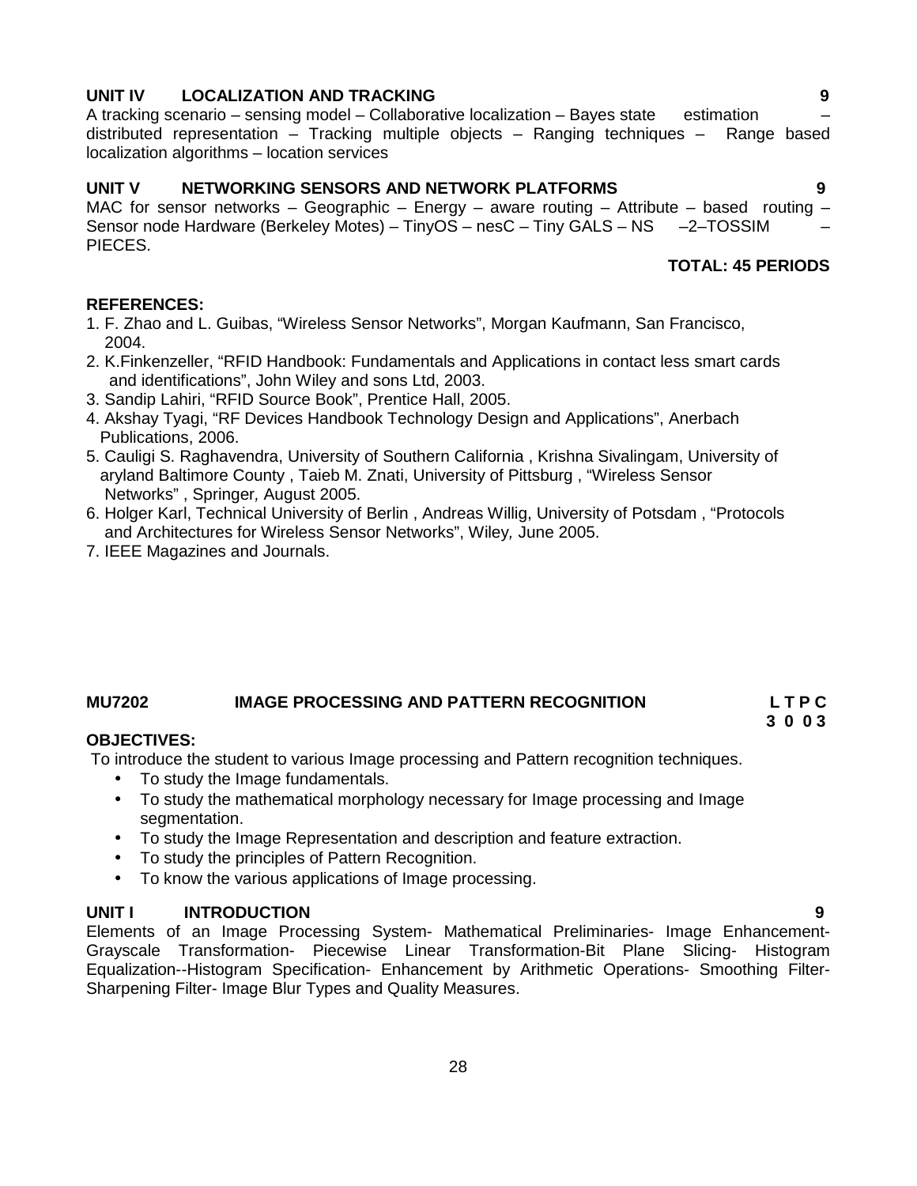**UNIT IV LOCALIZATION AND TRACKING 9**

A tracking scenario – sensing model – Collaborative localization – Bayes state estimation – distributed representation – Tracking multiple objects – Ranging techniques – Range based localization algorithms – location services

**UNIT V NETWORKING SENSORS AND NETWORK PLATFORMS 9**

MAC for sensor networks – Geographic – Energy – aware routing – Attribute – based routing – Sensor node Hardware (Berkeley Motes) – TinyOS – nesC – Tiny GALS – NS –2–TOSSIM – PIECES.

**TOTAL: 45 PERIODS**

**REFERENCES:**

1. F. Zhao and L. Guibas, “Wireless Sensor Networks”, Morgan Kaufmann, San Francisco, 2004.
2. K.Finkenzeller, “RFID Handbook: Fundamentals and Applications in contact less smart cards and identifications”, John Wiley and sons Ltd, 2003.
3. Sandip Lahiri, “RFID Source Book”, Prentice Hall, 2005.
4. Akshay Tyagi, “RF Devices Handbook Technology Design and Applications”, Anerbach Publications, 2006.
5. Cauligi S. Raghavendra, University of Southern California , Krishna Sivalingam, University of aryland Baltimore County , Taieb M. Znati, University of Pittsburg , “Wireless Sensor Networks” , Springer*,* August 2005.
6. Holger Karl, Technical University of Berlin , Andreas Willig, University of Potsdam , “Protocols and Architectures for Wireless Sensor Networks”, Wiley*,* June 2005.
7. IEEE Magazines and Journals.

## MU7202 IMAGE PROCESSING AND PATTERN RECOGNITION

| L | T | P | C |
|---|---|---|---|
| 3 | 0 | 0 | 3 |

**OBJECTIVES:**

To introduce the student to various Image processing and Pattern recognition techniques.

- To study the Image fundamentals.
- To study the mathematical morphology necessary for Image processing and Image segmentation.
- To study the Image Representation and description and feature extraction.
- To study the principles of Pattern Recognition.
- To know the various applications of Image processing.

**UNIT I INTRODUCTION 9**

Elements of an Image Processing System- Mathematical Preliminaries- Image Enhancement- Grayscale Transformation- Piecewise Linear Transformation-Bit Plane Slicing- Histogram Equalization--Histogram Specification- Enhancement by Arithmetic Operations- Smoothing Filter- Sharpening Filter- Image Blur Types and Quality Measures.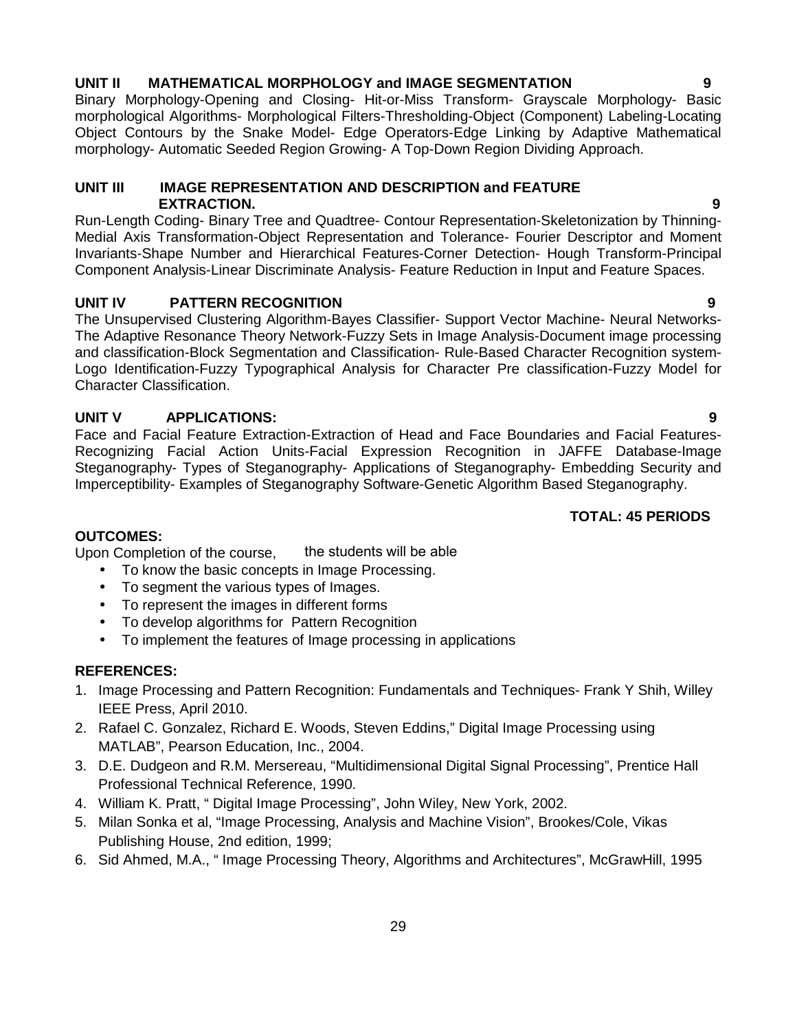**UNIT II MATHEMATICAL MORPHOLOGY and IMAGE SEGMENTATION 9**

Binary Morphology-Opening and Closing- Hit-or-Miss Transform- Grayscale Morphology- Basic morphological Algorithms- Morphological Filters-Thresholding-Object (Component) Labeling-Locating Object Contours by the Snake Model- Edge Operators-Edge Linking by Adaptive Mathematical morphology- Automatic Seeded Region Growing- A Top-Down Region Dividing Approach.

**UNIT III IMAGE REPRESENTATION AND DESCRIPTION and FEATURE EXTRACTION. 9**

Run-Length Coding- Binary Tree and Quadtree- Contour Representation-Skeletonization by Thinning-Medial Axis Transformation-Object Representation and Tolerance- Fourier Descriptor and Moment Invariants-Shape Number and Hierarchical Features-Corner Detection- Hough Transform-Principal Component Analysis-Linear Discriminate Analysis- Feature Reduction in Input and Feature Spaces.

**UNIT IV PATTERN RECOGNITION 9**

The Unsupervised Clustering Algorithm-Bayes Classifier- Support Vector Machine- Neural Networks-The Adaptive Resonance Theory Network-Fuzzy Sets in Image Analysis-Document image processing and classification-Block Segmentation and Classification- Rule-Based Character Recognition system-Logo Identification-Fuzzy Typographical Analysis for Character Pre classification-Fuzzy Model for Character Classification.

**UNIT V APPLICATIONS: 9**

Face and Facial Feature Extraction-Extraction of Head and Face Boundaries and Facial Features-Recognizing Facial Action Units-Facial Expression Recognition in JAFFE Database-Image Steganography- Types of Steganography- Applications of Steganography- Embedding Security and Imperceptibility- Examples of Steganography Software-Genetic Algorithm Based Steganography.

**TOTAL: 45 PERIODS**

**OUTCOMES:**

Upon Completion of the course, the students will be able

- To know the basic concepts in Image Processing.
- To segment the various types of Images.
- To represent the images in different forms
- To develop algorithms for Pattern Recognition
- To implement the features of Image processing in applications

**REFERENCES:**

1. Image Processing and Pattern Recognition: Fundamentals and Techniques- Frank Y Shih, Willey IEEE Press, April 2010.
2. Rafael C. Gonzalez, Richard E. Woods, Steven Eddins," Digital Image Processing using MATLAB", Pearson Education, Inc., 2004.
3. D.E. Dudgeon and R.M. Mersereau, "Multidimensional Digital Signal Processing", Prentice Hall Professional Technical Reference, 1990.
4. William K. Pratt, " Digital Image Processing", John Wiley, New York, 2002.
5. Milan Sonka et al, "Image Processing, Analysis and Machine Vision", Brookes/Cole, Vikas Publishing House, 2nd edition, 1999;
6. Sid Ahmed, M.A., " Image Processing Theory, Algorithms and Architectures", McGrawHill, 1995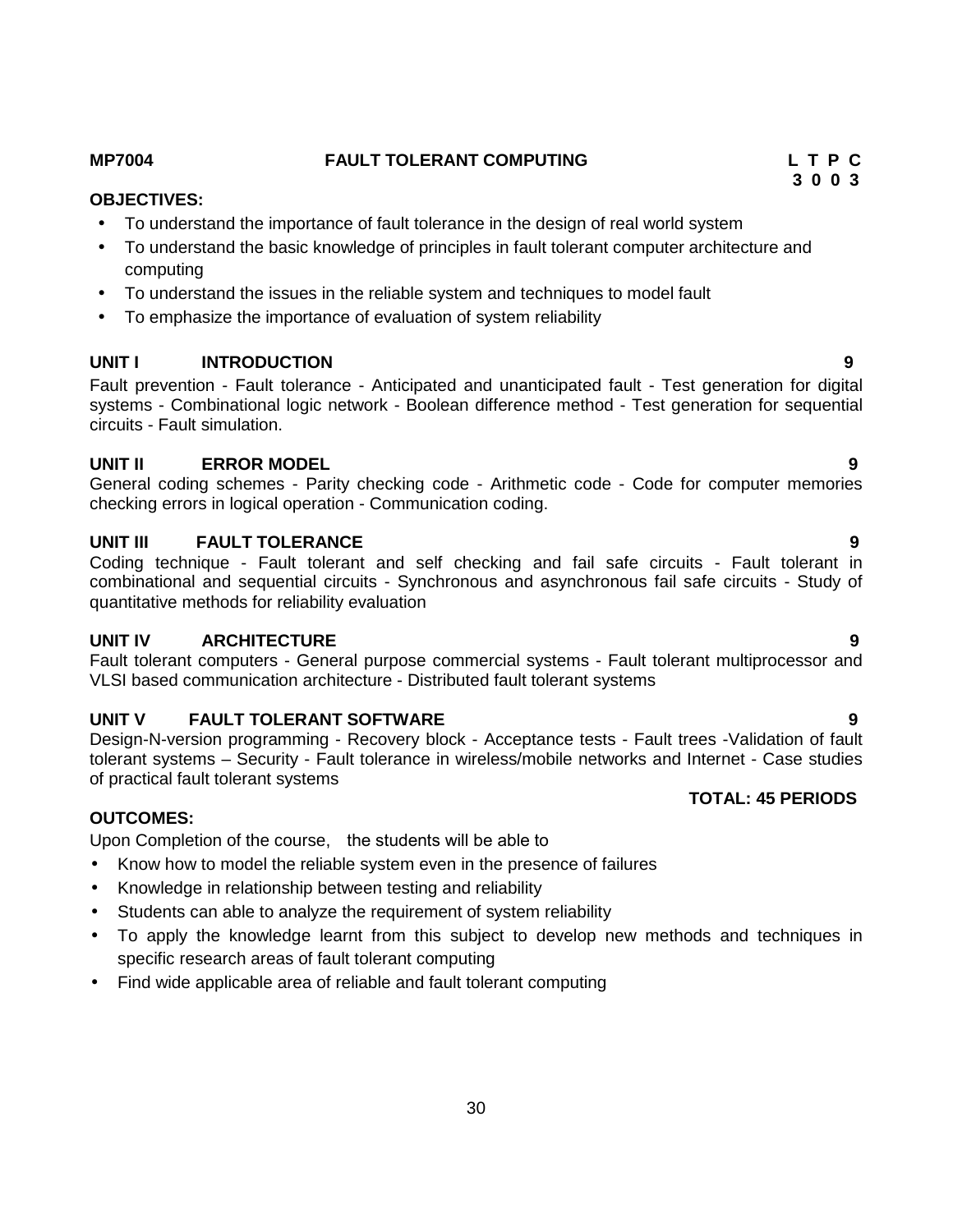**MP7004** **FAULT TOLERANT COMPUTING** **L T P C**
**3 0 0 3**

**OBJECTIVES:**

- To understand the importance of fault tolerance in the design of real world system
- To understand the basic knowledge of principles in fault tolerant computer architecture and computing
- To understand the issues in the reliable system and techniques to model fault
- To emphasize the importance of evaluation of system reliability

**UNIT I INTRODUCTION** **9**

Fault prevention - Fault tolerance - Anticipated and unanticipated fault - Test generation for digital systems - Combinational logic network - Boolean difference method - Test generation for sequential circuits - Fault simulation.

**UNIT II ERROR MODEL** **9**

General coding schemes - Parity checking code - Arithmetic code - Code for computer memories checking errors in logical operation - Communication coding.

**UNIT III FAULT TOLERANCE** **9**

Coding technique - Fault tolerant and self checking and fail safe circuits - Fault tolerant in combinational and sequential circuits - Synchronous and asynchronous fail safe circuits - Study of quantitative methods for reliability evaluation

**UNIT IV ARCHITECTURE** **9**

Fault tolerant computers - General purpose commercial systems - Fault tolerant multiprocessor and VLSI based communication architecture - Distributed fault tolerant systems

**UNIT V FAULT TOLERANT SOFTWARE** **9**

Design-N-version programming - Recovery block - Acceptance tests - Fault trees -Validation of fault tolerant systems – Security - Fault tolerance in wireless/mobile networks and Internet - Case studies of practical fault tolerant systems

**TOTAL: 45 PERIODS**

**OUTCOMES:**

Upon Completion of the course, the students will be able to

- Know how to model the reliable system even in the presence of failures
- Knowledge in relationship between testing and reliability
- Students can able to analyze the requirement of system reliability
- To apply the knowledge learnt from this subject to develop new methods and techniques in specific research areas of fault tolerant computing
- Find wide applicable area of reliable and fault tolerant computing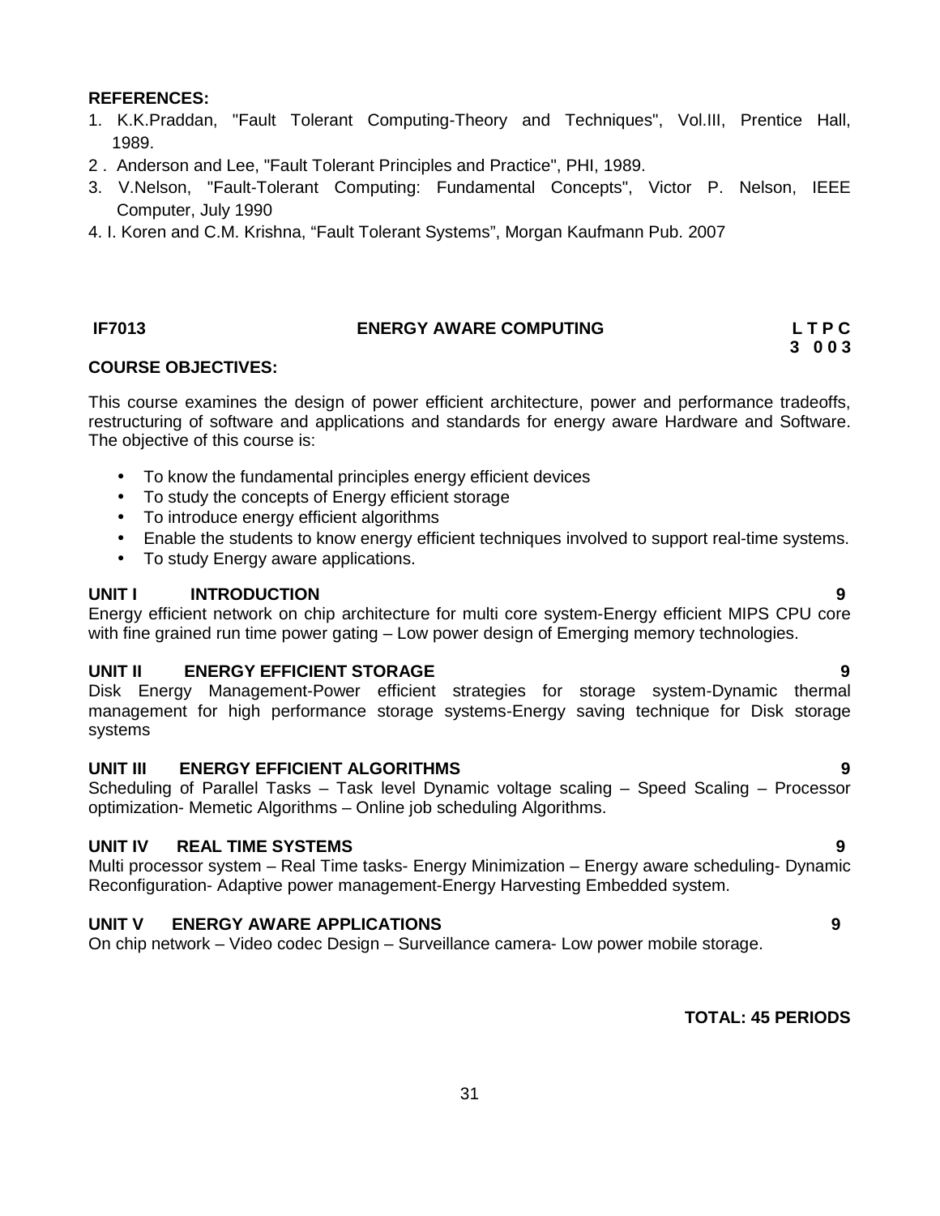**REFERENCES:**

1. K.K.Praddan, "Fault Tolerant Computing-Theory and Techniques", Vol.III, Prentice Hall, 1989.
2. Anderson and Lee, "Fault Tolerant Principles and Practice", PHI, 1989.
3. V.Nelson, "Fault-Tolerant Computing: Fundamental Concepts", Victor P. Nelson, IEEE Computer, July 1990
4. I. Koren and C.M. Krishna, "Fault Tolerant Systems", Morgan Kaufmann Pub. 2007

## IF7013 ENERGY AWARE COMPUTING

**L T P C**
**3 0 0 3**

**COURSE OBJECTIVES:**

This course examines the design of power efficient architecture, power and performance tradeoffs, restructuring of software and applications and standards for energy aware Hardware and Software. The objective of this course is:

- To know the fundamental principles energy efficient devices
- To study the concepts of Energy efficient storage
- To introduce energy efficient algorithms
- Enable the students to know energy efficient techniques involved to support real-time systems.
- To study Energy aware applications.

**UNIT I INTRODUCTION 9**

Energy efficient network on chip architecture for multi core system-Energy efficient MIPS CPU core with fine grained run time power gating – Low power design of Emerging memory technologies.

**UNIT II ENERGY EFFICIENT STORAGE 9**

Disk Energy Management-Power efficient strategies for storage system-Dynamic thermal management for high performance storage systems-Energy saving technique for Disk storage systems

**UNIT III ENERGY EFFICIENT ALGORITHMS 9**

Scheduling of Parallel Tasks – Task level Dynamic voltage scaling – Speed Scaling – Processor optimization- Memetic Algorithms – Online job scheduling Algorithms.

**UNIT IV REAL TIME SYSTEMS 9**

Multi processor system – Real Time tasks- Energy Minimization – Energy aware scheduling- Dynamic Reconfiguration- Adaptive power management-Energy Harvesting Embedded system.

**UNIT V ENERGY AWARE APPLICATIONS 9**

On chip network – Video codec Design – Surveillance camera- Low power mobile storage.

**TOTAL: 45 PERIODS**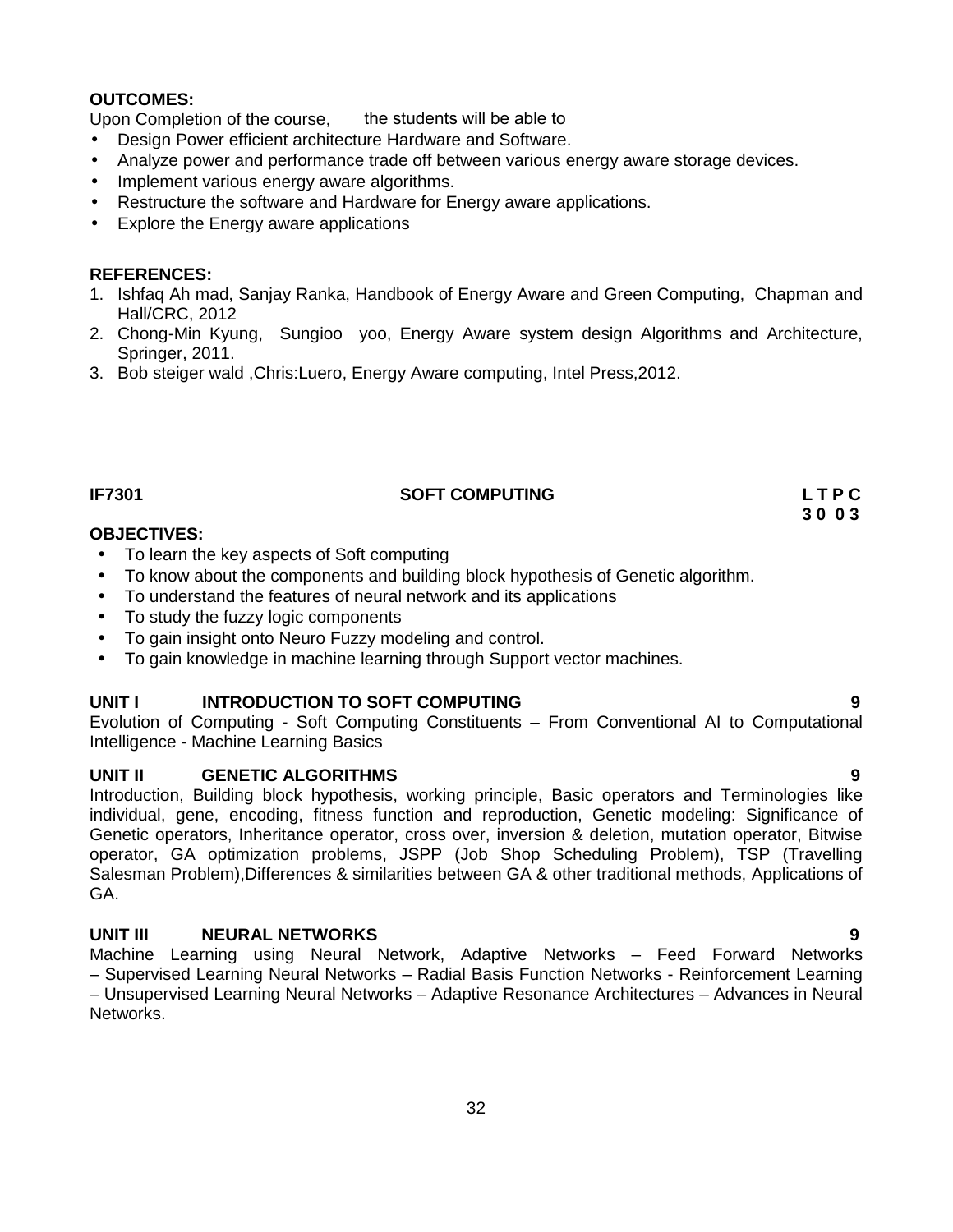**OUTCOMES:**

Upon Completion of the course, the students will be able to

- Design Power efficient architecture Hardware and Software.
- Analyze power and performance trade off between various energy aware storage devices.
- Implement various energy aware algorithms.
- Restructure the software and Hardware for Energy aware applications.
- Explore the Energy aware applications

**REFERENCES:**

1. Ishfaq Ah mad, Sanjay Ranka, Handbook of Energy Aware and Green Computing, Chapman and Hall/CRC, 2012
2. Chong-Min Kyung, Sungioo yoo, Energy Aware system design Algorithms and Architecture, Springer, 2011.
3. Bob steiger wald ,Chris:Luero, Energy Aware computing, Intel Press,2012.

## IF7301 SOFT COMPUTING

**L T P C**
**3 0 0 3**

**OBJECTIVES:**

- To learn the key aspects of Soft computing
- To know about the components and building block hypothesis of Genetic algorithm.
- To understand the features of neural network and its applications
- To study the fuzzy logic components
- To gain insight onto Neuro Fuzzy modeling and control.
- To gain knowledge in machine learning through Support vector machines.

**UNIT I INTRODUCTION TO SOFT COMPUTING 9**

Evolution of Computing - Soft Computing Constituents – From Conventional AI to Computational Intelligence - Machine Learning Basics

**UNIT II GENETIC ALGORITHMS 9**

Introduction, Building block hypothesis, working principle, Basic operators and Terminologies like individual, gene, encoding, fitness function and reproduction, Genetic modeling: Significance of Genetic operators, Inheritance operator, cross over, inversion & deletion, mutation operator, Bitwise operator, GA optimization problems, JSPP (Job Shop Scheduling Problem), TSP (Travelling Salesman Problem),Differences & similarities between GA & other traditional methods, Applications of GA.

**UNIT III NEURAL NETWORKS 9**

Machine Learning using Neural Network, Adaptive Networks – Feed Forward Networks – Supervised Learning Neural Networks – Radial Basis Function Networks - Reinforcement Learning – Unsupervised Learning Neural Networks – Adaptive Resonance Architectures – Advances in Neural Networks.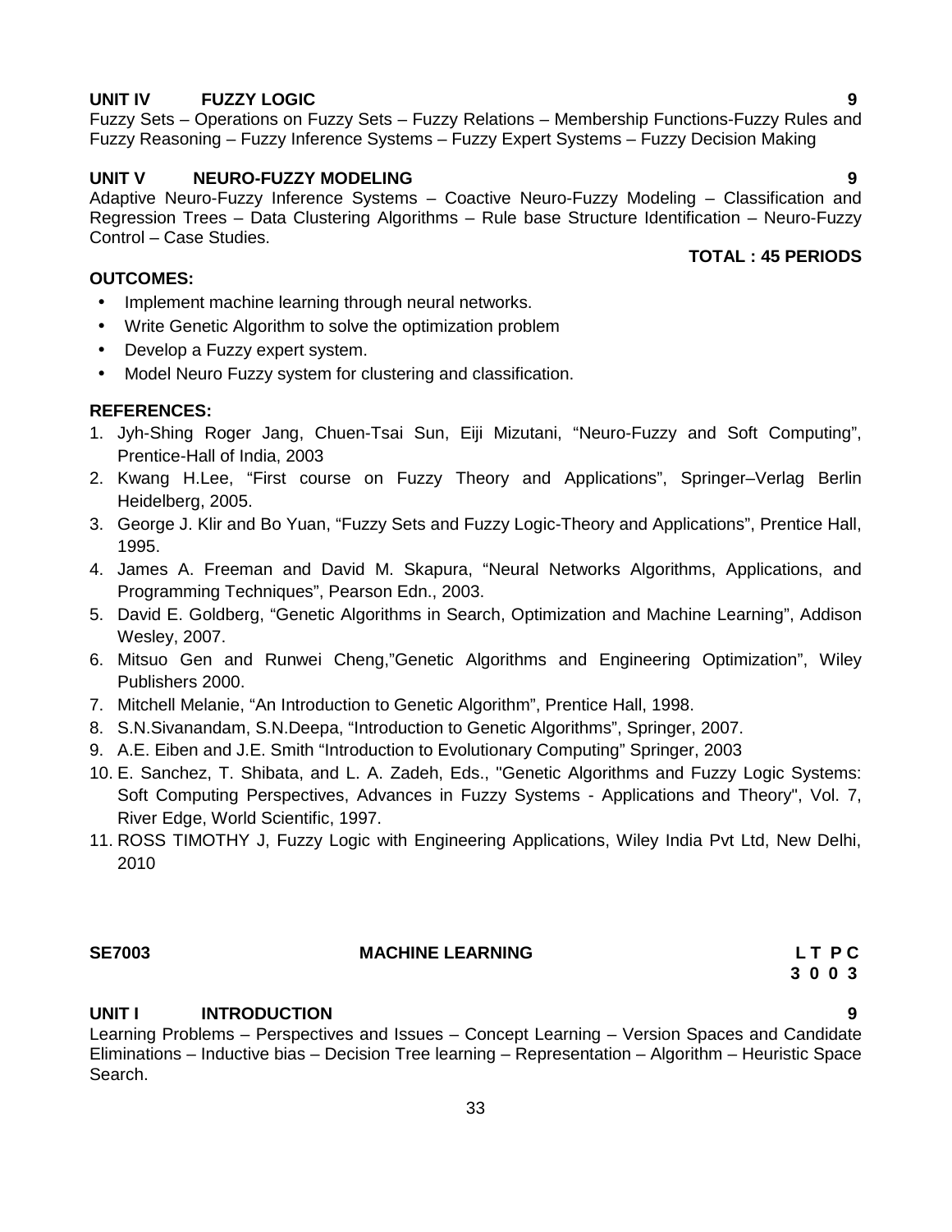**UNIT IV FUZZY LOGIC 9**

Fuzzy Sets – Operations on Fuzzy Sets – Fuzzy Relations – Membership Functions-Fuzzy Rules and Fuzzy Reasoning – Fuzzy Inference Systems – Fuzzy Expert Systems – Fuzzy Decision Making

**UNIT V NEURO-FUZZY MODELING 9**

Adaptive Neuro-Fuzzy Inference Systems – Coactive Neuro-Fuzzy Modeling – Classification and Regression Trees – Data Clustering Algorithms – Rule base Structure Identification – Neuro-Fuzzy Control – Case Studies.

**TOTAL : 45 PERIODS**

**OUTCOMES:**

- Implement machine learning through neural networks.
- Write Genetic Algorithm to solve the optimization problem
- Develop a Fuzzy expert system.
- Model Neuro Fuzzy system for clustering and classification.

**REFERENCES:**

1. Jyh-Shing Roger Jang, Chuen-Tsai Sun, Eiji Mizutani, "Neuro-Fuzzy and Soft Computing", Prentice-Hall of India, 2003
2. Kwang H.Lee, "First course on Fuzzy Theory and Applications", Springer–Verlag Berlin Heidelberg, 2005.
3. George J. Klir and Bo Yuan, "Fuzzy Sets and Fuzzy Logic-Theory and Applications", Prentice Hall, 1995.
4. James A. Freeman and David M. Skapura, "Neural Networks Algorithms, Applications, and Programming Techniques", Pearson Edn., 2003.
5. David E. Goldberg, "Genetic Algorithms in Search, Optimization and Machine Learning", Addison Wesley, 2007.
6. Mitsuo Gen and Runwei Cheng,"Genetic Algorithms and Engineering Optimization", Wiley Publishers 2000.
7. Mitchell Melanie, "An Introduction to Genetic Algorithm", Prentice Hall, 1998.
8. S.N.Sivanandam, S.N.Deepa, "Introduction to Genetic Algorithms", Springer, 2007.
9. A.E. Eiben and J.E. Smith "Introduction to Evolutionary Computing" Springer, 2003
10. E. Sanchez, T. Shibata, and L. A. Zadeh, Eds., "Genetic Algorithms and Fuzzy Logic Systems: Soft Computing Perspectives, Advances in Fuzzy Systems - Applications and Theory", Vol. 7, River Edge, World Scientific, 1997.
11. ROSS TIMOTHY J, Fuzzy Logic with Engineering Applications, Wiley India Pvt Ltd, New Delhi, 2010

**SE7003 MACHINE LEARNING L T P C**
**3 0 0 3**

**UNIT I INTRODUCTION 9**

Learning Problems – Perspectives and Issues – Concept Learning – Version Spaces and Candidate Eliminations – Inductive bias – Decision Tree learning – Representation – Algorithm – Heuristic Space Search.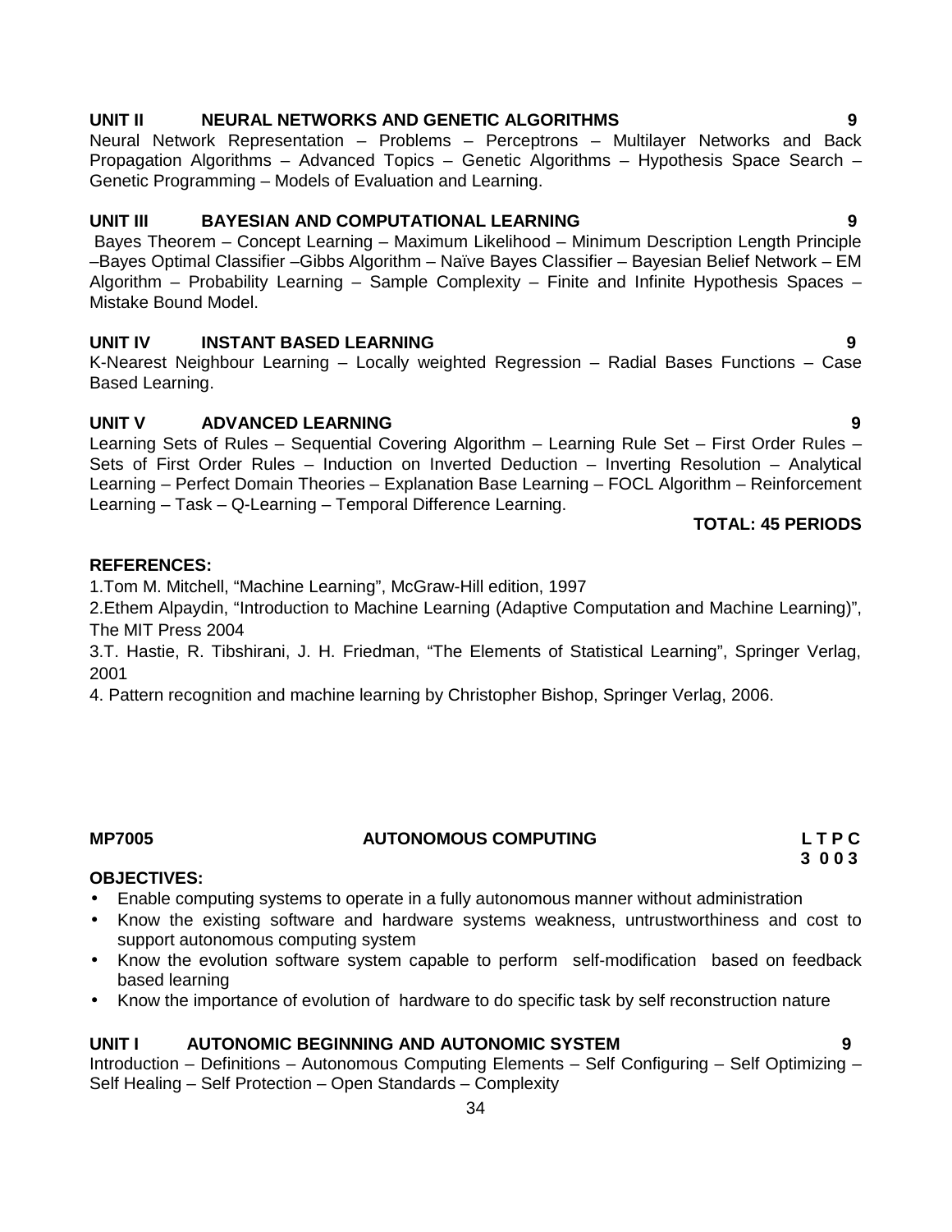**UNIT II NEURAL NETWORKS AND GENETIC ALGORITHMS 9**

Neural Network Representation – Problems – Perceptrons – Multilayer Networks and Back Propagation Algorithms – Advanced Topics – Genetic Algorithms – Hypothesis Space Search – Genetic Programming – Models of Evaluation and Learning.

**UNIT III BAYESIAN AND COMPUTATIONAL LEARNING 9**

Bayes Theorem – Concept Learning – Maximum Likelihood – Minimum Description Length Principle –Bayes Optimal Classifier –Gibbs Algorithm – Naïve Bayes Classifier – Bayesian Belief Network – EM Algorithm – Probability Learning – Sample Complexity – Finite and Infinite Hypothesis Spaces – Mistake Bound Model.

**UNIT IV INSTANT BASED LEARNING 9**

K-Nearest Neighbour Learning – Locally weighted Regression – Radial Bases Functions – Case Based Learning.

**UNIT V ADVANCED LEARNING 9**

Learning Sets of Rules – Sequential Covering Algorithm – Learning Rule Set – First Order Rules – Sets of First Order Rules – Induction on Inverted Deduction – Inverting Resolution – Analytical Learning – Perfect Domain Theories – Explanation Base Learning – FOCL Algorithm – Reinforcement Learning – Task – Q-Learning – Temporal Difference Learning.

**TOTAL: 45 PERIODS**

**REFERENCES:**

1.Tom M. Mitchell, "Machine Learning", McGraw-Hill edition, 1997

2.Ethem Alpaydin, "Introduction to Machine Learning (Adaptive Computation and Machine Learning)", The MIT Press 2004

3.T. Hastie, R. Tibshirani, J. H. Friedman, "The Elements of Statistical Learning", Springer Verlag, 2001

4. Pattern recognition and machine learning by Christopher Bishop, Springer Verlag, 2006.

**MP7005 AUTONOMOUS COMPUTING L T P C**
**3 0 0 3**

**OBJECTIVES:**

- Enable computing systems to operate in a fully autonomous manner without administration
- Know the existing software and hardware systems weakness, untrustworthiness and cost to support autonomous computing system
- Know the evolution software system capable to perform self-modification based on feedback based learning
- Know the importance of evolution of hardware to do specific task by self reconstruction nature

**UNIT I AUTONOMIC BEGINNING AND AUTONOMIC SYSTEM 9**

Introduction – Definitions – Autonomous Computing Elements – Self Configuring – Self Optimizing – Self Healing – Self Protection – Open Standards – Complexity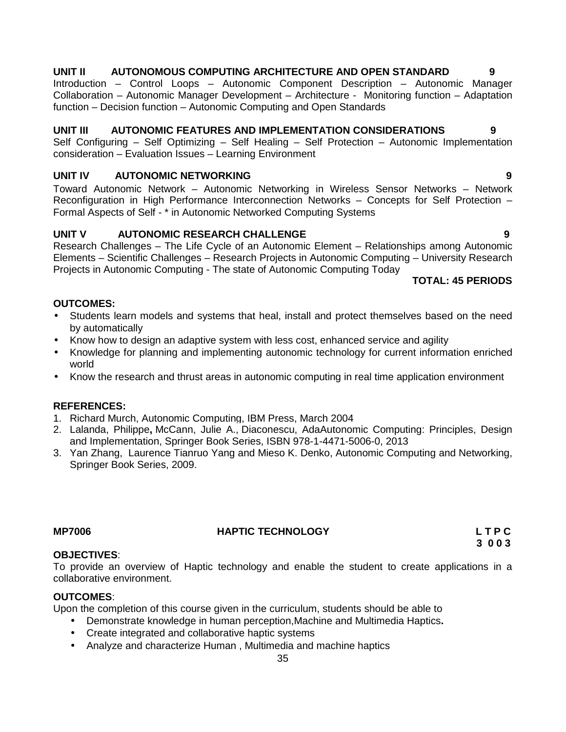**UNIT II AUTONOMOUS COMPUTING ARCHITECTURE AND OPEN STANDARD 9**

Introduction – Control Loops – Autonomic Component Description – Autonomic Manager Collaboration – Autonomic Manager Development – Architecture - Monitoring function – Adaptation function – Decision function – Autonomic Computing and Open Standards

**UNIT III AUTONOMIC FEATURES AND IMPLEMENTATION CONSIDERATIONS 9**

Self Configuring – Self Optimizing – Self Healing – Self Protection – Autonomic Implementation consideration – Evaluation Issues – Learning Environment

**UNIT IV AUTONOMIC NETWORKING 9**

Toward Autonomic Network – Autonomic Networking in Wireless Sensor Networks – Network Reconfiguration in High Performance Interconnection Networks – Concepts for Self Protection – Formal Aspects of Self - * in Autonomic Networked Computing Systems

**UNIT V AUTONOMIC RESEARCH CHALLENGE 9**

Research Challenges – The Life Cycle of an Autonomic Element – Relationships among Autonomic Elements – Scientific Challenges – Research Projects in Autonomic Computing – University Research Projects in Autonomic Computing - The state of Autonomic Computing Today

**TOTAL: 45 PERIODS**

**OUTCOMES:**

- Students learn models and systems that heal, install and protect themselves based on the need by automatically
- Know how to design an adaptive system with less cost, enhanced service and agility
- Knowledge for planning and implementing autonomic technology for current information enriched world
- Know the research and thrust areas in autonomic computing in real time application environment

**REFERENCES:**

1. Richard Murch, Autonomic Computing, IBM Press, March 2004
2. Lalanda, Philippe**,** McCann, Julie A., Diaconescu, AdaAutonomic Computing: Principles, Design and Implementation, Springer Book Series, ISBN 978-1-4471-5006-0, 2013
3. Yan Zhang, Laurence Tianruo Yang and Mieso K. Denko, Autonomic Computing and Networking, Springer Book Series, 2009.

**MP7006 HAPTIC TECHNOLOGY L T P C**
**3 0 0 3**

**OBJECTIVES**:

To provide an overview of Haptic technology and enable the student to create applications in a collaborative environment.

**OUTCOMES**:

Upon the completion of this course given in the curriculum, students should be able to

- Demonstrate knowledge in human perception,Machine and Multimedia Haptics**.**
- Create integrated and collaborative haptic systems
- Analyze and characterize Human , Multimedia and machine haptics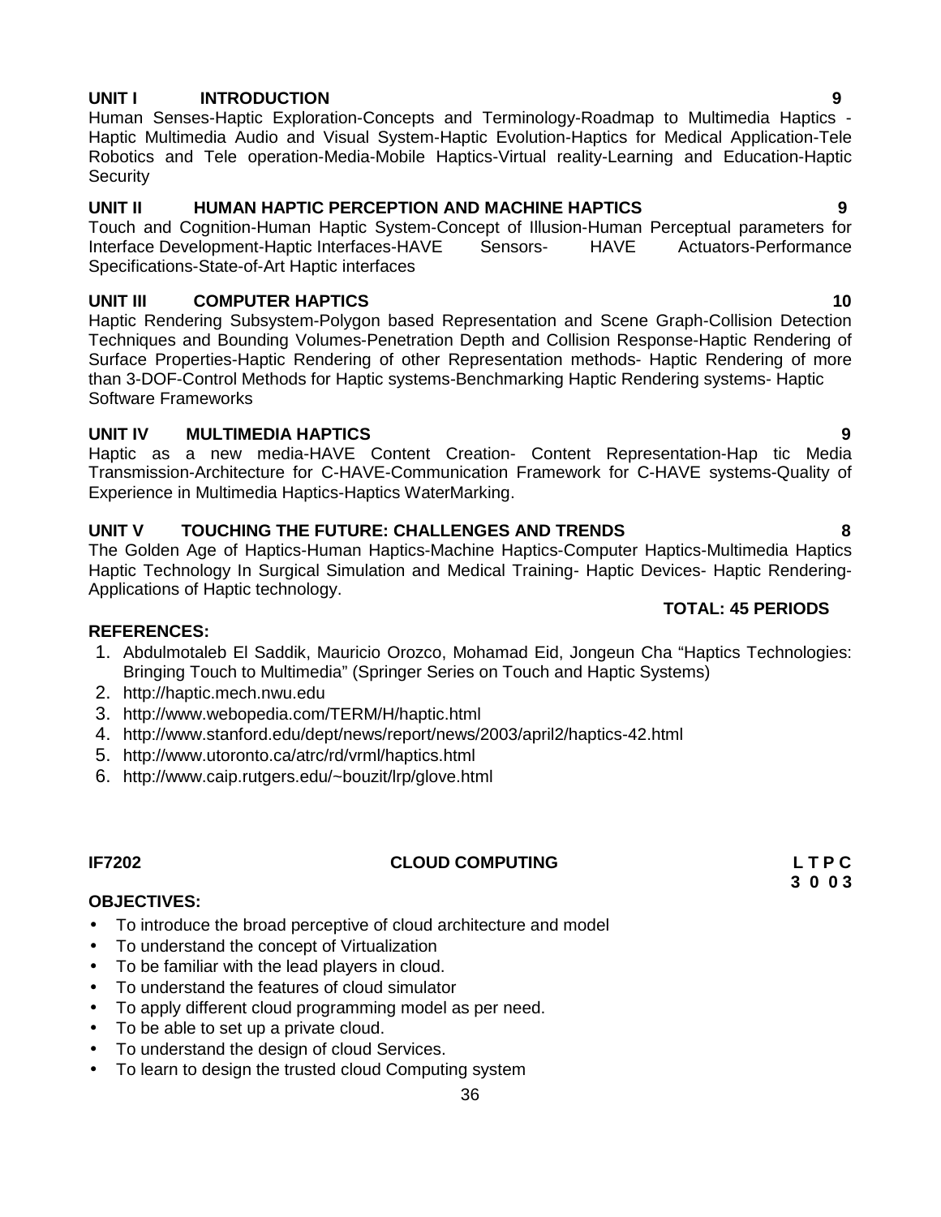**UNIT I INTRODUCTION 9**

Human Senses-Haptic Exploration-Concepts and Terminology-Roadmap to Multimedia Haptics - Haptic Multimedia Audio and Visual System-Haptic Evolution-Haptics for Medical Application-Tele Robotics and Tele operation-Media-Mobile Haptics-Virtual reality-Learning and Education-Haptic Security

**UNIT II HUMAN HAPTIC PERCEPTION AND MACHINE HAPTICS 9**

Touch and Cognition-Human Haptic System-Concept of Illusion-Human Perceptual parameters for Interface Development-Haptic Interfaces-HAVE Sensors- HAVE Actuators-Performance Specifications-State-of-Art Haptic interfaces

**UNIT III COMPUTER HAPTICS 10**

Haptic Rendering Subsystem-Polygon based Representation and Scene Graph-Collision Detection Techniques and Bounding Volumes-Penetration Depth and Collision Response-Haptic Rendering of Surface Properties-Haptic Rendering of other Representation methods- Haptic Rendering of more than 3-DOF-Control Methods for Haptic systems-Benchmarking Haptic Rendering systems- Haptic Software Frameworks

**UNIT IV MULTIMEDIA HAPTICS 9**

Haptic as a new media-HAVE Content Creation- Content Representation-Hap tic Media Transmission-Architecture for C-HAVE-Communication Framework for C-HAVE systems-Quality of Experience in Multimedia Haptics-Haptics WaterMarking.

**UNIT V TOUCHING THE FUTURE: CHALLENGES AND TRENDS 8**

The Golden Age of Haptics-Human Haptics-Machine Haptics-Computer Haptics-Multimedia Haptics Haptic Technology In Surgical Simulation and Medical Training- Haptic Devices- Haptic Rendering-Applications of Haptic technology.

**TOTAL: 45 PERIODS**

**REFERENCES:**

1. Abdulmotaleb El Saddik, Mauricio Orozco, Mohamad Eid, Jongeun Cha "Haptics Technologies: Bringing Touch to Multimedia" (Springer Series on Touch and Haptic Systems)
2. http://haptic.mech.nwu.edu
3. http://www.webopedia.com/TERM/H/haptic.html
4. http://www.stanford.edu/dept/news/report/news/2003/april2/haptics-42.html
5. http://www.utoronto.ca/atrc/rd/vrml/haptics.html
6. http://www.caip.rutgers.edu/~bouzit/lrp/glove.html

**IF7202 CLOUD COMPUTING**

| L | T | P | C |
|---|---|---|---|
| 3 | 0 | 0 | 3 |

**OBJECTIVES:**

- To introduce the broad perceptive of cloud architecture and model
- To understand the concept of Virtualization
- To be familiar with the lead players in cloud.
- To understand the features of cloud simulator
- To apply different cloud programming model as per need.
- To be able to set up a private cloud.
- To understand the design of cloud Services.
- To learn to design the trusted cloud Computing system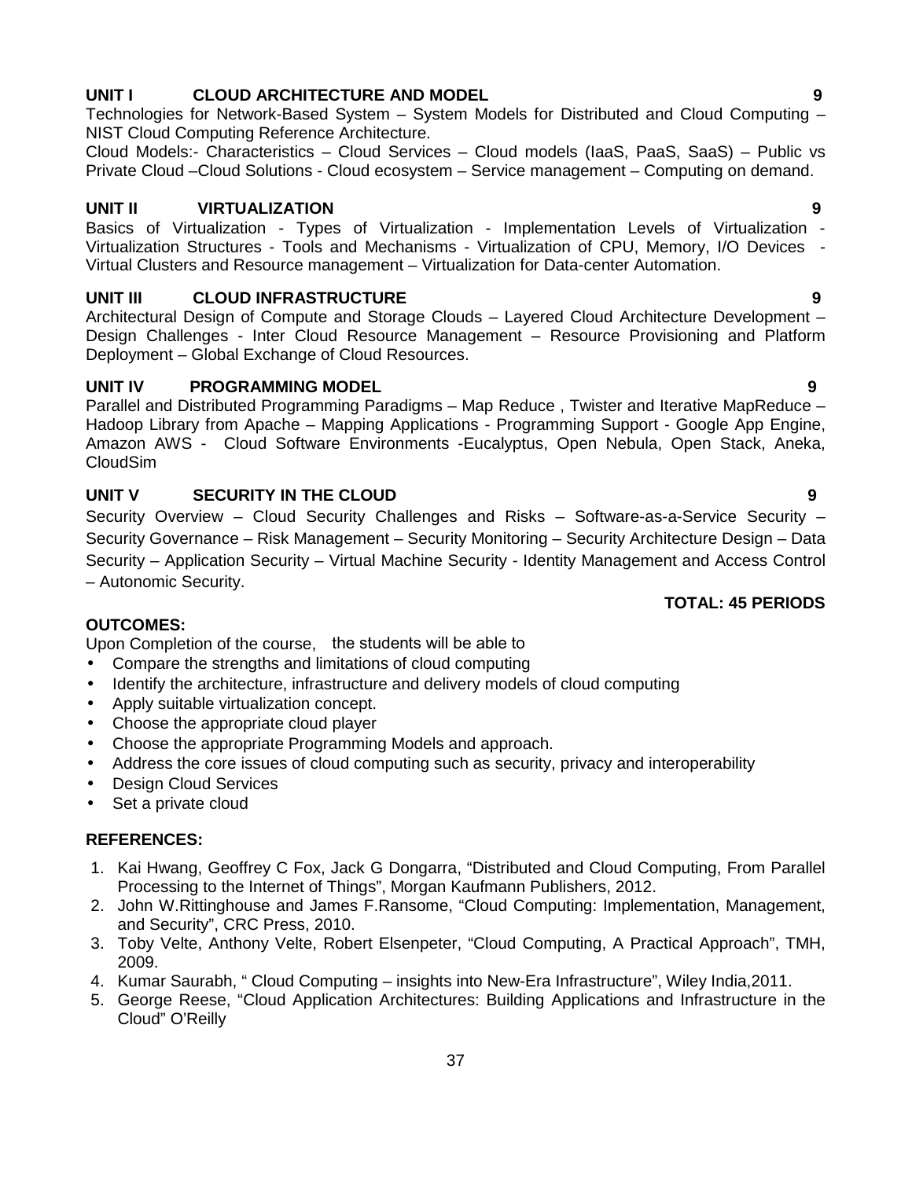**UNIT I CLOUD ARCHITECTURE AND MODEL 9**

Technologies for Network-Based System – System Models for Distributed and Cloud Computing – NIST Cloud Computing Reference Architecture.

Cloud Models:- Characteristics – Cloud Services – Cloud models (IaaS, PaaS, SaaS) – Public vs Private Cloud –Cloud Solutions - Cloud ecosystem – Service management – Computing on demand.

**UNIT II VIRTUALIZATION 9**

Basics of Virtualization - Types of Virtualization - Implementation Levels of Virtualization - Virtualization Structures - Tools and Mechanisms - Virtualization of CPU, Memory, I/O Devices - Virtual Clusters and Resource management – Virtualization for Data-center Automation.

**UNIT III CLOUD INFRASTRUCTURE 9**

Architectural Design of Compute and Storage Clouds – Layered Cloud Architecture Development – Design Challenges - Inter Cloud Resource Management – Resource Provisioning and Platform Deployment – Global Exchange of Cloud Resources.

**UNIT IV PROGRAMMING MODEL 9**

Parallel and Distributed Programming Paradigms – Map Reduce , Twister and Iterative MapReduce – Hadoop Library from Apache – Mapping Applications - Programming Support - Google App Engine, Amazon AWS - Cloud Software Environments -Eucalyptus, Open Nebula, Open Stack, Aneka, CloudSim

**UNIT V SECURITY IN THE CLOUD 9**

Security Overview – Cloud Security Challenges and Risks – Software-as-a-Service Security – Security Governance – Risk Management – Security Monitoring – Security Architecture Design – Data Security – Application Security – Virtual Machine Security - Identity Management and Access Control – Autonomic Security.

**TOTAL: 45 PERIODS**

**OUTCOMES:**

Upon Completion of the course, the students will be able to

- Compare the strengths and limitations of cloud computing
- Identify the architecture, infrastructure and delivery models of cloud computing
- Apply suitable virtualization concept.
- Choose the appropriate cloud player
- Choose the appropriate Programming Models and approach.
- Address the core issues of cloud computing such as security, privacy and interoperability
- Design Cloud Services
- Set a private cloud

**REFERENCES:**

1. Kai Hwang, Geoffrey C Fox, Jack G Dongarra, "Distributed and Cloud Computing, From Parallel Processing to the Internet of Things", Morgan Kaufmann Publishers, 2012.
2. John W.Rittinghouse and James F.Ransome, "Cloud Computing: Implementation, Management, and Security", CRC Press, 2010.
3. Toby Velte, Anthony Velte, Robert Elsenpeter, "Cloud Computing, A Practical Approach", TMH, 2009.
4. Kumar Saurabh, " Cloud Computing – insights into New-Era Infrastructure", Wiley India,2011.
5. George Reese, "Cloud Application Architectures: Building Applications and Infrastructure in the Cloud" O'Reilly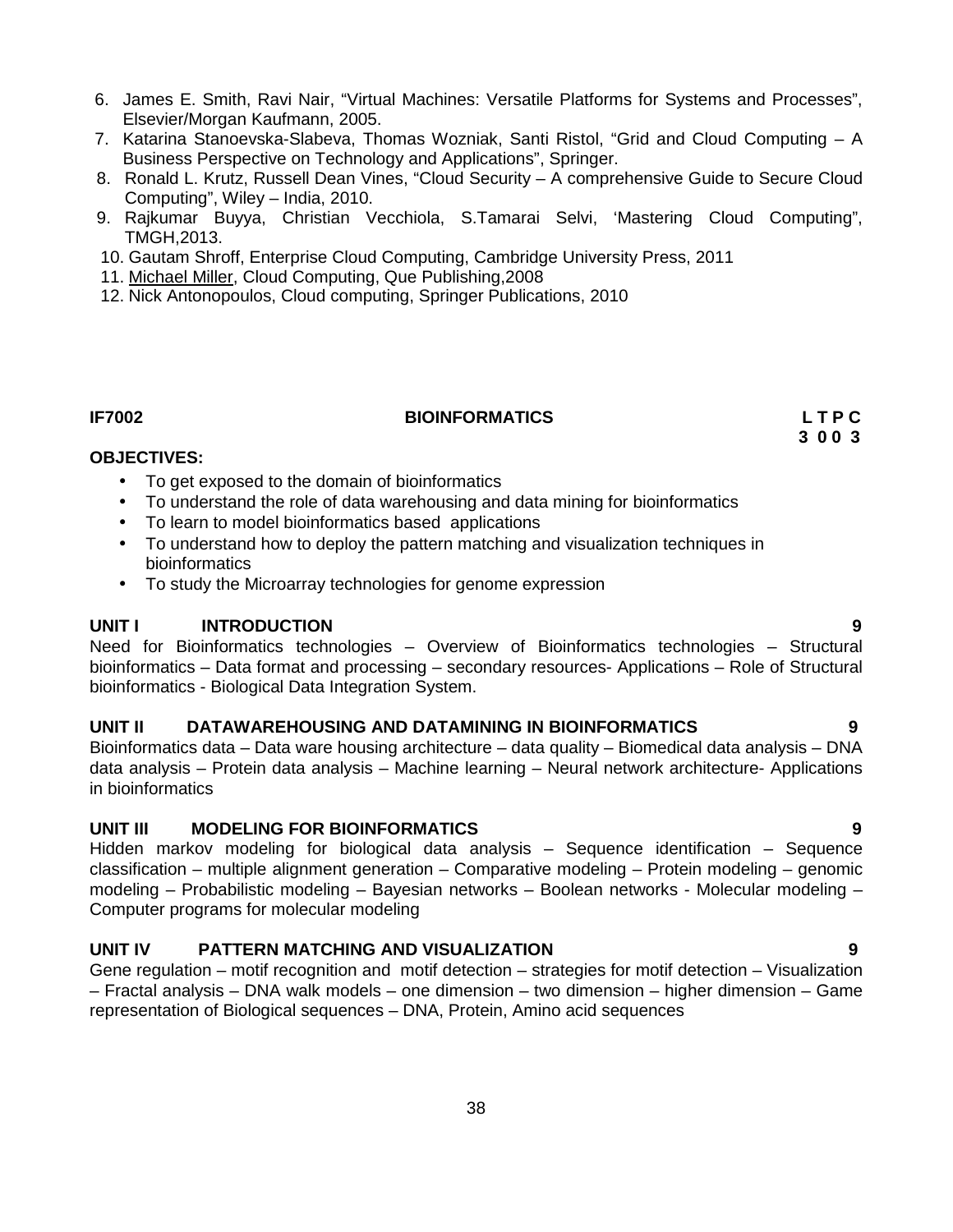6. James E. Smith, Ravi Nair, "Virtual Machines: Versatile Platforms for Systems and Processes", Elsevier/Morgan Kaufmann, 2005.
7. Katarina Stanoevska-Slabeva, Thomas Wozniak, Santi Ristol, "Grid and Cloud Computing – A Business Perspective on Technology and Applications", Springer.
8. Ronald L. Krutz, Russell Dean Vines, "Cloud Security – A comprehensive Guide to Secure Cloud Computing", Wiley – India, 2010.
9. Rajkumar Buyya, Christian Vecchiola, S.Tamarai Selvi, 'Mastering Cloud Computing", TMGH,2013.
10. Gautam Shroff, Enterprise Cloud Computing, Cambridge University Press, 2011
11. Michael Miller, Cloud Computing, Que Publishing,2008
12. Nick Antonopoulos, Cloud computing, Springer Publications, 2010

**IF7002 BIOINFORMATICS L T P C**
**3 0 0 3**

**OBJECTIVES:**

- To get exposed to the domain of bioinformatics
- To understand the role of data warehousing and data mining for bioinformatics
- To learn to model bioinformatics based applications
- To understand how to deploy the pattern matching and visualization techniques in bioinformatics
- To study the Microarray technologies for genome expression

**UNIT I INTRODUCTION 9**

Need for Bioinformatics technologies – Overview of Bioinformatics technologies – Structural bioinformatics – Data format and processing – secondary resources- Applications – Role of Structural bioinformatics - Biological Data Integration System.

**UNIT II DATAWAREHOUSING AND DATAMINING IN BIOINFORMATICS 9**

Bioinformatics data – Data ware housing architecture – data quality – Biomedical data analysis – DNA data analysis – Protein data analysis – Machine learning – Neural network architecture- Applications in bioinformatics

**UNIT III MODELING FOR BIOINFORMATICS 9**

Hidden markov modeling for biological data analysis – Sequence identification – Sequence classification – multiple alignment generation – Comparative modeling – Protein modeling – genomic modeling – Probabilistic modeling – Bayesian networks – Boolean networks - Molecular modeling – Computer programs for molecular modeling

**UNIT IV PATTERN MATCHING AND VISUALIZATION 9**

Gene regulation – motif recognition and motif detection – strategies for motif detection – Visualization – Fractal analysis – DNA walk models – one dimension – two dimension – higher dimension – Game representation of Biological sequences – DNA, Protein, Amino acid sequences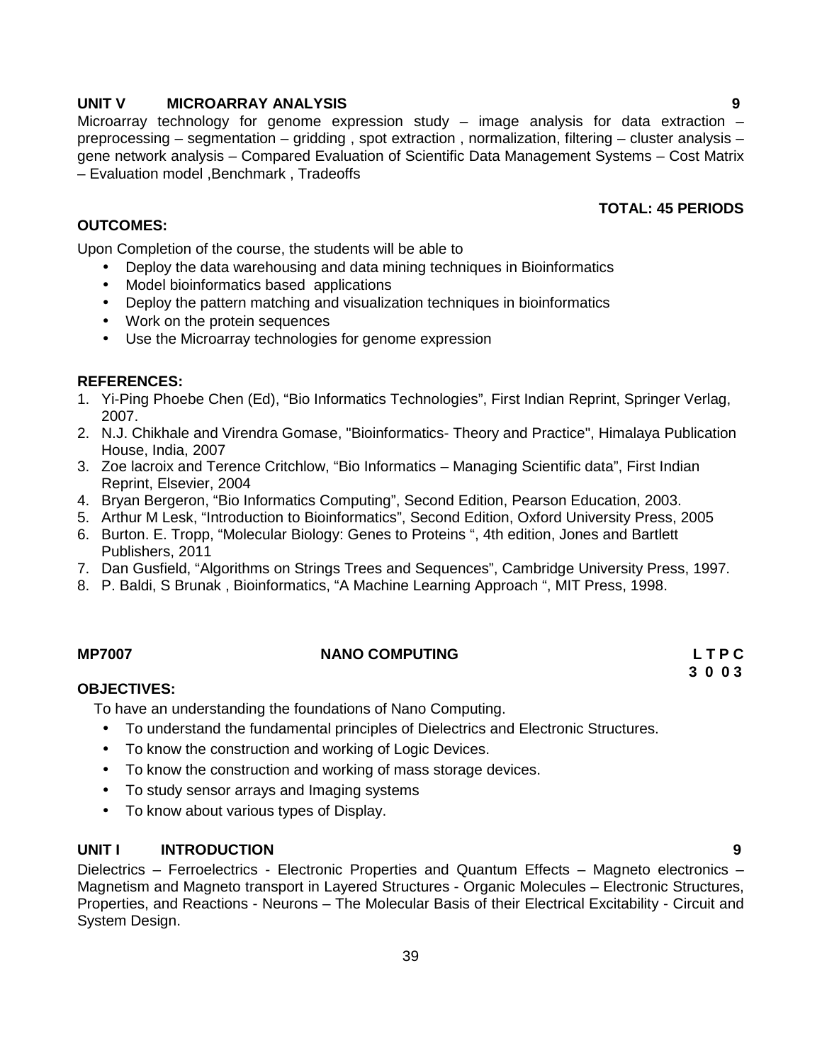**UNIT V MICROARRAY ANALYSIS 9**

Microarray technology for genome expression study – image analysis for data extraction – preprocessing – segmentation – gridding , spot extraction , normalization, filtering – cluster analysis – gene network analysis – Compared Evaluation of Scientific Data Management Systems – Cost Matrix – Evaluation model ,Benchmark , Tradeoffs

**TOTAL: 45 PERIODS**

**OUTCOMES:**

Upon Completion of the course, the students will be able to

- Deploy the data warehousing and data mining techniques in Bioinformatics
- Model bioinformatics based applications
- Deploy the pattern matching and visualization techniques in bioinformatics
- Work on the protein sequences
- Use the Microarray technologies for genome expression

**REFERENCES:**

1. Yi-Ping Phoebe Chen (Ed), “Bio Informatics Technologies”, First Indian Reprint, Springer Verlag, 2007.
2. N.J. Chikhale and Virendra Gomase, "Bioinformatics- Theory and Practice", Himalaya Publication House, India, 2007
3. Zoe lacroix and Terence Critchlow, “Bio Informatics – Managing Scientific data”, First Indian Reprint, Elsevier, 2004
4. Bryan Bergeron, “Bio Informatics Computing”, Second Edition, Pearson Education, 2003.
5. Arthur M Lesk, “Introduction to Bioinformatics”, Second Edition, Oxford University Press, 2005
6. Burton. E. Tropp, “Molecular Biology: Genes to Proteins “, 4th edition, Jones and Bartlett Publishers, 2011
7. Dan Gusfield, “Algorithms on Strings Trees and Sequences”, Cambridge University Press, 1997.
8. P. Baldi, S Brunak , Bioinformatics, “A Machine Learning Approach “, MIT Press, 1998.

## MP7007 NANO COMPUTING

| L | T | P | C |
|---|---|---|---|
| 3 | 0 | 0 | 3 |

**OBJECTIVES:**

To have an understanding the foundations of Nano Computing.

- To understand the fundamental principles of Dielectrics and Electronic Structures.
- To know the construction and working of Logic Devices.
- To know the construction and working of mass storage devices.
- To study sensor arrays and Imaging systems
- To know about various types of Display.

**UNIT I INTRODUCTION 9**

Dielectrics – Ferroelectrics - Electronic Properties and Quantum Effects – Magneto electronics – Magnetism and Magneto transport in Layered Structures - Organic Molecules – Electronic Structures, Properties, and Reactions - Neurons – The Molecular Basis of their Electrical Excitability - Circuit and System Design.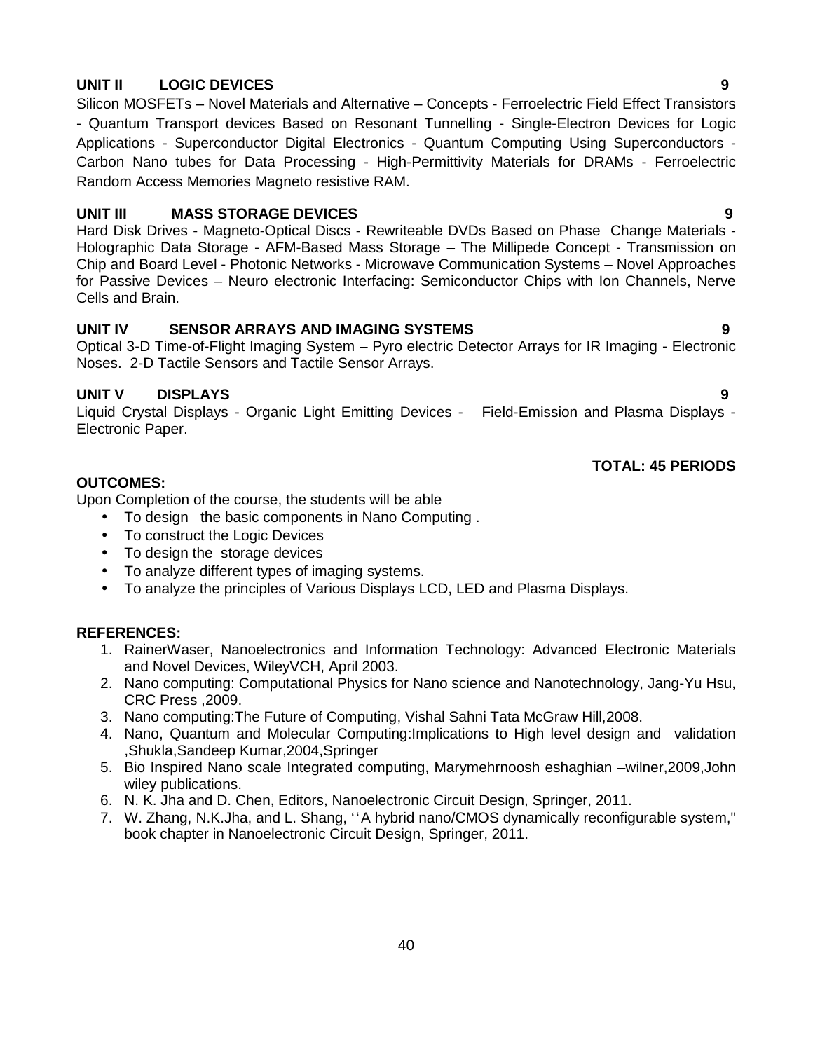**UNIT II LOGIC DEVICES 9**

Silicon MOSFETs – Novel Materials and Alternative – Concepts - Ferroelectric Field Effect Transistors - Quantum Transport devices Based on Resonant Tunnelling - Single-Electron Devices for Logic Applications - Superconductor Digital Electronics - Quantum Computing Using Superconductors - Carbon Nano tubes for Data Processing - High-Permittivity Materials for DRAMs - Ferroelectric Random Access Memories Magneto resistive RAM.

**UNIT III MASS STORAGE DEVICES 9**

Hard Disk Drives - Magneto-Optical Discs - Rewriteable DVDs Based on Phase Change Materials - Holographic Data Storage - AFM-Based Mass Storage – The Millipede Concept - Transmission on Chip and Board Level - Photonic Networks - Microwave Communication Systems – Novel Approaches for Passive Devices – Neuro electronic Interfacing: Semiconductor Chips with Ion Channels, Nerve Cells and Brain.

**UNIT IV SENSOR ARRAYS AND IMAGING SYSTEMS 9**

Optical 3-D Time-of-Flight Imaging System – Pyro electric Detector Arrays for IR Imaging - Electronic Noses. 2-D Tactile Sensors and Tactile Sensor Arrays.

**UNIT V DISPLAYS 9**

Liquid Crystal Displays - Organic Light Emitting Devices - Field-Emission and Plasma Displays - Electronic Paper.

**TOTAL: 45 PERIODS**

**OUTCOMES:**

Upon Completion of the course, the students will be able

- To design the basic components in Nano Computing .
- To construct the Logic Devices
- To design the storage devices
- To analyze different types of imaging systems.
- To analyze the principles of Various Displays LCD, LED and Plasma Displays.

**REFERENCES:**

1. RainerWaser, Nanoelectronics and Information Technology: Advanced Electronic Materials and Novel Devices, WileyVCH, April 2003.
2. Nano computing: Computational Physics for Nano science and Nanotechnology, Jang-Yu Hsu, CRC Press ,2009.
3. Nano computing:The Future of Computing, Vishal Sahni Tata McGraw Hill,2008.
4. Nano, Quantum and Molecular Computing:Implications to High level design and validation ,Shukla,Sandeep Kumar,2004,Springer
5. Bio Inspired Nano scale Integrated computing, Marymehrnoosh eshaghian –wilner,2009,John wiley publications.
6. N. K. Jha and D. Chen, Editors, Nanoelectronic Circuit Design, Springer, 2011.
7. W. Zhang, N.K.Jha, and L. Shang, ''A hybrid nano/CMOS dynamically reconfigurable system," book chapter in Nanoelectronic Circuit Design, Springer, 2011.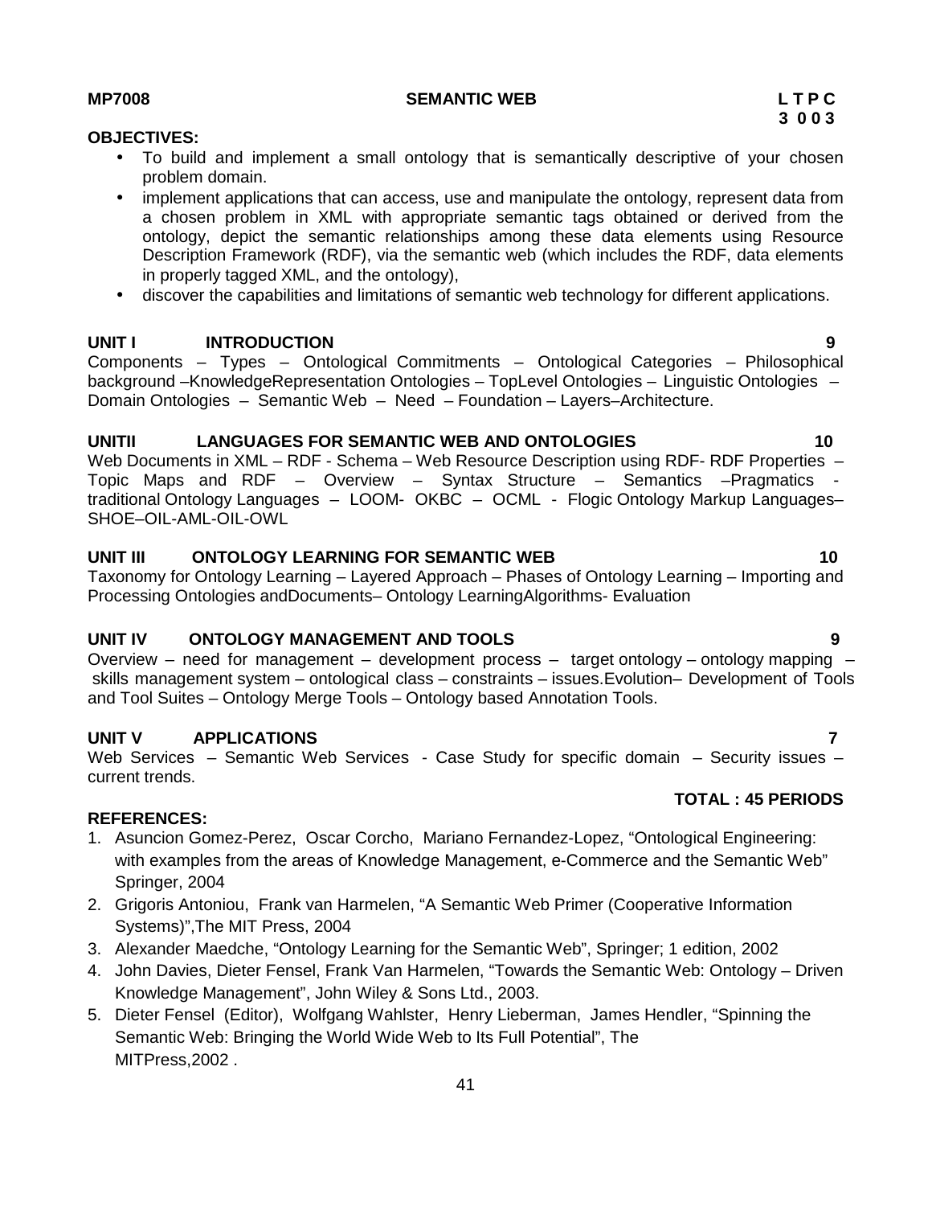**MP7008** **SEMANTIC WEB** **L T P C**
**3 0 0 3**

**OBJECTIVES:**

- To build and implement a small ontology that is semantically descriptive of your chosen problem domain.
- implement applications that can access, use and manipulate the ontology, represent data from a chosen problem in XML with appropriate semantic tags obtained or derived from the ontology, depict the semantic relationships among these data elements using Resource Description Framework (RDF), via the semantic web (which includes the RDF, data elements in properly tagged XML, and the ontology),
- discover the capabilities and limitations of semantic web technology for different applications.

**UNIT I INTRODUCTION 9**

Components – Types – Ontological Commitments – Ontological Categories – Philosophical background –KnowledgeRepresentation Ontologies – TopLevel Ontologies – Linguistic Ontologies – Domain Ontologies – Semantic Web – Need – Foundation – Layers–Architecture.

**UNITII LANGUAGES FOR SEMANTIC WEB AND ONTOLOGIES 10**

Web Documents in XML – RDF - Schema – Web Resource Description using RDF- RDF Properties – Topic Maps and RDF – Overview – Syntax Structure – Semantics –Pragmatics - traditional Ontology Languages – LOOM- OKBC – OCML - Flogic Ontology Markup Languages– SHOE–OIL-AML-OIL-OWL

**UNIT III ONTOLOGY LEARNING FOR SEMANTIC WEB 10**

Taxonomy for Ontology Learning – Layered Approach – Phases of Ontology Learning – Importing and Processing Ontologies andDocuments– Ontology LearningAlgorithms- Evaluation

**UNIT IV ONTOLOGY MANAGEMENT AND TOOLS 9**

Overview – need for management – development process – target ontology – ontology mapping – skills management system – ontological class – constraints – issues.Evolution– Development of Tools and Tool Suites – Ontology Merge Tools – Ontology based Annotation Tools.

**UNIT V APPLICATIONS 7**

Web Services – Semantic Web Services - Case Study for specific domain – Security issues – current trends.

**TOTAL : 45 PERIODS**

**REFERENCES:**

1. Asuncion Gomez-Perez, Oscar Corcho, Mariano Fernandez-Lopez, "Ontological Engineering: with examples from the areas of Knowledge Management, e-Commerce and the Semantic Web" Springer, 2004
2. Grigoris Antoniou, Frank van Harmelen, "A Semantic Web Primer (Cooperative Information Systems)",The MIT Press, 2004
3. Alexander Maedche, "Ontology Learning for the Semantic Web", Springer; 1 edition, 2002
4. John Davies, Dieter Fensel, Frank Van Harmelen, "Towards the Semantic Web: Ontology – Driven Knowledge Management", John Wiley & Sons Ltd., 2003.
5. Dieter Fensel (Editor), Wolfgang Wahlster, Henry Lieberman, James Hendler, "Spinning the Semantic Web: Bringing the World Wide Web to Its Full Potential", The MITPress,2002 .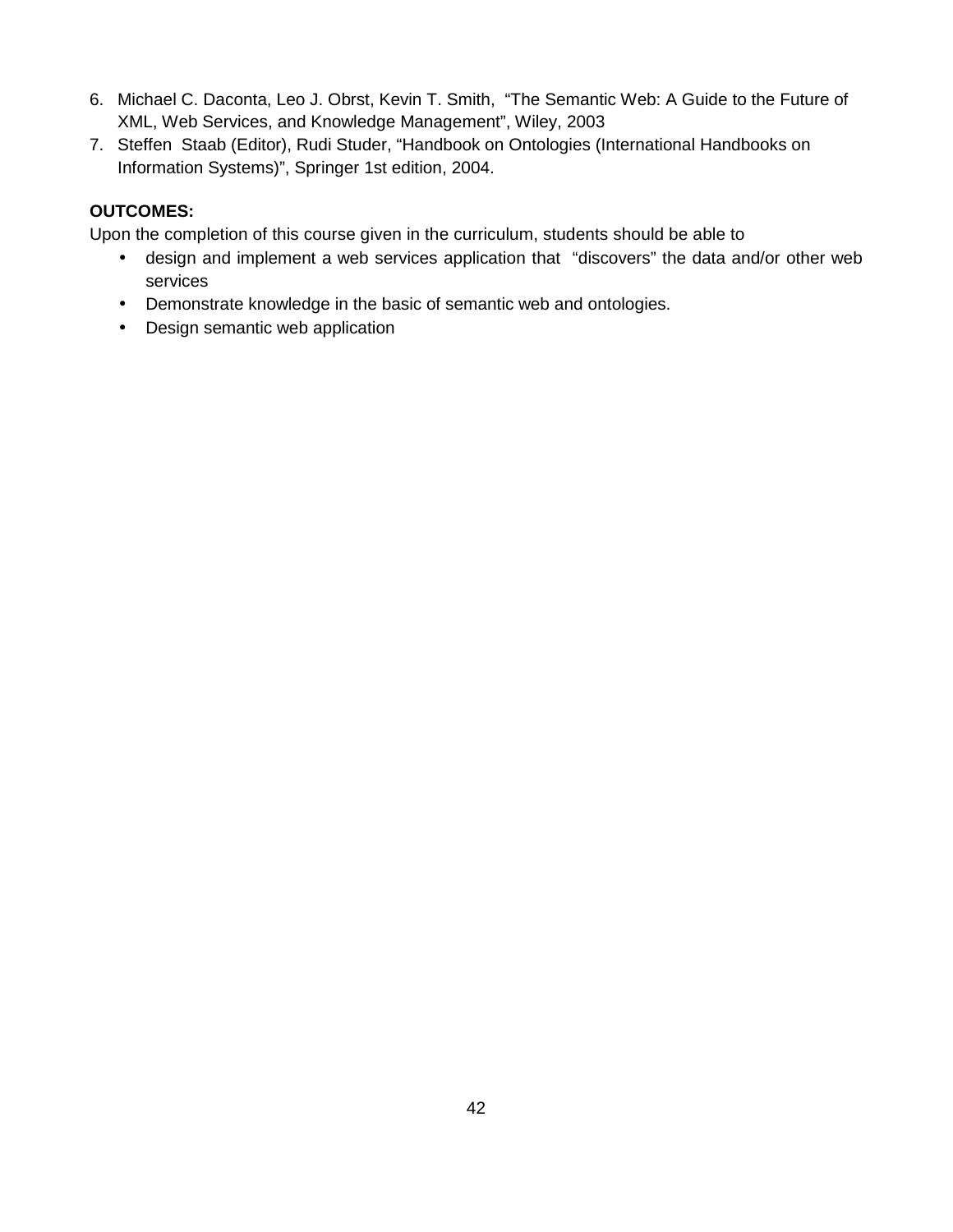6. Michael C. Daconta, Leo J. Obrst, Kevin T. Smith, "The Semantic Web: A Guide to the Future of XML, Web Services, and Knowledge Management", Wiley, 2003
7. Steffen Staab (Editor), Rudi Studer, "Handbook on Ontologies (International Handbooks on Information Systems)", Springer 1st edition, 2004.

**OUTCOMES:**

Upon the completion of this course given in the curriculum, students should be able to

- design and implement a web services application that "discovers" the data and/or other web services
- Demonstrate knowledge in the basic of semantic web and ontologies.
- Design semantic web application